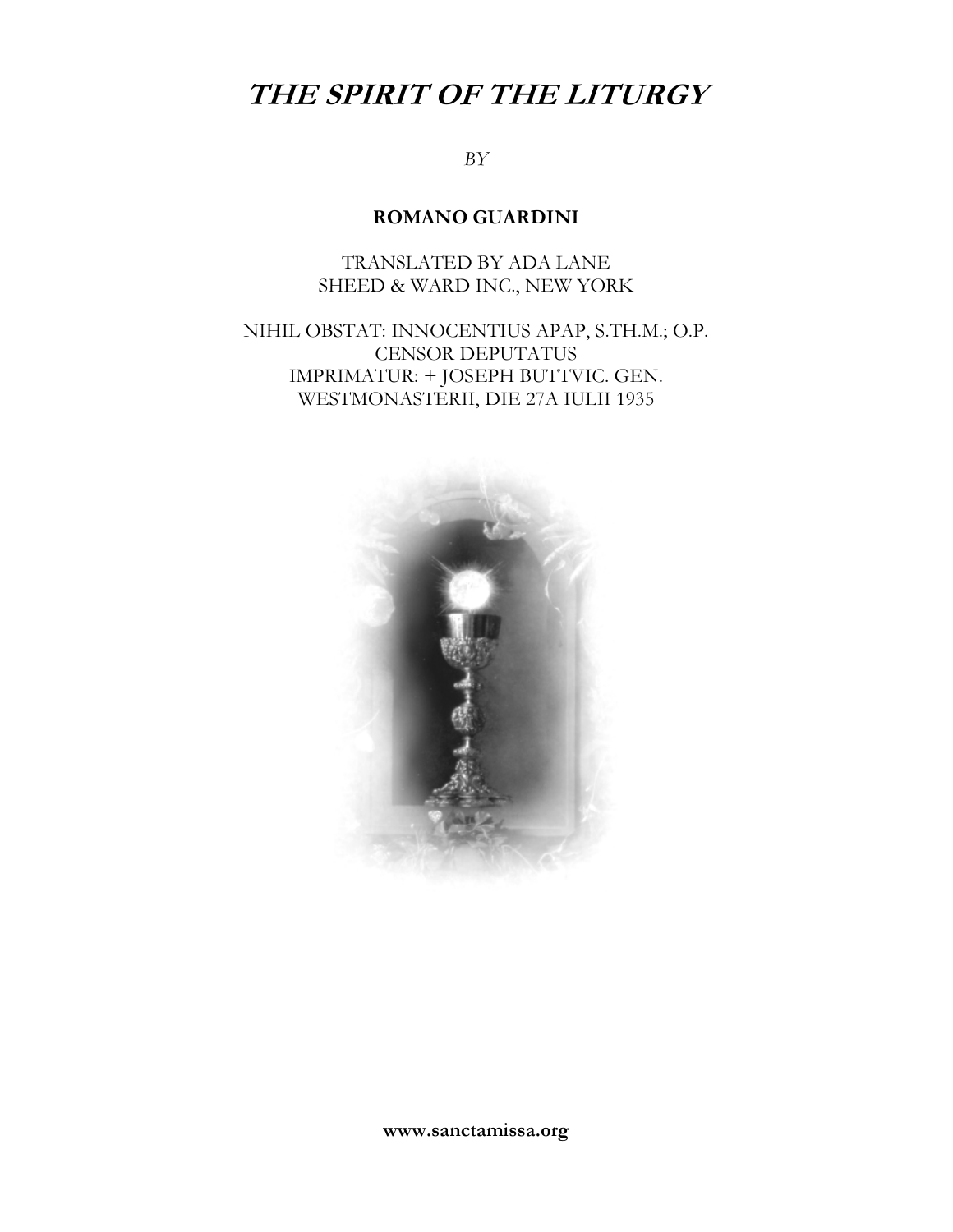# *THE SPIRIT OF THE LITURGY*

*BY*

**ROMANO GUARDINI**

TRANSLATED BY ADA LANE
SHEED & WARD INC., NEW YORK

NIHIL OBSTAT: INNOCENTIUS APAP, S.TH.M.; O.P.
CENSOR DEPUTATUS
IMPRIMATUR: + JOSEPH BUTTVIC. GEN.
WESTMONASTERII, DIE 27A IULII 1935

**www.sanctamissa.org**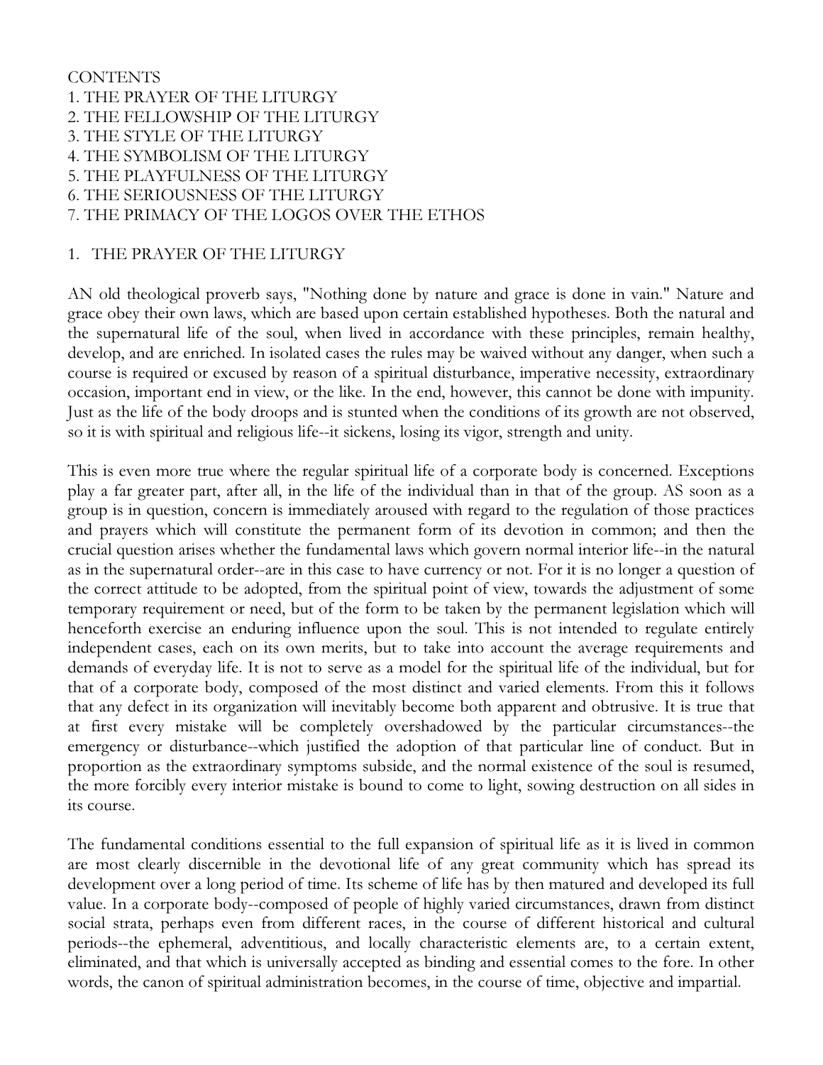CONTENTS

1. THE PRAYER OF THE LITURGY
2. THE FELLOWSHIP OF THE LITURGY
3. THE STYLE OF THE LITURGY
4. THE SYMBOLISM OF THE LITURGY
5. THE PLAYFULNESS OF THE LITURGY
6. THE SERIOUSNESS OF THE LITURGY
7. THE PRIMACY OF THE LOGOS OVER THE ETHOS

## 1. THE PRAYER OF THE LITURGY

AN old theological proverb says, "Nothing done by nature and grace is done in vain." Nature and grace obey their own laws, which are based upon certain established hypotheses. Both the natural and the supernatural life of the soul, when lived in accordance with these principles, remain healthy, develop, and are enriched. In isolated cases the rules may be waived without any danger, when such a course is required or excused by reason of a spiritual disturbance, imperative necessity, extraordinary occasion, important end in view, or the like. In the end, however, this cannot be done with impunity. Just as the life of the body droops and is stunted when the conditions of its growth are not observed, so it is with spiritual and religious life--it sickens, losing its vigor, strength and unity.

This is even more true where the regular spiritual life of a corporate body is concerned. Exceptions play a far greater part, after all, in the life of the individual than in that of the group. AS soon as a group is in question, concern is immediately aroused with regard to the regulation of those practices and prayers which will constitute the permanent form of its devotion in common; and then the crucial question arises whether the fundamental laws which govern normal interior life--in the natural as in the supernatural order--are in this case to have currency or not. For it is no longer a question of the correct attitude to be adopted, from the spiritual point of view, towards the adjustment of some temporary requirement or need, but of the form to be taken by the permanent legislation which will henceforth exercise an enduring influence upon the soul. This is not intended to regulate entirely independent cases, each on its own merits, but to take into account the average requirements and demands of everyday life. It is not to serve as a model for the spiritual life of the individual, but for that of a corporate body, composed of the most distinct and varied elements. From this it follows that any defect in its organization will inevitably become both apparent and obtrusive. It is true that at first every mistake will be completely overshadowed by the particular circumstances--the emergency or disturbance--which justified the adoption of that particular line of conduct. But in proportion as the extraordinary symptoms subside, and the normal existence of the soul is resumed, the more forcibly every interior mistake is bound to come to light, sowing destruction on all sides in its course.

The fundamental conditions essential to the full expansion of spiritual life as it is lived in common are most clearly discernible in the devotional life of any great community which has spread its development over a long period of time. Its scheme of life has by then matured and developed its full value. In a corporate body--composed of people of highly varied circumstances, drawn from distinct social strata, perhaps even from different races, in the course of different historical and cultural periods--the ephemeral, adventitious, and locally characteristic elements are, to a certain extent, eliminated, and that which is universally accepted as binding and essential comes to the fore. In other words, the canon of spiritual administration becomes, in the course of time, objective and impartial.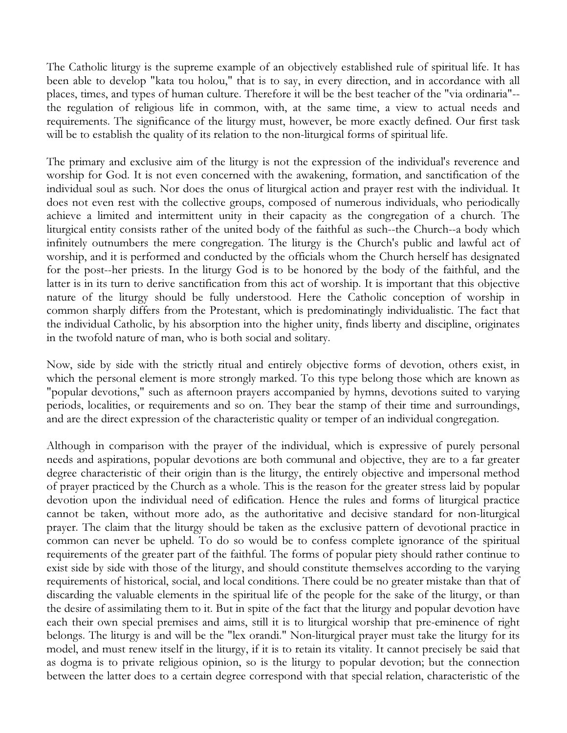The Catholic liturgy is the supreme example of an objectively established rule of spiritual life. It has been able to develop "kata tou holou," that is to say, in every direction, and in accordance with all places, times, and types of human culture. Therefore it will be the best teacher of the "via ordinaria"--the regulation of religious life in common, with, at the same time, a view to actual needs and requirements. The significance of the liturgy must, however, be more exactly defined. Our first task will be to establish the quality of its relation to the non-liturgical forms of spiritual life.

The primary and exclusive aim of the liturgy is not the expression of the individual's reverence and worship for God. It is not even concerned with the awakening, formation, and sanctification of the individual soul as such. Nor does the onus of liturgical action and prayer rest with the individual. It does not even rest with the collective groups, composed of numerous individuals, who periodically achieve a limited and intermittent unity in their capacity as the congregation of a church. The liturgical entity consists rather of the united body of the faithful as such--the Church--a body which infinitely outnumbers the mere congregation. The liturgy is the Church's public and lawful act of worship, and it is performed and conducted by the officials whom the Church herself has designated for the post--her priests. In the liturgy God is to be honored by the body of the faithful, and the latter is in its turn to derive sanctification from this act of worship. It is important that this objective nature of the liturgy should be fully understood. Here the Catholic conception of worship in common sharply differs from the Protestant, which is predominatingly individualistic. The fact that the individual Catholic, by his absorption into the higher unity, finds liberty and discipline, originates in the twofold nature of man, who is both social and solitary.

Now, side by side with the strictly ritual and entirely objective forms of devotion, others exist, in which the personal element is more strongly marked. To this type belong those which are known as "popular devotions," such as afternoon prayers accompanied by hymns, devotions suited to varying periods, localities, or requirements and so on. They bear the stamp of their time and surroundings, and are the direct expression of the characteristic quality or temper of an individual congregation.

Although in comparison with the prayer of the individual, which is expressive of purely personal needs and aspirations, popular devotions are both communal and objective, they are to a far greater degree characteristic of their origin than is the liturgy, the entirely objective and impersonal method of prayer practiced by the Church as a whole. This is the reason for the greater stress laid by popular devotion upon the individual need of edification. Hence the rules and forms of liturgical practice cannot be taken, without more ado, as the authoritative and decisive standard for non-liturgical prayer. The claim that the liturgy should be taken as the exclusive pattern of devotional practice in common can never be upheld. To do so would be to confess complete ignorance of the spiritual requirements of the greater part of the faithful. The forms of popular piety should rather continue to exist side by side with those of the liturgy, and should constitute themselves according to the varying requirements of historical, social, and local conditions. There could be no greater mistake than that of discarding the valuable elements in the spiritual life of the people for the sake of the liturgy, or than the desire of assimilating them to it. But in spite of the fact that the liturgy and popular devotion have each their own special premises and aims, still it is to liturgical worship that pre-eminence of right belongs. The liturgy is and will be the "lex orandi." Non-liturgical prayer must take the liturgy for its model, and must renew itself in the liturgy, if it is to retain its vitality. It cannot precisely be said that as dogma is to private religious opinion, so is the liturgy to popular devotion; but the connection between the latter does to a certain degree correspond with that special relation, characteristic of the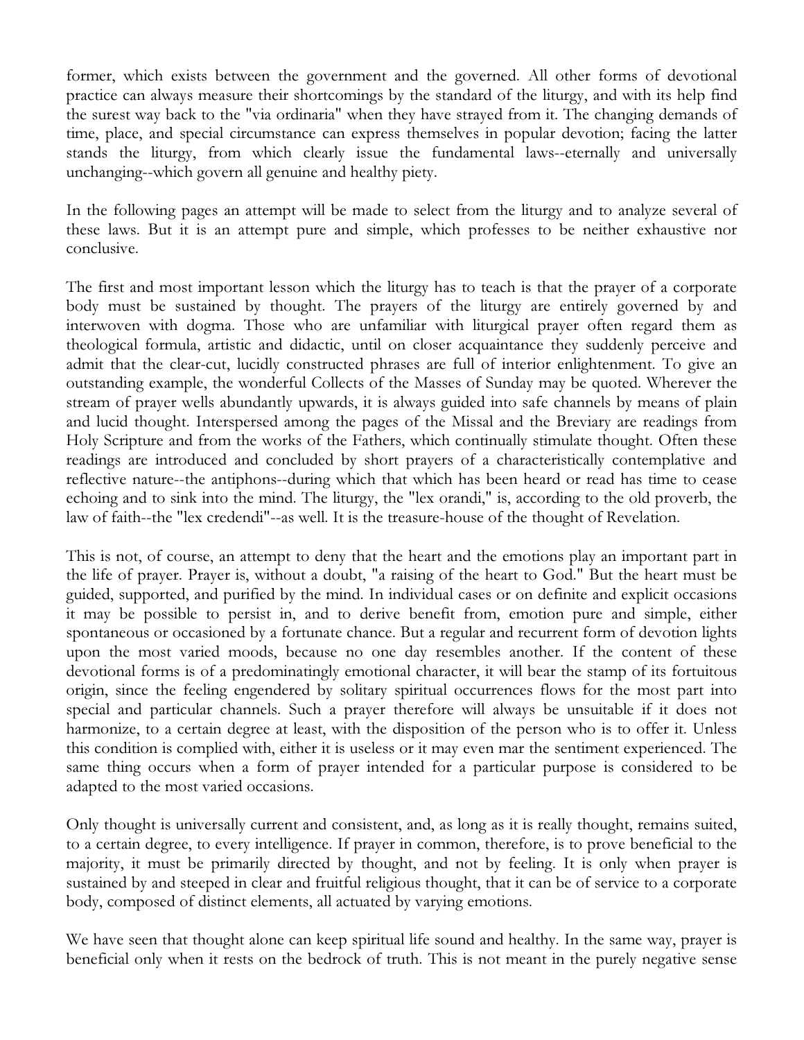former, which exists between the government and the governed. All other forms of devotional practice can always measure their shortcomings by the standard of the liturgy, and with its help find the surest way back to the "via ordinaria" when they have strayed from it. The changing demands of time, place, and special circumstance can express themselves in popular devotion; facing the latter stands the liturgy, from which clearly issue the fundamental laws--eternally and universally unchanging--which govern all genuine and healthy piety.

In the following pages an attempt will be made to select from the liturgy and to analyze several of these laws. But it is an attempt pure and simple, which professes to be neither exhaustive nor conclusive.

The first and most important lesson which the liturgy has to teach is that the prayer of a corporate body must be sustained by thought. The prayers of the liturgy are entirely governed by and interwoven with dogma. Those who are unfamiliar with liturgical prayer often regard them as theological formula, artistic and didactic, until on closer acquaintance they suddenly perceive and admit that the clear-cut, lucidly constructed phrases are full of interior enlightenment. To give an outstanding example, the wonderful Collects of the Masses of Sunday may be quoted. Wherever the stream of prayer wells abundantly upwards, it is always guided into safe channels by means of plain and lucid thought. Interspersed among the pages of the Missal and the Breviary are readings from Holy Scripture and from the works of the Fathers, which continually stimulate thought. Often these readings are introduced and concluded by short prayers of a characteristically contemplative and reflective nature--the antiphons--during which that which has been heard or read has time to cease echoing and to sink into the mind. The liturgy, the "lex orandi," is, according to the old proverb, the law of faith--the "lex credendi"--as well. It is the treasure-house of the thought of Revelation.

This is not, of course, an attempt to deny that the heart and the emotions play an important part in the life of prayer. Prayer is, without a doubt, "a raising of the heart to God." But the heart must be guided, supported, and purified by the mind. In individual cases or on definite and explicit occasions it may be possible to persist in, and to derive benefit from, emotion pure and simple, either spontaneous or occasioned by a fortunate chance. But a regular and recurrent form of devotion lights upon the most varied moods, because no one day resembles another. If the content of these devotional forms is of a predominatingly emotional character, it will bear the stamp of its fortuitous origin, since the feeling engendered by solitary spiritual occurrences flows for the most part into special and particular channels. Such a prayer therefore will always be unsuitable if it does not harmonize, to a certain degree at least, with the disposition of the person who is to offer it. Unless this condition is complied with, either it is useless or it may even mar the sentiment experienced. The same thing occurs when a form of prayer intended for a particular purpose is considered to be adapted to the most varied occasions.

Only thought is universally current and consistent, and, as long as it is really thought, remains suited, to a certain degree, to every intelligence. If prayer in common, therefore, is to prove beneficial to the majority, it must be primarily directed by thought, and not by feeling. It is only when prayer is sustained by and steeped in clear and fruitful religious thought, that it can be of service to a corporate body, composed of distinct elements, all actuated by varying emotions.

We have seen that thought alone can keep spiritual life sound and healthy. In the same way, prayer is beneficial only when it rests on the bedrock of truth. This is not meant in the purely negative sense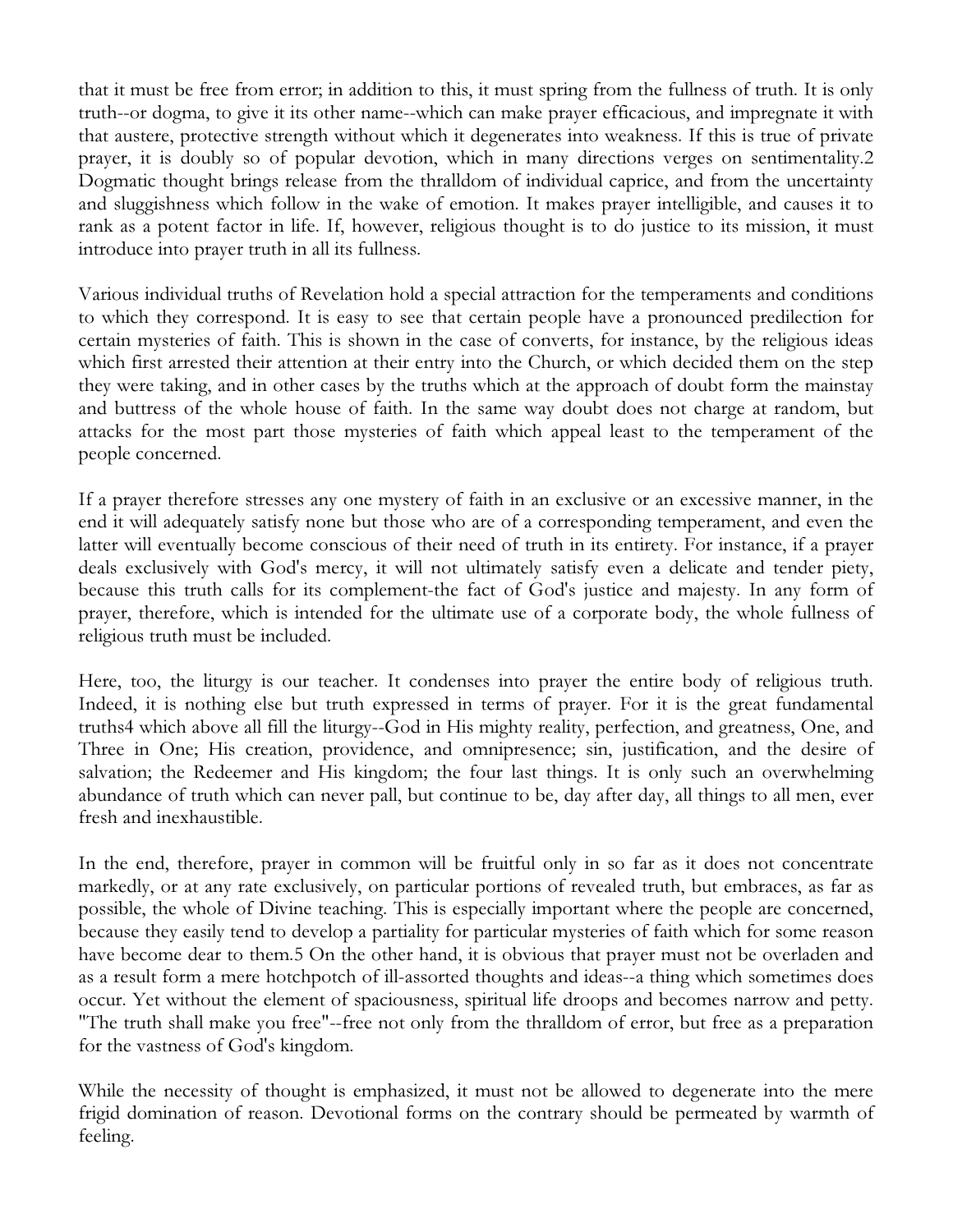that it must be free from error; in addition to this, it must spring from the fullness of truth. It is only truth--or dogma, to give it its other name--which can make prayer efficacious, and impregnate it with that austere, protective strength without which it degenerates into weakness. If this is true of private prayer, it is doubly so of popular devotion, which in many directions verges on sentimentality.[2] Dogmatic thought brings release from the thralldom of individual caprice, and from the uncertainty and sluggishness which follow in the wake of emotion. It makes prayer intelligible, and causes it to rank as a potent factor in life. If, however, religious thought is to do justice to its mission, it must introduce into prayer truth in all its fullness.

Various individual truths of Revelation hold a special attraction for the temperaments and conditions to which they correspond. It is easy to see that certain people have a pronounced predilection for certain mysteries of faith. This is shown in the case of converts, for instance, by the religious ideas which first arrested their attention at their entry into the Church, or which decided them on the step they were taking, and in other cases by the truths which at the approach of doubt form the mainstay and buttress of the whole house of faith. In the same way doubt does not charge at random, but attacks for the most part those mysteries of faith which appeal least to the temperament of the people concerned.

If a prayer therefore stresses any one mystery of faith in an exclusive or an excessive manner, in the end it will adequately satisfy none but those who are of a corresponding temperament, and even the latter will eventually become conscious of their need of truth in its entirety. For instance, if a prayer deals exclusively with God's mercy, it will not ultimately satisfy even a delicate and tender piety, because this truth calls for its complement-the fact of God's justice and majesty. In any form of prayer, therefore, which is intended for the ultimate use of a corporate body, the whole fullness of religious truth must be included.

Here, too, the liturgy is our teacher. It condenses into prayer the entire body of religious truth. Indeed, it is nothing else but truth expressed in terms of prayer. For it is the great fundamental truths[4] which above all fill the liturgy--God in His mighty reality, perfection, and greatness, One, and Three in One; His creation, providence, and omnipresence; sin, justification, and the desire of salvation; the Redeemer and His kingdom; the four last things. It is only such an overwhelming abundance of truth which can never pall, but continue to be, day after day, all things to all men, ever fresh and inexhaustible.

In the end, therefore, prayer in common will be fruitful only in so far as it does not concentrate markedly, or at any rate exclusively, on particular portions of revealed truth, but embraces, as far as possible, the whole of Divine teaching. This is especially important where the people are concerned, because they easily tend to develop a partiality for particular mysteries of faith which for some reason have become dear to them.[5] On the other hand, it is obvious that prayer must not be overladen and as a result form a mere hotchpotch of ill-assorted thoughts and ideas--a thing which sometimes does occur. Yet without the element of spaciousness, spiritual life droops and becomes narrow and petty. "The truth shall make you free"--free not only from the thralldom of error, but free as a preparation for the vastness of God's kingdom.

While the necessity of thought is emphasized, it must not be allowed to degenerate into the mere frigid domination of reason. Devotional forms on the contrary should be permeated by warmth of feeling.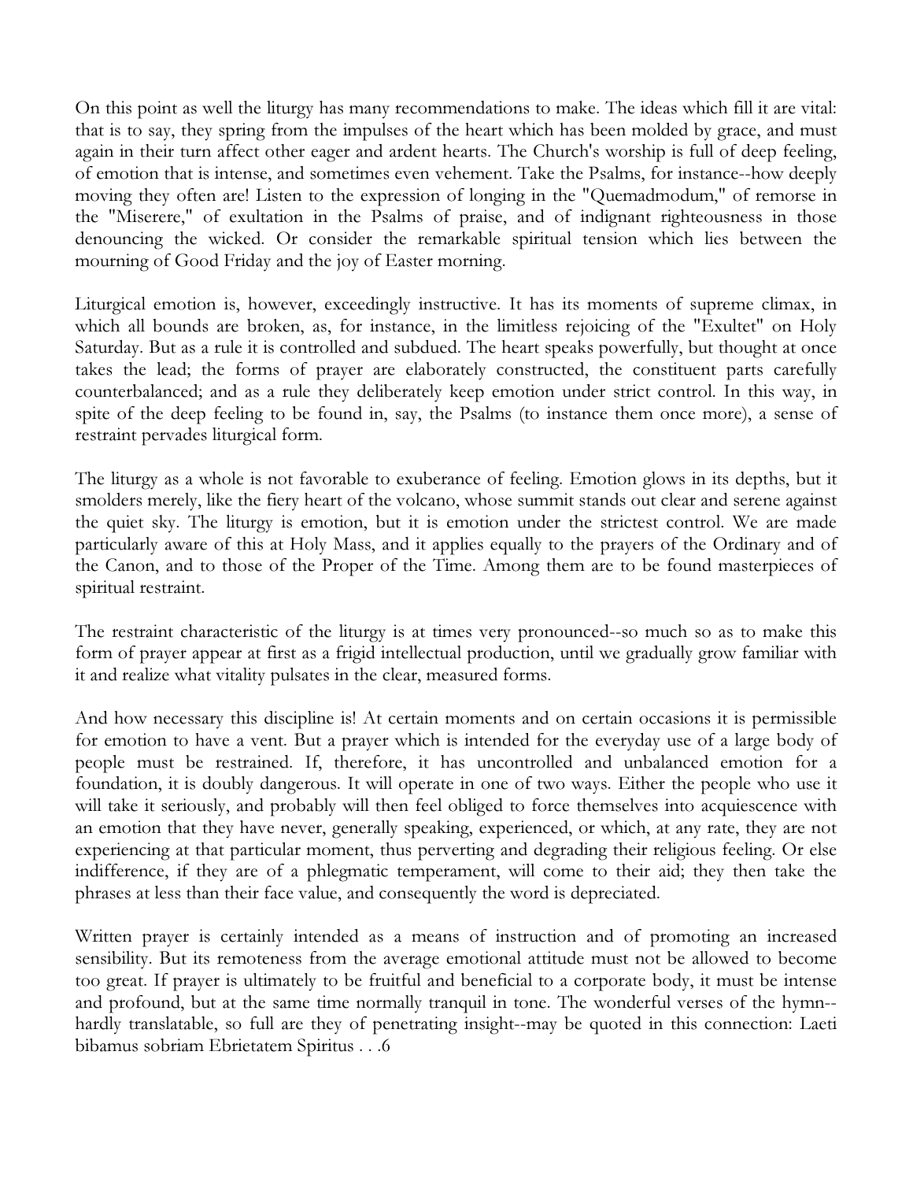On this point as well the liturgy has many recommendations to make. The ideas which fill it are vital: that is to say, they spring from the impulses of the heart which has been molded by grace, and must again in their turn affect other eager and ardent hearts. The Church's worship is full of deep feeling, of emotion that is intense, and sometimes even vehement. Take the Psalms, for instance--how deeply moving they often are! Listen to the expression of longing in the "Quemadmodum," of remorse in the "Miserere," of exultation in the Psalms of praise, and of indignant righteousness in those denouncing the wicked. Or consider the remarkable spiritual tension which lies between the mourning of Good Friday and the joy of Easter morning.

Liturgical emotion is, however, exceedingly instructive. It has its moments of supreme climax, in which all bounds are broken, as, for instance, in the limitless rejoicing of the "Exultet" on Holy Saturday. But as a rule it is controlled and subdued. The heart speaks powerfully, but thought at once takes the lead; the forms of prayer are elaborately constructed, the constituent parts carefully counterbalanced; and as a rule they deliberately keep emotion under strict control. In this way, in spite of the deep feeling to be found in, say, the Psalms (to instance them once more), a sense of restraint pervades liturgical form.

The liturgy as a whole is not favorable to exuberance of feeling. Emotion glows in its depths, but it smolders merely, like the fiery heart of the volcano, whose summit stands out clear and serene against the quiet sky. The liturgy is emotion, but it is emotion under the strictest control. We are made particularly aware of this at Holy Mass, and it applies equally to the prayers of the Ordinary and of the Canon, and to those of the Proper of the Time. Among them are to be found masterpieces of spiritual restraint.

The restraint characteristic of the liturgy is at times very pronounced--so much so as to make this form of prayer appear at first as a frigid intellectual production, until we gradually grow familiar with it and realize what vitality pulsates in the clear, measured forms.

And how necessary this discipline is! At certain moments and on certain occasions it is permissible for emotion to have a vent. But a prayer which is intended for the everyday use of a large body of people must be restrained. If, therefore, it has uncontrolled and unbalanced emotion for a foundation, it is doubly dangerous. It will operate in one of two ways. Either the people who use it will take it seriously, and probably will then feel obliged to force themselves into acquiescence with an emotion that they have never, generally speaking, experienced, or which, at any rate, they are not experiencing at that particular moment, thus perverting and degrading their religious feeling. Or else indifference, if they are of a phlegmatic temperament, will come to their aid; they then take the phrases at less than their face value, and consequently the word is depreciated.

Written prayer is certainly intended as a means of instruction and of promoting an increased sensibility. But its remoteness from the average emotional attitude must not be allowed to become too great. If prayer is ultimately to be fruitful and beneficial to a corporate body, it must be intense and profound, but at the same time normally tranquil in tone. The wonderful verses of the hymn--hardly translatable, so full are they of penetrating insight--may be quoted in this connection: Laeti bibamus sobriam Ebrietatem Spiritus . . .6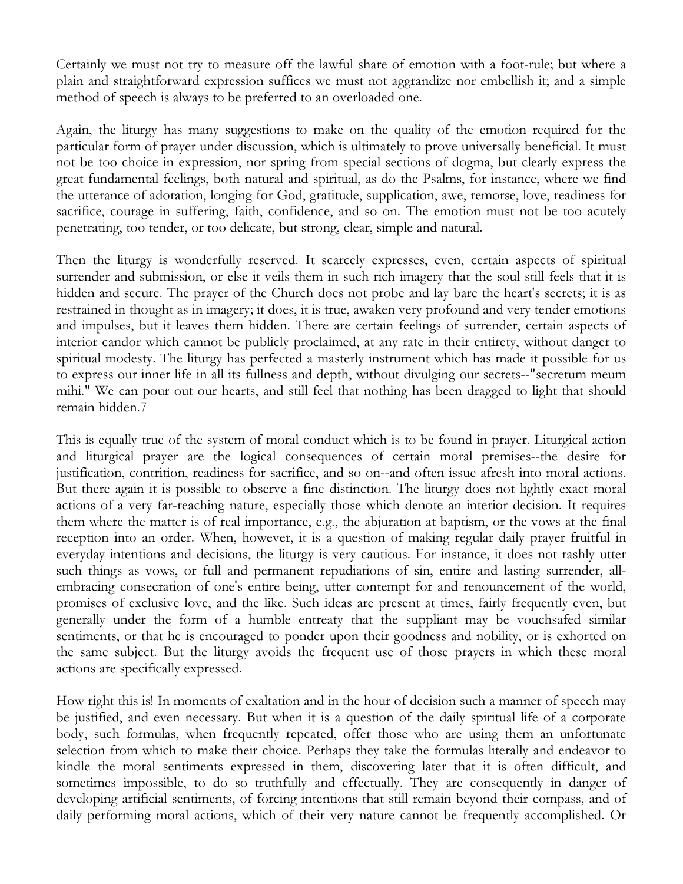Certainly we must not try to measure off the lawful share of emotion with a foot-rule; but where a plain and straightforward expression suffices we must not aggrandize nor embellish it; and a simple method of speech is always to be preferred to an overloaded one.

Again, the liturgy has many suggestions to make on the quality of the emotion required for the particular form of prayer under discussion, which is ultimately to prove universally beneficial. It must not be too choice in expression, nor spring from special sections of dogma, but clearly express the great fundamental feelings, both natural and spiritual, as do the Psalms, for instance, where we find the utterance of adoration, longing for God, gratitude, supplication, awe, remorse, love, readiness for sacrifice, courage in suffering, faith, confidence, and so on. The emotion must not be too acutely penetrating, too tender, or too delicate, but strong, clear, simple and natural.

Then the liturgy is wonderfully reserved. It scarcely expresses, even, certain aspects of spiritual surrender and submission, or else it veils them in such rich imagery that the soul still feels that it is hidden and secure. The prayer of the Church does not probe and lay bare the heart's secrets; it is as restrained in thought as in imagery; it does, it is true, awaken very profound and very tender emotions and impulses, but it leaves them hidden. There are certain feelings of surrender, certain aspects of interior candor which cannot be publicly proclaimed, at any rate in their entirety, without danger to spiritual modesty. The liturgy has perfected a masterly instrument which has made it possible for us to express our inner life in all its fullness and depth, without divulging our secrets--"secretum meum mihi." We can pour out our hearts, and still feel that nothing has been dragged to light that should remain hidden.7

This is equally true of the system of moral conduct which is to be found in prayer. Liturgical action and liturgical prayer are the logical consequences of certain moral premises--the desire for justification, contrition, readiness for sacrifice, and so on--and often issue afresh into moral actions. But there again it is possible to observe a fine distinction. The liturgy does not lightly exact moral actions of a very far-reaching nature, especially those which denote an interior decision. It requires them where the matter is of real importance, e.g., the abjuration at baptism, or the vows at the final reception into an order. When, however, it is a question of making regular daily prayer fruitful in everyday intentions and decisions, the liturgy is very cautious. For instance, it does not rashly utter such things as vows, or full and permanent repudiations of sin, entire and lasting surrender, all-embracing consecration of one's entire being, utter contempt for and renouncement of the world, promises of exclusive love, and the like. Such ideas are present at times, fairly frequently even, but generally under the form of a humble entreaty that the suppliant may be vouchsafed similar sentiments, or that he is encouraged to ponder upon their goodness and nobility, or is exhorted on the same subject. But the liturgy avoids the frequent use of those prayers in which these moral actions are specifically expressed.

How right this is! In moments of exaltation and in the hour of decision such a manner of speech may be justified, and even necessary. But when it is a question of the daily spiritual life of a corporate body, such formulas, when frequently repeated, offer those who are using them an unfortunate selection from which to make their choice. Perhaps they take the formulas literally and endeavor to kindle the moral sentiments expressed in them, discovering later that it is often difficult, and sometimes impossible, to do so truthfully and effectually. They are consequently in danger of developing artificial sentiments, of forcing intentions that still remain beyond their compass, and of daily performing moral actions, which of their very nature cannot be frequently accomplished. Or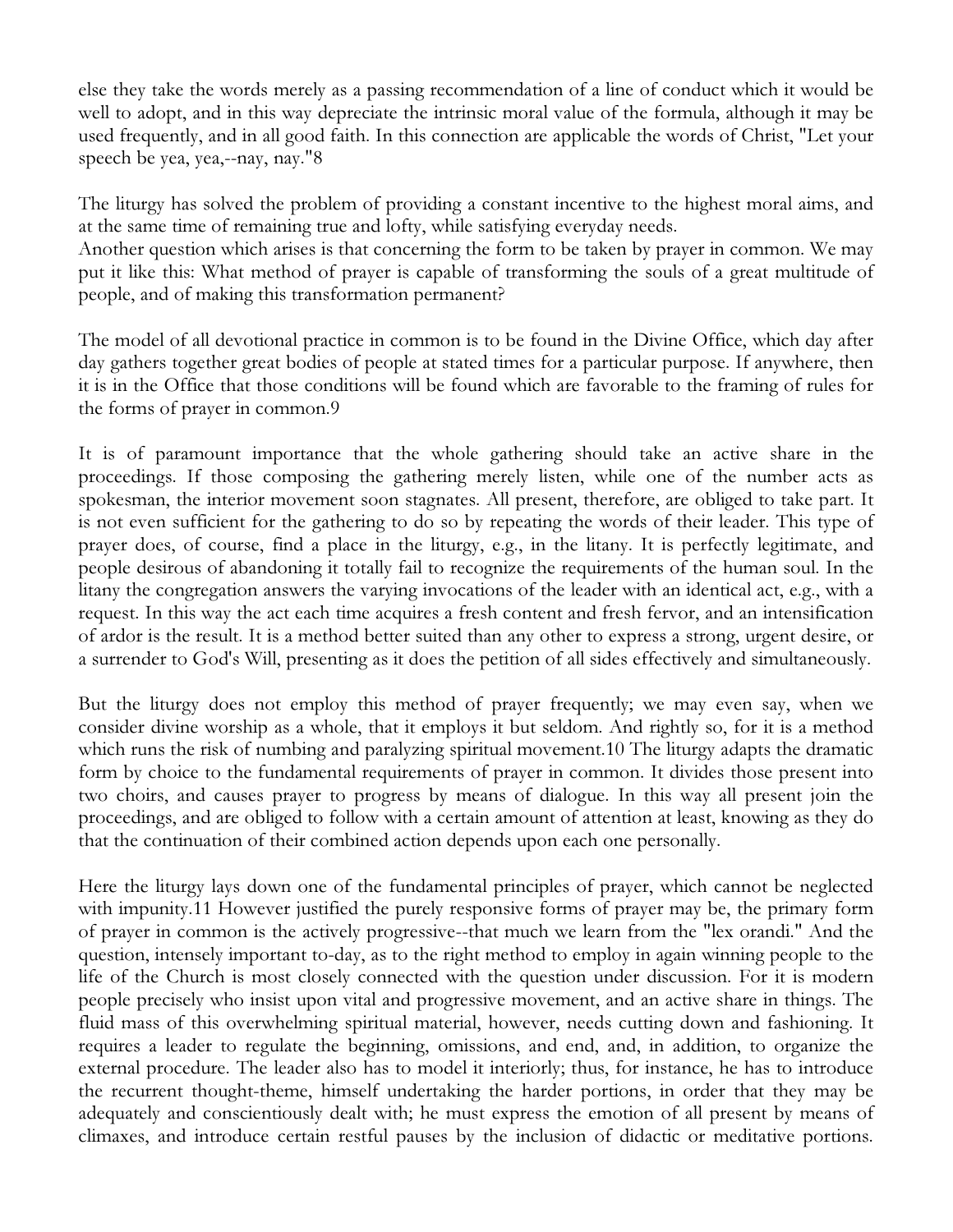else they take the words merely as a passing recommendation of a line of conduct which it would be well to adopt, and in this way depreciate the intrinsic moral value of the formula, although it may be used frequently, and in all good faith. In this connection are applicable the words of Christ, "Let your speech be yea, yea,--nay, nay."[8]

The liturgy has solved the problem of providing a constant incentive to the highest moral aims, and at the same time of remaining true and lofty, while satisfying everyday needs.
Another question which arises is that concerning the form to be taken by prayer in common. We may put it like this: What method of prayer is capable of transforming the souls of a great multitude of people, and of making this transformation permanent?

The model of all devotional practice in common is to be found in the Divine Office, which day after day gathers together great bodies of people at stated times for a particular purpose. If anywhere, then it is in the Office that those conditions will be found which are favorable to the framing of rules for the forms of prayer in common.[9]

It is of paramount importance that the whole gathering should take an active share in the proceedings. If those composing the gathering merely listen, while one of the number acts as spokesman, the interior movement soon stagnates. All present, therefore, are obliged to take part. It is not even sufficient for the gathering to do so by repeating the words of their leader. This type of prayer does, of course, find a place in the liturgy, e.g., in the litany. It is perfectly legitimate, and people desirous of abandoning it totally fail to recognize the requirements of the human soul. In the litany the congregation answers the varying invocations of the leader with an identical act, e.g., with a request. In this way the act each time acquires a fresh content and fresh fervor, and an intensification of ardor is the result. It is a method better suited than any other to express a strong, urgent desire, or a surrender to God's Will, presenting as it does the petition of all sides effectively and simultaneously.

But the liturgy does not employ this method of prayer frequently; we may even say, when we consider divine worship as a whole, that it employs it but seldom. And rightly so, for it is a method which runs the risk of numbing and paralyzing spiritual movement.[10] The liturgy adapts the dramatic form by choice to the fundamental requirements of prayer in common. It divides those present into two choirs, and causes prayer to progress by means of dialogue. In this way all present join the proceedings, and are obliged to follow with a certain amount of attention at least, knowing as they do that the continuation of their combined action depends upon each one personally.

Here the liturgy lays down one of the fundamental principles of prayer, which cannot be neglected with impunity.[11] However justified the purely responsive forms of prayer may be, the primary form of prayer in common is the actively progressive--that much we learn from the "lex orandi." And the question, intensely important to-day, as to the right method to employ in again winning people to the life of the Church is most closely connected with the question under discussion. For it is modern people precisely who insist upon vital and progressive movement, and an active share in things. The fluid mass of this overwhelming spiritual material, however, needs cutting down and fashioning. It requires a leader to regulate the beginning, omissions, and end, and, in addition, to organize the external procedure. The leader also has to model it interiorly; thus, for instance, he has to introduce the recurrent thought-theme, himself undertaking the harder portions, in order that they may be adequately and conscientiously dealt with; he must express the emotion of all present by means of climaxes, and introduce certain restful pauses by the inclusion of didactic or meditative portions.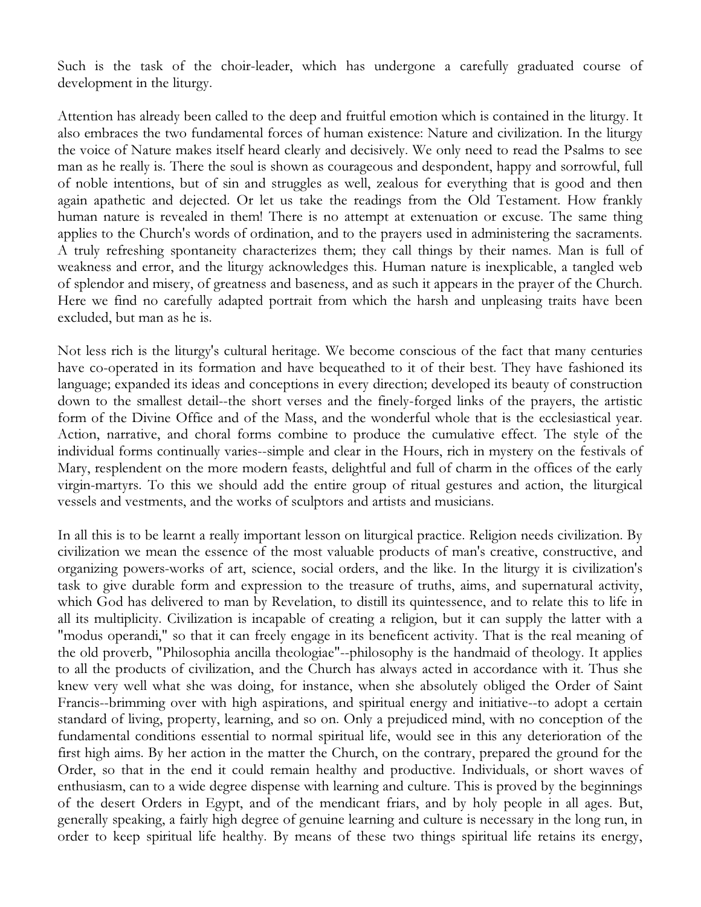Such is the task of the choir-leader, which has undergone a carefully graduated course of development in the liturgy.

Attention has already been called to the deep and fruitful emotion which is contained in the liturgy. It also embraces the two fundamental forces of human existence: Nature and civilization. In the liturgy the voice of Nature makes itself heard clearly and decisively. We only need to read the Psalms to see man as he really is. There the soul is shown as courageous and despondent, happy and sorrowful, full of noble intentions, but of sin and struggles as well, zealous for everything that is good and then again apathetic and dejected. Or let us take the readings from the Old Testament. How frankly human nature is revealed in them! There is no attempt at extenuation or excuse. The same thing applies to the Church's words of ordination, and to the prayers used in administering the sacraments. A truly refreshing spontaneity characterizes them; they call things by their names. Man is full of weakness and error, and the liturgy acknowledges this. Human nature is inexplicable, a tangled web of splendor and misery, of greatness and baseness, and as such it appears in the prayer of the Church. Here we find no carefully adapted portrait from which the harsh and unpleasing traits have been excluded, but man as he is.

Not less rich is the liturgy's cultural heritage. We become conscious of the fact that many centuries have co-operated in its formation and have bequeathed to it of their best. They have fashioned its language; expanded its ideas and conceptions in every direction; developed its beauty of construction down to the smallest detail--the short verses and the finely-forged links of the prayers, the artistic form of the Divine Office and of the Mass, and the wonderful whole that is the ecclesiastical year. Action, narrative, and choral forms combine to produce the cumulative effect. The style of the individual forms continually varies--simple and clear in the Hours, rich in mystery on the festivals of Mary, resplendent on the more modern feasts, delightful and full of charm in the offices of the early virgin-martyrs. To this we should add the entire group of ritual gestures and action, the liturgical vessels and vestments, and the works of sculptors and artists and musicians.

In all this is to be learnt a really important lesson on liturgical practice. Religion needs civilization. By civilization we mean the essence of the most valuable products of man's creative, constructive, and organizing powers-works of art, science, social orders, and the like. In the liturgy it is civilization's task to give durable form and expression to the treasure of truths, aims, and supernatural activity, which God has delivered to man by Revelation, to distill its quintessence, and to relate this to life in all its multiplicity. Civilization is incapable of creating a religion, but it can supply the latter with a "modus operandi," so that it can freely engage in its beneficent activity. That is the real meaning of the old proverb, "Philosophia ancilla theologiae"--philosophy is the handmaid of theology. It applies to all the products of civilization, and the Church has always acted in accordance with it. Thus she knew very well what she was doing, for instance, when she absolutely obliged the Order of Saint Francis--brimming over with high aspirations, and spiritual energy and initiative--to adopt a certain standard of living, property, learning, and so on. Only a prejudiced mind, with no conception of the fundamental conditions essential to normal spiritual life, would see in this any deterioration of the first high aims. By her action in the matter the Church, on the contrary, prepared the ground for the Order, so that in the end it could remain healthy and productive. Individuals, or short waves of enthusiasm, can to a wide degree dispense with learning and culture. This is proved by the beginnings of the desert Orders in Egypt, and of the mendicant friars, and by holy people in all ages. But, generally speaking, a fairly high degree of genuine learning and culture is necessary in the long run, in order to keep spiritual life healthy. By means of these two things spiritual life retains its energy,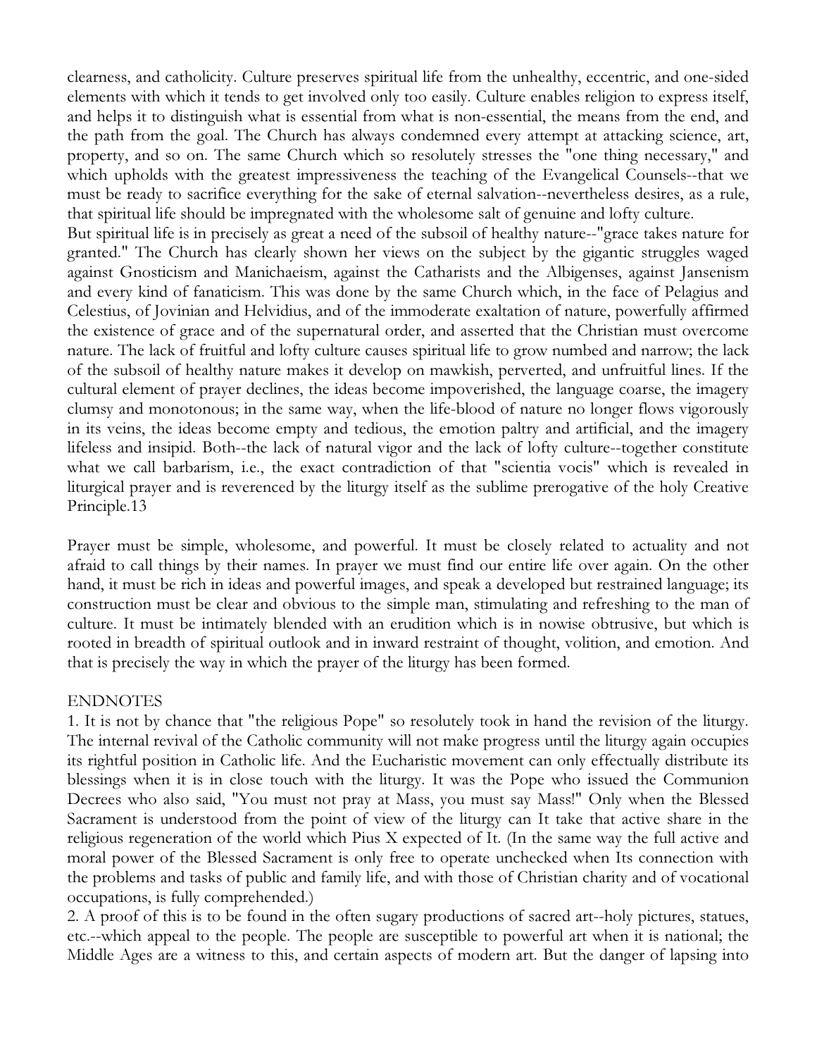clearness, and catholicity. Culture preserves spiritual life from the unhealthy, eccentric, and one-sided elements with which it tends to get involved only too easily. Culture enables religion to express itself, and helps it to distinguish what is essential from what is non-essential, the means from the end, and the path from the goal. The Church has always condemned every attempt at attacking science, art, property, and so on. The same Church which so resolutely stresses the "one thing necessary," and which upholds with the greatest impressiveness the teaching of the Evangelical Counsels--that we must be ready to sacrifice everything for the sake of eternal salvation--nevertheless desires, as a rule, that spiritual life should be impregnated with the wholesome salt of genuine and lofty culture.

But spiritual life is in precisely as great a need of the subsoil of healthy nature--"grace takes nature for granted." The Church has clearly shown her views on the subject by the gigantic struggles waged against Gnosticism and Manichaeism, against the Catharists and the Albigenses, against Jansenism and every kind of fanaticism. This was done by the same Church which, in the face of Pelagius and Celestius, of Jovinian and Helvidius, and of the immoderate exaltation of nature, powerfully affirmed the existence of grace and of the supernatural order, and asserted that the Christian must overcome nature. The lack of fruitful and lofty culture causes spiritual life to grow numbed and narrow; the lack of the subsoil of healthy nature makes it develop on mawkish, perverted, and unfruitful lines. If the cultural element of prayer declines, the ideas become impoverished, the language coarse, the imagery clumsy and monotonous; in the same way, when the life-blood of nature no longer flows vigorously in its veins, the ideas become empty and tedious, the emotion paltry and artificial, and the imagery lifeless and insipid. Both--the lack of natural vigor and the lack of lofty culture--together constitute what we call barbarism, i.e., the exact contradiction of that "scientia vocis" which is revealed in liturgical prayer and is reverenced by the liturgy itself as the sublime prerogative of the holy Creative Principle.13

Prayer must be simple, wholesome, and powerful. It must be closely related to actuality and not afraid to call things by their names. In prayer we must find our entire life over again. On the other hand, it must be rich in ideas and powerful images, and speak a developed but restrained language; its construction must be clear and obvious to the simple man, stimulating and refreshing to the man of culture. It must be intimately blended with an erudition which is in nowise obtrusive, but which is rooted in breadth of spiritual outlook and in inward restraint of thought, volition, and emotion. And that is precisely the way in which the prayer of the liturgy has been formed.

ENDNOTES

1. It is not by chance that "the religious Pope" so resolutely took in hand the revision of the liturgy. The internal revival of the Catholic community will not make progress until the liturgy again occupies its rightful position in Catholic life. And the Eucharistic movement can only effectually distribute its blessings when it is in close touch with the liturgy. It was the Pope who issued the Communion Decrees who also said, "You must not pray at Mass, you must say Mass!" Only when the Blessed Sacrament is understood from the point of view of the liturgy can It take that active share in the religious regeneration of the world which Pius X expected of It. (In the same way the full active and moral power of the Blessed Sacrament is only free to operate unchecked when Its connection with the problems and tasks of public and family life, and with those of Christian charity and of vocational occupations, is fully comprehended.)

2. A proof of this is to be found in the often sugary productions of sacred art--holy pictures, statues, etc.--which appeal to the people. The people are susceptible to powerful art when it is national; the Middle Ages are a witness to this, and certain aspects of modern art. But the danger of lapsing into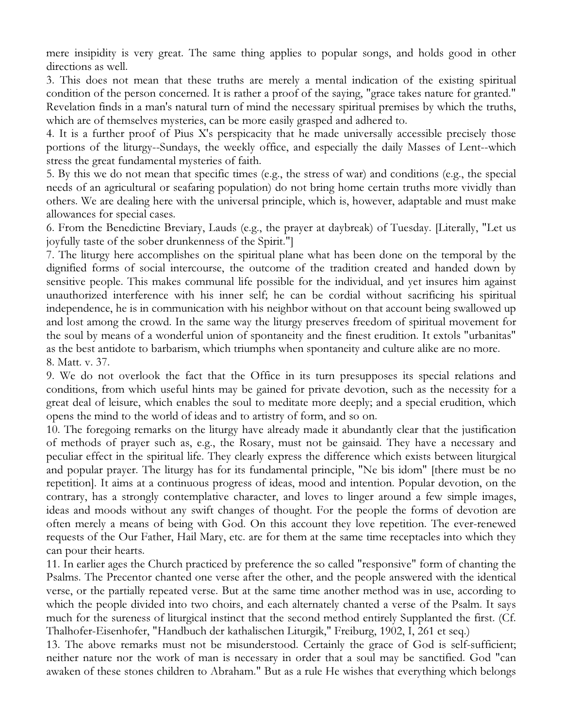mere insipidity is very great. The same thing applies to popular songs, and holds good in other directions as well.

3. This does not mean that these truths are merely a mental indication of the existing spiritual condition of the person concerned. It is rather a proof of the saying, "grace takes nature for granted." Revelation finds in a man's natural turn of mind the necessary spiritual premises by which the truths, which are of themselves mysteries, can be more easily grasped and adhered to.

4. It is a further proof of Pius X's perspicacity that he made universally accessible precisely those portions of the liturgy--Sundays, the weekly office, and especially the daily Masses of Lent--which stress the great fundamental mysteries of faith.

5. By this we do not mean that specific times (e.g., the stress of war) and conditions (e.g., the special needs of an agricultural or seafaring population) do not bring home certain truths more vividly than others. We are dealing here with the universal principle, which is, however, adaptable and must make allowances for special cases.

6. From the Benedictine Breviary, Lauds (e.g., the prayer at daybreak) of Tuesday. [Literally, "Let us joyfully taste of the sober drunkenness of the Spirit."]

7. The liturgy here accomplishes on the spiritual plane what has been done on the temporal by the dignified forms of social intercourse, the outcome of the tradition created and handed down by sensitive people. This makes communal life possible for the individual, and yet insures him against unauthorized interference with his inner self; he can be cordial without sacrificing his spiritual independence, he is in communication with his neighbor without on that account being swallowed up and lost among the crowd. In the same way the liturgy preserves freedom of spiritual movement for the soul by means of a wonderful union of spontaneity and the finest erudition. It extols "urbanitas" as the best antidote to barbarism, which triumphs when spontaneity and culture alike are no more.

8. Matt. v. 37.

9. We do not overlook the fact that the Office in its turn presupposes its special relations and conditions, from which useful hints may be gained for private devotion, such as the necessity for a great deal of leisure, which enables the soul to meditate more deeply; and a special erudition, which opens the mind to the world of ideas and to artistry of form, and so on.

10. The foregoing remarks on the liturgy have already made it abundantly clear that the justification of methods of prayer such as, e.g., the Rosary, must not be gainsaid. They have a necessary and peculiar effect in the spiritual life. They clearly express the difference which exists between liturgical and popular prayer. The liturgy has for its fundamental principle, "Ne bis idom" [there must be no repetition]. It aims at a continuous progress of ideas, mood and intention. Popular devotion, on the contrary, has a strongly contemplative character, and loves to linger around a few simple images, ideas and moods without any swift changes of thought. For the people the forms of devotion are often merely a means of being with God. On this account they love repetition. The ever-renewed requests of the Our Father, Hail Mary, etc. are for them at the same time receptacles into which they can pour their hearts.

11. In earlier ages the Church practiced by preference the so called "responsive" form of chanting the Psalms. The Precentor chanted one verse after the other, and the people answered with the identical verse, or the partially repeated verse. But at the same time another method was in use, according to which the people divided into two choirs, and each alternately chanted a verse of the Psalm. It says much for the sureness of liturgical instinct that the second method entirely Supplanted the first. (Cf. Thalhofer-Eisenhofer, "Handbuch der kathalischen Liturgik," Freiburg, 1902, I, 261 et seq.)

13. The above remarks must not be misunderstood. Certainly the grace of God is self-sufficient; neither nature nor the work of man is necessary in order that a soul may be sanctified. God "can awaken of these stones children to Abraham." But as a rule He wishes that everything which belongs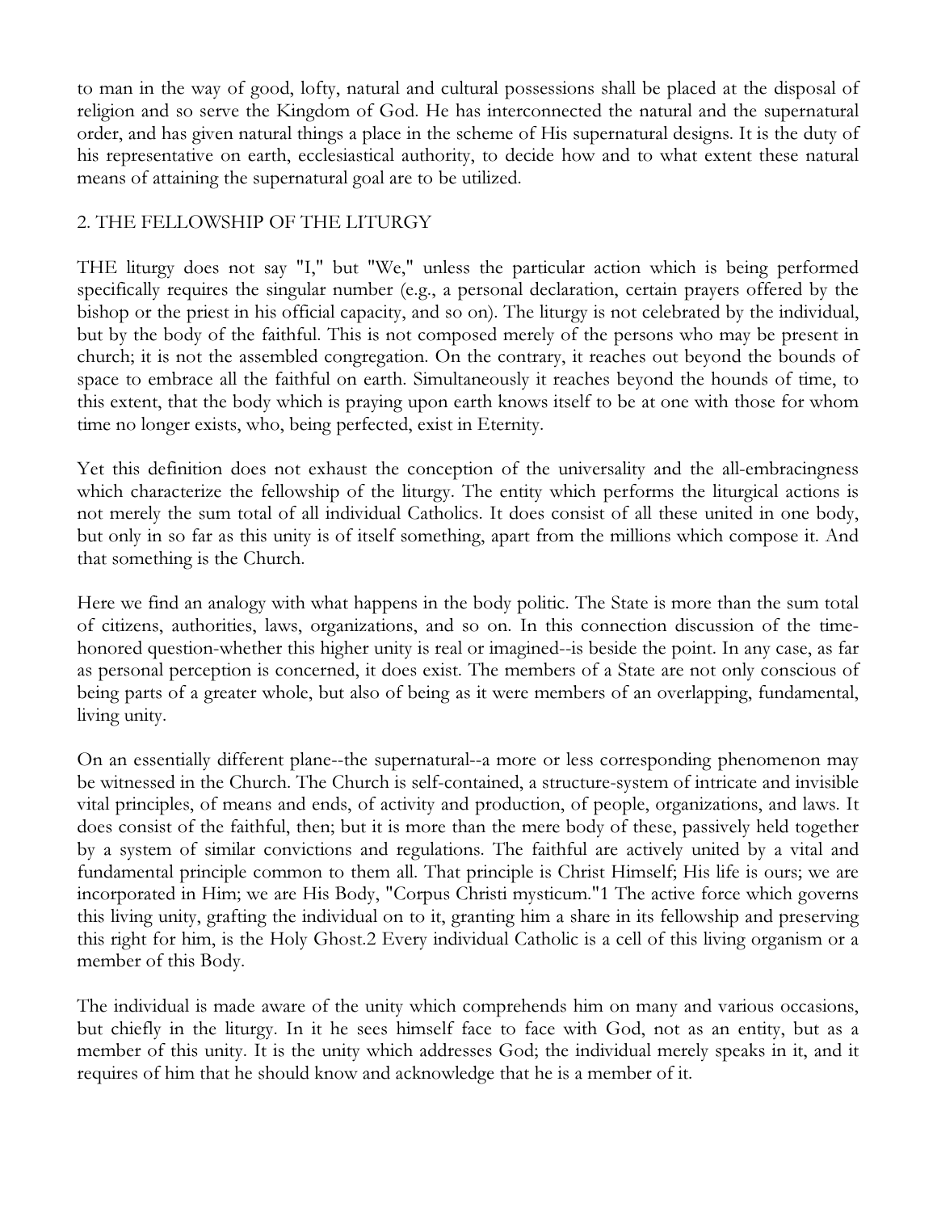to man in the way of good, lofty, natural and cultural possessions shall be placed at the disposal of religion and so serve the Kingdom of God. He has interconnected the natural and the supernatural order, and has given natural things a place in the scheme of His supernatural designs. It is the duty of his representative on earth, ecclesiastical authority, to decide how and to what extent these natural means of attaining the supernatural goal are to be utilized.

## 2. THE FELLOWSHIP OF THE LITURGY

THE liturgy does not say "I," but "We," unless the particular action which is being performed specifically requires the singular number (e.g., a personal declaration, certain prayers offered by the bishop or the priest in his official capacity, and so on). The liturgy is not celebrated by the individual, but by the body of the faithful. This is not composed merely of the persons who may be present in church; it is not the assembled congregation. On the contrary, it reaches out beyond the bounds of space to embrace all the faithful on earth. Simultaneously it reaches beyond the hounds of time, to this extent, that the body which is praying upon earth knows itself to be at one with those for whom time no longer exists, who, being perfected, exist in Eternity.

Yet this definition does not exhaust the conception of the universality and the all-embracingness which characterize the fellowship of the liturgy. The entity which performs the liturgical actions is not merely the sum total of all individual Catholics. It does consist of all these united in one body, but only in so far as this unity is of itself something, apart from the millions which compose it. And that something is the Church.

Here we find an analogy with what happens in the body politic. The State is more than the sum total of citizens, authorities, laws, organizations, and so on. In this connection discussion of the time-honored question-whether this higher unity is real or imagined--is beside the point. In any case, as far as personal perception is concerned, it does exist. The members of a State are not only conscious of being parts of a greater whole, but also of being as it were members of an overlapping, fundamental, living unity.

On an essentially different plane--the supernatural--a more or less corresponding phenomenon may be witnessed in the Church. The Church is self-contained, a structure-system of intricate and invisible vital principles, of means and ends, of activity and production, of people, organizations, and laws. It does consist of the faithful, then; but it is more than the mere body of these, passively held together by a system of similar convictions and regulations. The faithful are actively united by a vital and fundamental principle common to them all. That principle is Christ Himself; His life is ours; we are incorporated in Him; we are His Body, "Corpus Christi mysticum."[1] The active force which governs this living unity, grafting the individual on to it, granting him a share in its fellowship and preserving this right for him, is the Holy Ghost.[2] Every individual Catholic is a cell of this living organism or a member of this Body.

The individual is made aware of the unity which comprehends him on many and various occasions, but chiefly in the liturgy. In it he sees himself face to face with God, not as an entity, but as a member of this unity. It is the unity which addresses God; the individual merely speaks in it, and it requires of him that he should know and acknowledge that he is a member of it.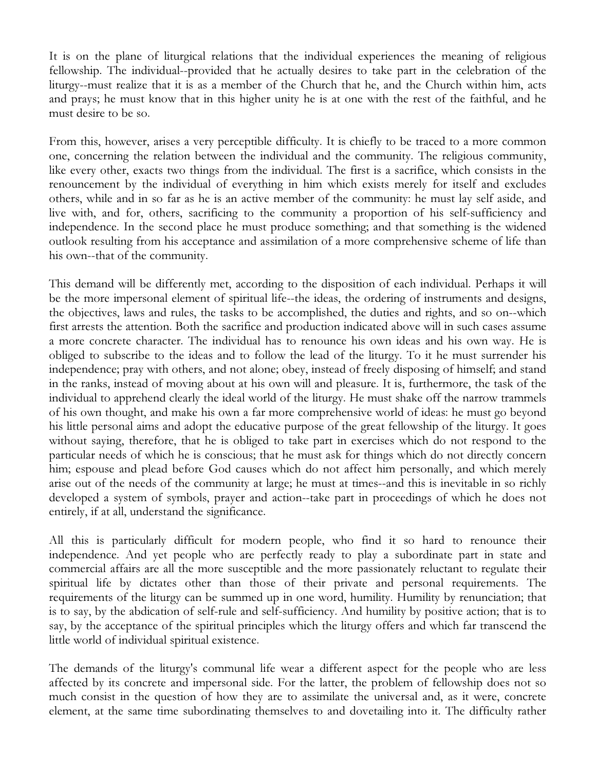It is on the plane of liturgical relations that the individual experiences the meaning of religious fellowship. The individual--provided that he actually desires to take part in the celebration of the liturgy--must realize that it is as a member of the Church that he, and the Church within him, acts and prays; he must know that in this higher unity he is at one with the rest of the faithful, and he must desire to be so.

From this, however, arises a very perceptible difficulty. It is chiefly to be traced to a more common one, concerning the relation between the individual and the community. The religious community, like every other, exacts two things from the individual. The first is a sacrifice, which consists in the renouncement by the individual of everything in him which exists merely for itself and excludes others, while and in so far as he is an active member of the community: he must lay self aside, and live with, and for, others, sacrificing to the community a proportion of his self-sufficiency and independence. In the second place he must produce something; and that something is the widened outlook resulting from his acceptance and assimilation of a more comprehensive scheme of life than his own--that of the community.

This demand will be differently met, according to the disposition of each individual. Perhaps it will be the more impersonal element of spiritual life--the ideas, the ordering of instruments and designs, the objectives, laws and rules, the tasks to be accomplished, the duties and rights, and so on--which first arrests the attention. Both the sacrifice and production indicated above will in such cases assume a more concrete character. The individual has to renounce his own ideas and his own way. He is obliged to subscribe to the ideas and to follow the lead of the liturgy. To it he must surrender his independence; pray with others, and not alone; obey, instead of freely disposing of himself; and stand in the ranks, instead of moving about at his own will and pleasure. It is, furthermore, the task of the individual to apprehend clearly the ideal world of the liturgy. He must shake off the narrow trammels of his own thought, and make his own a far more comprehensive world of ideas: he must go beyond his little personal aims and adopt the educative purpose of the great fellowship of the liturgy. It goes without saying, therefore, that he is obliged to take part in exercises which do not respond to the particular needs of which he is conscious; that he must ask for things which do not directly concern him; espouse and plead before God causes which do not affect him personally, and which merely arise out of the needs of the community at large; he must at times--and this is inevitable in so richly developed a system of symbols, prayer and action--take part in proceedings of which he does not entirely, if at all, understand the significance.

All this is particularly difficult for modern people, who find it so hard to renounce their independence. And yet people who are perfectly ready to play a subordinate part in state and commercial affairs are all the more susceptible and the more passionately reluctant to regulate their spiritual life by dictates other than those of their private and personal requirements. The requirements of the liturgy can be summed up in one word, humility. Humility by renunciation; that is to say, by the abdication of self-rule and self-sufficiency. And humility by positive action; that is to say, by the acceptance of the spiritual principles which the liturgy offers and which far transcend the little world of individual spiritual existence.

The demands of the liturgy's communal life wear a different aspect for the people who are less affected by its concrete and impersonal side. For the latter, the problem of fellowship does not so much consist in the question of how they are to assimilate the universal and, as it were, concrete element, at the same time subordinating themselves to and dovetailing into it. The difficulty rather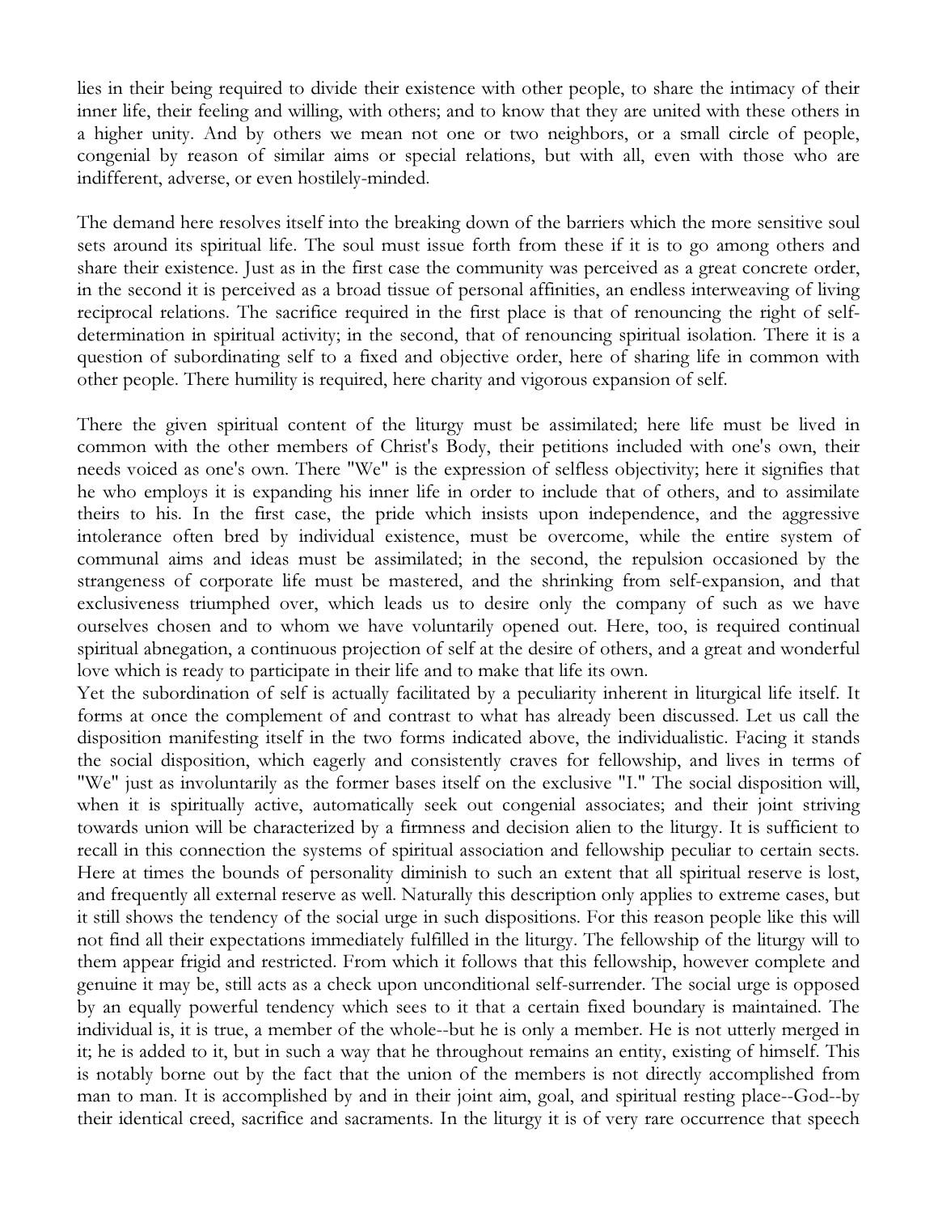lies in their being required to divide their existence with other people, to share the intimacy of their inner life, their feeling and willing, with others; and to know that they are united with these others in a higher unity. And by others we mean not one or two neighbors, or a small circle of people, congenial by reason of similar aims or special relations, but with all, even with those who are indifferent, adverse, or even hostilely-minded.

The demand here resolves itself into the breaking down of the barriers which the more sensitive soul sets around its spiritual life. The soul must issue forth from these if it is to go among others and share their existence. Just as in the first case the community was perceived as a great concrete order, in the second it is perceived as a broad tissue of personal affinities, an endless interweaving of living reciprocal relations. The sacrifice required in the first place is that of renouncing the right of self-determination in spiritual activity; in the second, that of renouncing spiritual isolation. There it is a question of subordinating self to a fixed and objective order, here of sharing life in common with other people. There humility is required, here charity and vigorous expansion of self.

There the given spiritual content of the liturgy must be assimilated; here life must be lived in common with the other members of Christ's Body, their petitions included with one's own, their needs voiced as one's own. There "We" is the expression of selfless objectivity; here it signifies that he who employs it is expanding his inner life in order to include that of others, and to assimilate theirs to his. In the first case, the pride which insists upon independence, and the aggressive intolerance often bred by individual existence, must be overcome, while the entire system of communal aims and ideas must be assimilated; in the second, the repulsion occasioned by the strangeness of corporate life must be mastered, and the shrinking from self-expansion, and that exclusiveness triumphed over, which leads us to desire only the company of such as we have ourselves chosen and to whom we have voluntarily opened out. Here, too, is required continual spiritual abnegation, a continuous projection of self at the desire of others, and a great and wonderful love which is ready to participate in their life and to make that life its own.

Yet the subordination of self is actually facilitated by a peculiarity inherent in liturgical life itself. It forms at once the complement of and contrast to what has already been discussed. Let us call the disposition manifesting itself in the two forms indicated above, the individualistic. Facing it stands the social disposition, which eagerly and consistently craves for fellowship, and lives in terms of "We" just as involuntarily as the former bases itself on the exclusive "I." The social disposition will, when it is spiritually active, automatically seek out congenial associates; and their joint striving towards union will be characterized by a firmness and decision alien to the liturgy. It is sufficient to recall in this connection the systems of spiritual association and fellowship peculiar to certain sects. Here at times the bounds of personality diminish to such an extent that all spiritual reserve is lost, and frequently all external reserve as well. Naturally this description only applies to extreme cases, but it still shows the tendency of the social urge in such dispositions. For this reason people like this will not find all their expectations immediately fulfilled in the liturgy. The fellowship of the liturgy will to them appear frigid and restricted. From which it follows that this fellowship, however complete and genuine it may be, still acts as a check upon unconditional self-surrender. The social urge is opposed by an equally powerful tendency which sees to it that a certain fixed boundary is maintained. The individual is, it is true, a member of the whole--but he is only a member. He is not utterly merged in it; he is added to it, but in such a way that he throughout remains an entity, existing of himself. This is notably borne out by the fact that the union of the members is not directly accomplished from man to man. It is accomplished by and in their joint aim, goal, and spiritual resting place--God--by their identical creed, sacrifice and sacraments. In the liturgy it is of very rare occurrence that speech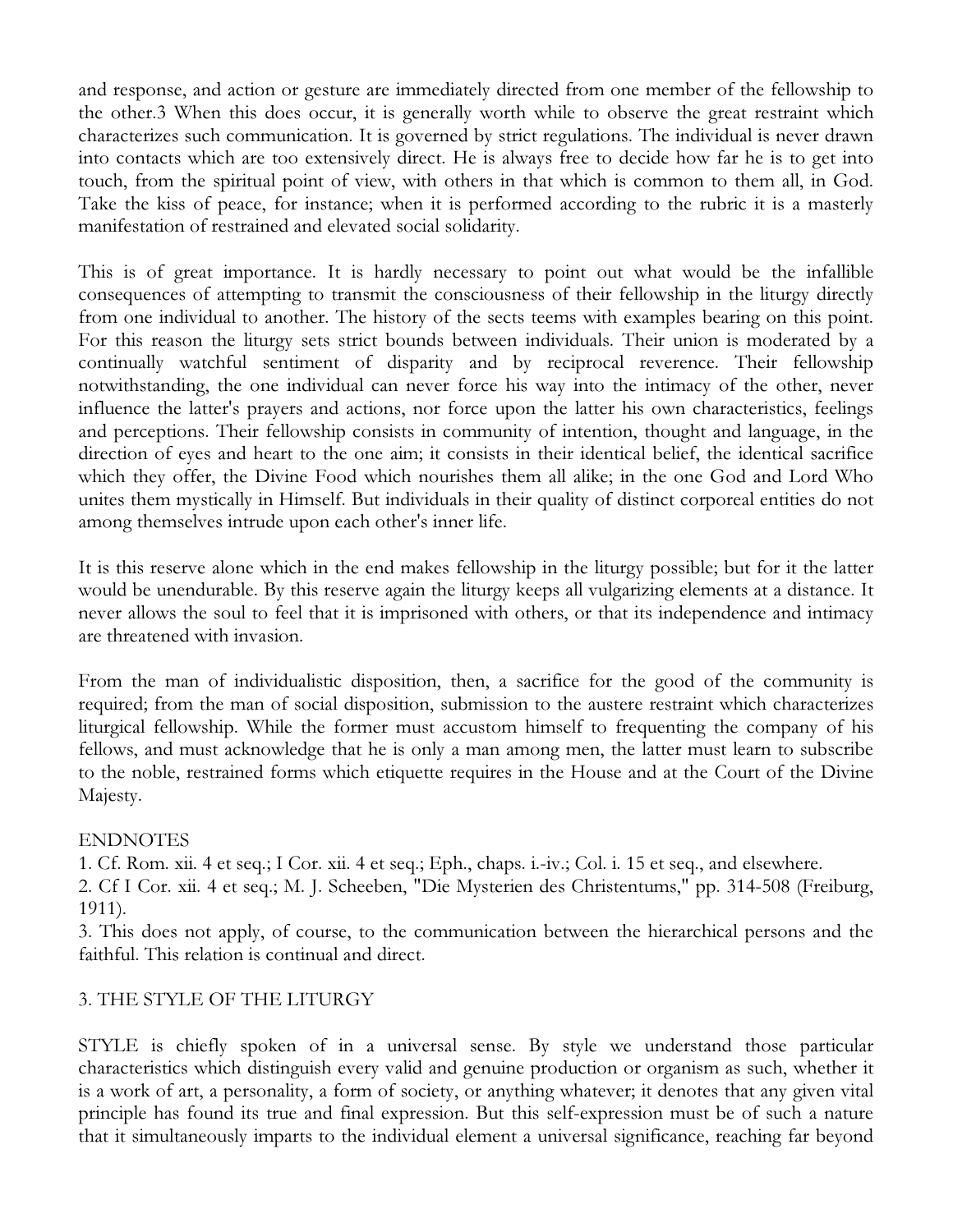and response, and action or gesture are immediately directed from one member of the fellowship to the other.[3] When this does occur, it is generally worth while to observe the great restraint which characterizes such communication. It is governed by strict regulations. The individual is never drawn into contacts which are too extensively direct. He is always free to decide how far he is to get into touch, from the spiritual point of view, with others in that which is common to them all, in God. Take the kiss of peace, for instance; when it is performed according to the rubric it is a masterly manifestation of restrained and elevated social solidarity.

This is of great importance. It is hardly necessary to point out what would be the infallible consequences of attempting to transmit the consciousness of their fellowship in the liturgy directly from one individual to another. The history of the sects teems with examples bearing on this point. For this reason the liturgy sets strict bounds between individuals. Their union is moderated by a continually watchful sentiment of disparity and by reciprocal reverence. Their fellowship notwithstanding, the one individual can never force his way into the intimacy of the other, never influence the latter's prayers and actions, nor force upon the latter his own characteristics, feelings and perceptions. Their fellowship consists in community of intention, thought and language, in the direction of eyes and heart to the one aim; it consists in their identical belief, the identical sacrifice which they offer, the Divine Food which nourishes them all alike; in the one God and Lord Who unites them mystically in Himself. But individuals in their quality of distinct corporeal entities do not among themselves intrude upon each other's inner life.

It is this reserve alone which in the end makes fellowship in the liturgy possible; but for it the latter would be unendurable. By this reserve again the liturgy keeps all vulgarizing elements at a distance. It never allows the soul to feel that it is imprisoned with others, or that its independence and intimacy are threatened with invasion.

From the man of individualistic disposition, then, a sacrifice for the good of the community is required; from the man of social disposition, submission to the austere restraint which characterizes liturgical fellowship. While the former must accustom himself to frequenting the company of his fellows, and must acknowledge that he is only a man among men, the latter must learn to subscribe to the noble, restrained forms which etiquette requires in the House and at the Court of the Divine Majesty.

ENDNOTES

1. Cf. Rom. xii. 4 et seq.; I Cor. xii. 4 et seq.; Eph., chaps. i.-iv.; Col. i. 15 et seq., and elsewhere.
2. Cf I Cor. xii. 4 et seq.; M. J. Scheeben, "Die Mysterien des Christentums," pp. 314-508 (Freiburg, 1911).
3. This does not apply, of course, to the communication between the hierarchical persons and the faithful. This relation is continual and direct.

## 3. THE STYLE OF THE LITURGY

STYLE is chiefly spoken of in a universal sense. By style we understand those particular characteristics which distinguish every valid and genuine production or organism as such, whether it is a work of art, a personality, a form of society, or anything whatever; it denotes that any given vital principle has found its true and final expression. But this self-expression must be of such a nature that it simultaneously imparts to the individual element a universal significance, reaching far beyond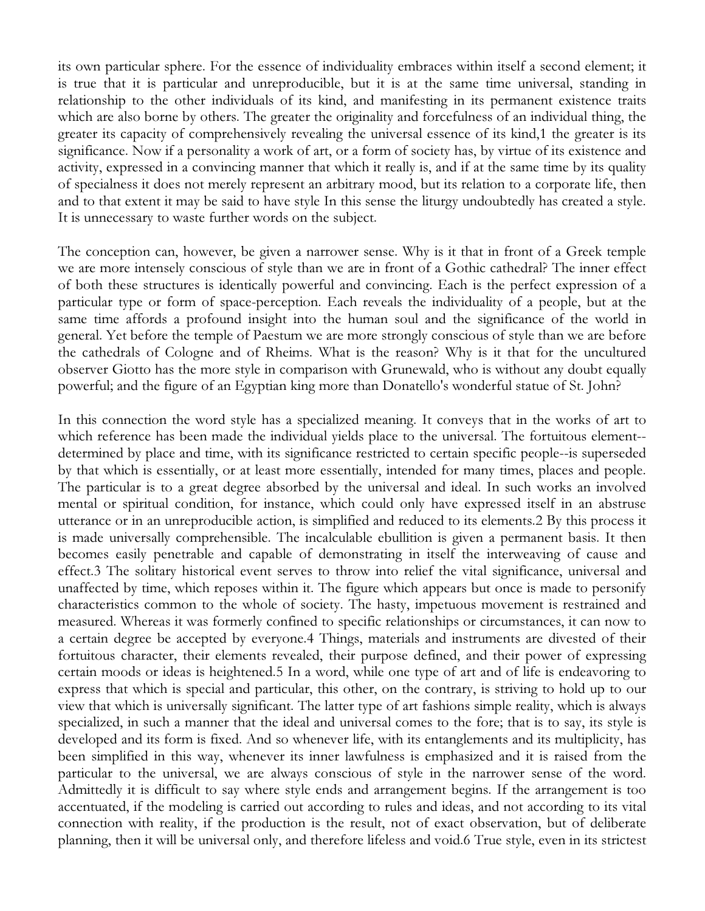its own particular sphere. For the essence of individuality embraces within itself a second element; it is true that it is particular and unreproducible, but it is at the same time universal, standing in relationship to the other individuals of its kind, and manifesting in its permanent existence traits which are also borne by others. The greater the originality and forcefulness of an individual thing, the greater its capacity of comprehensively revealing the universal essence of its kind,[1] the greater is its significance. Now if a personality a work of art, or a form of society has, by virtue of its existence and activity, expressed in a convincing manner that which it really is, and if at the same time by its quality of specialness it does not merely represent an arbitrary mood, but its relation to a corporate life, then and to that extent it may be said to have style In this sense the liturgy undoubtedly has created a style. It is unnecessary to waste further words on the subject.

The conception can, however, be given a narrower sense. Why is it that in front of a Greek temple we are more intensely conscious of style than we are in front of a Gothic cathedral? The inner effect of both these structures is identically powerful and convincing. Each is the perfect expression of a particular type or form of space-perception. Each reveals the individuality of a people, but at the same time affords a profound insight into the human soul and the significance of the world in general. Yet before the temple of Paestum we are more strongly conscious of style than we are before the cathedrals of Cologne and of Rheims. What is the reason? Why is it that for the uncultured observer Giotto has the more style in comparison with Grunewald, who is without any doubt equally powerful; and the figure of an Egyptian king more than Donatello's wonderful statue of St. John?

In this connection the word style has a specialized meaning. It conveys that in the works of art to which reference has been made the individual yields place to the universal. The fortuitous element--determined by place and time, with its significance restricted to certain specific people--is superseded by that which is essentially, or at least more essentially, intended for many times, places and people. The particular is to a great degree absorbed by the universal and ideal. In such works an involved mental or spiritual condition, for instance, which could only have expressed itself in an abstruse utterance or in an unreproducible action, is simplified and reduced to its elements.[2] By this process it is made universally comprehensible. The incalculable ebullition is given a permanent basis. It then becomes easily penetrable and capable of demonstrating in itself the interweaving of cause and effect.[3] The solitary historical event serves to throw into relief the vital significance, universal and unaffected by time, which reposes within it. The figure which appears but once is made to personify characteristics common to the whole of society. The hasty, impetuous movement is restrained and measured. Whereas it was formerly confined to specific relationships or circumstances, it can now to a certain degree be accepted by everyone.[4] Things, materials and instruments are divested of their fortuitous character, their elements revealed, their purpose defined, and their power of expressing certain moods or ideas is heightened.[5] In a word, while one type of art and of life is endeavoring to express that which is special and particular, this other, on the contrary, is striving to hold up to our view that which is universally significant. The latter type of art fashions simple reality, which is always specialized, in such a manner that the ideal and universal comes to the fore; that is to say, its style is developed and its form is fixed. And so whenever life, with its entanglements and its multiplicity, has been simplified in this way, whenever its inner lawfulness is emphasized and it is raised from the particular to the universal, we are always conscious of style in the narrower sense of the word. Admittedly it is difficult to say where style ends and arrangement begins. If the arrangement is too accentuated, if the modeling is carried out according to rules and ideas, and not according to its vital connection with reality, if the production is the result, not of exact observation, but of deliberate planning, then it will be universal only, and therefore lifeless and void.[6] True style, even in its strictest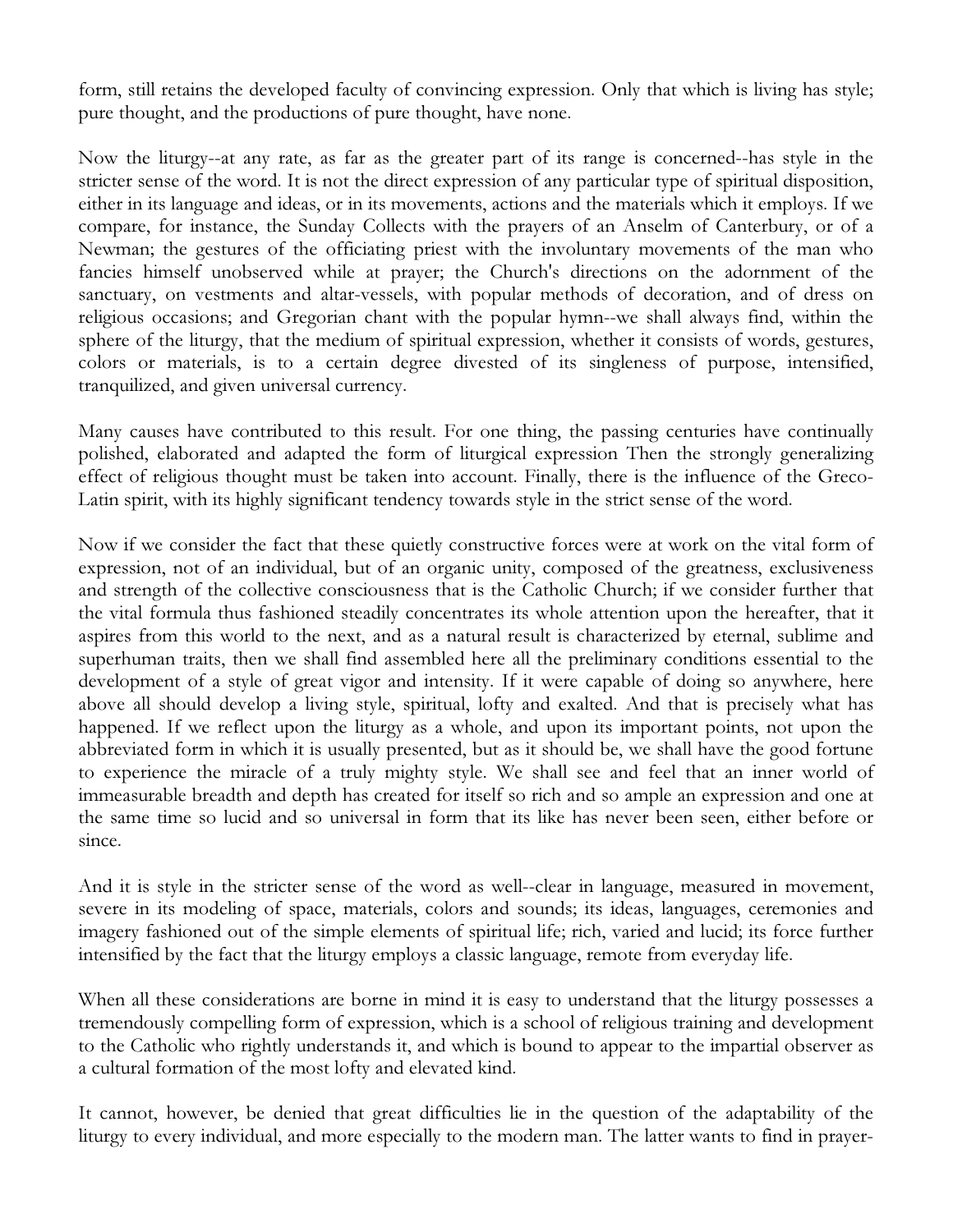form, still retains the developed faculty of convincing expression. Only that which is living has style; pure thought, and the productions of pure thought, have none.

Now the liturgy--at any rate, as far as the greater part of its range is concerned--has style in the stricter sense of the word. It is not the direct expression of any particular type of spiritual disposition, either in its language and ideas, or in its movements, actions and the materials which it employs. If we compare, for instance, the Sunday Collects with the prayers of an Anselm of Canterbury, or of a Newman; the gestures of the officiating priest with the involuntary movements of the man who fancies himself unobserved while at prayer; the Church's directions on the adornment of the sanctuary, on vestments and altar-vessels, with popular methods of decoration, and of dress on religious occasions; and Gregorian chant with the popular hymn--we shall always find, within the sphere of the liturgy, that the medium of spiritual expression, whether it consists of words, gestures, colors or materials, is to a certain degree divested of its singleness of purpose, intensified, tranquilized, and given universal currency.

Many causes have contributed to this result. For one thing, the passing centuries have continually polished, elaborated and adapted the form of liturgical expression Then the strongly generalizing effect of religious thought must be taken into account. Finally, there is the influence of the Greco-Latin spirit, with its highly significant tendency towards style in the strict sense of the word.

Now if we consider the fact that these quietly constructive forces were at work on the vital form of expression, not of an individual, but of an organic unity, composed of the greatness, exclusiveness and strength of the collective consciousness that is the Catholic Church; if we consider further that the vital formula thus fashioned steadily concentrates its whole attention upon the hereafter, that it aspires from this world to the next, and as a natural result is characterized by eternal, sublime and superhuman traits, then we shall find assembled here all the preliminary conditions essential to the development of a style of great vigor and intensity. If it were capable of doing so anywhere, here above all should develop a living style, spiritual, lofty and exalted. And that is precisely what has happened. If we reflect upon the liturgy as a whole, and upon its important points, not upon the abbreviated form in which it is usually presented, but as it should be, we shall have the good fortune to experience the miracle of a truly mighty style. We shall see and feel that an inner world of immeasurable breadth and depth has created for itself so rich and so ample an expression and one at the same time so lucid and so universal in form that its like has never been seen, either before or since.

And it is style in the stricter sense of the word as well--clear in language, measured in movement, severe in its modeling of space, materials, colors and sounds; its ideas, languages, ceremonies and imagery fashioned out of the simple elements of spiritual life; rich, varied and lucid; its force further intensified by the fact that the liturgy employs a classic language, remote from everyday life.

When all these considerations are borne in mind it is easy to understand that the liturgy possesses a tremendously compelling form of expression, which is a school of religious training and development to the Catholic who rightly understands it, and which is bound to appear to the impartial observer as a cultural formation of the most lofty and elevated kind.

It cannot, however, be denied that great difficulties lie in the question of the adaptability of the liturgy to every individual, and more especially to the modern man. The latter wants to find in prayer-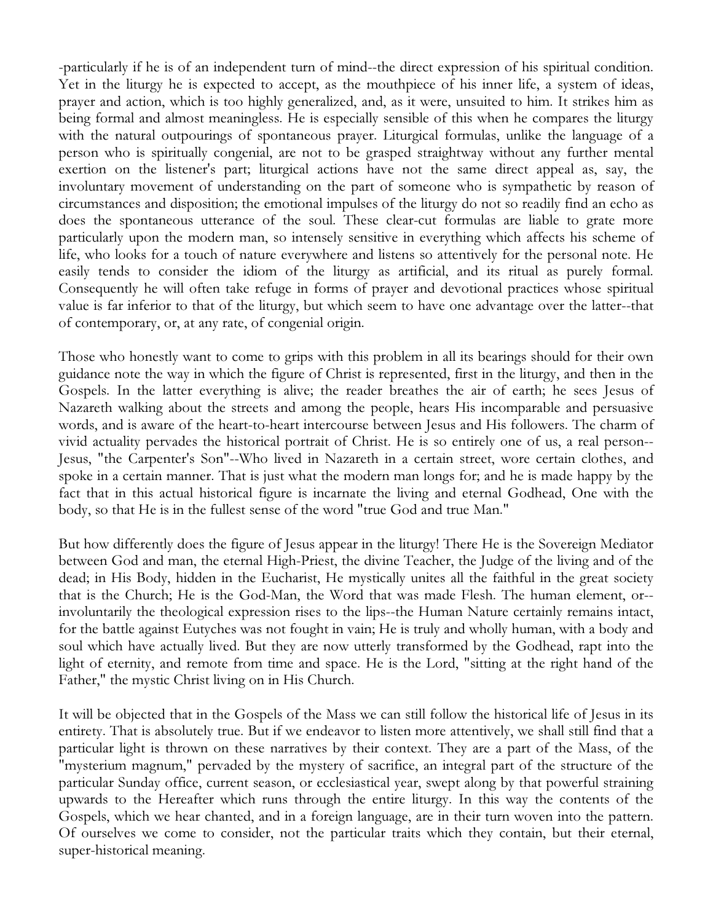-particularly if he is of an independent turn of mind--the direct expression of his spiritual condition. Yet in the liturgy he is expected to accept, as the mouthpiece of his inner life, a system of ideas, prayer and action, which is too highly generalized, and, as it were, unsuited to him. It strikes him as being formal and almost meaningless. He is especially sensible of this when he compares the liturgy with the natural outpourings of spontaneous prayer. Liturgical formulas, unlike the language of a person who is spiritually congenial, are not to be grasped straightway without any further mental exertion on the listener's part; liturgical actions have not the same direct appeal as, say, the involuntary movement of understanding on the part of someone who is sympathetic by reason of circumstances and disposition; the emotional impulses of the liturgy do not so readily find an echo as does the spontaneous utterance of the soul. These clear-cut formulas are liable to grate more particularly upon the modern man, so intensely sensitive in everything which affects his scheme of life, who looks for a touch of nature everywhere and listens so attentively for the personal note. He easily tends to consider the idiom of the liturgy as artificial, and its ritual as purely formal. Consequently he will often take refuge in forms of prayer and devotional practices whose spiritual value is far inferior to that of the liturgy, but which seem to have one advantage over the latter--that of contemporary, or, at any rate, of congenial origin.

Those who honestly want to come to grips with this problem in all its bearings should for their own guidance note the way in which the figure of Christ is represented, first in the liturgy, and then in the Gospels. In the latter everything is alive; the reader breathes the air of earth; he sees Jesus of Nazareth walking about the streets and among the people, hears His incomparable and persuasive words, and is aware of the heart-to-heart intercourse between Jesus and His followers. The charm of vivid actuality pervades the historical portrait of Christ. He is so entirely one of us, a real person--Jesus, "the Carpenter's Son"--Who lived in Nazareth in a certain street, wore certain clothes, and spoke in a certain manner. That is just what the modern man longs for; and he is made happy by the fact that in this actual historical figure is incarnate the living and eternal Godhead, One with the body, so that He is in the fullest sense of the word "true God and true Man."

But how differently does the figure of Jesus appear in the liturgy! There He is the Sovereign Mediator between God and man, the eternal High-Priest, the divine Teacher, the Judge of the living and of the dead; in His Body, hidden in the Eucharist, He mystically unites all the faithful in the great society that is the Church; He is the God-Man, the Word that was made Flesh. The human element, or--involuntarily the theological expression rises to the lips--the Human Nature certainly remains intact, for the battle against Eutyches was not fought in vain; He is truly and wholly human, with a body and soul which have actually lived. But they are now utterly transformed by the Godhead, rapt into the light of eternity, and remote from time and space. He is the Lord, "sitting at the right hand of the Father," the mystic Christ living on in His Church.

It will be objected that in the Gospels of the Mass we can still follow the historical life of Jesus in its entirety. That is absolutely true. But if we endeavor to listen more attentively, we shall still find that a particular light is thrown on these narratives by their context. They are a part of the Mass, of the "mysterium magnum," pervaded by the mystery of sacrifice, an integral part of the structure of the particular Sunday office, current season, or ecclesiastical year, swept along by that powerful straining upwards to the Hereafter which runs through the entire liturgy. In this way the contents of the Gospels, which we hear chanted, and in a foreign language, are in their turn woven into the pattern. Of ourselves we come to consider, not the particular traits which they contain, but their eternal, super-historical meaning.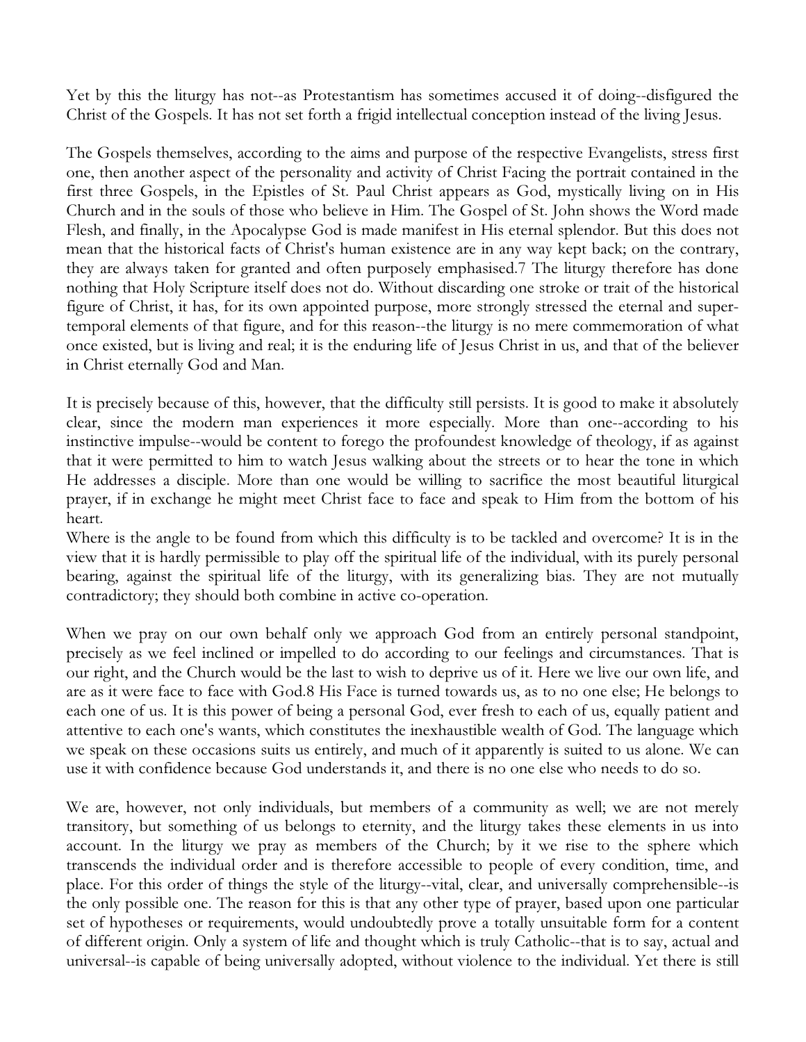Yet by this the liturgy has not--as Protestantism has sometimes accused it of doing--disfigured the Christ of the Gospels. It has not set forth a frigid intellectual conception instead of the living Jesus.

The Gospels themselves, according to the aims and purpose of the respective Evangelists, stress first one, then another aspect of the personality and activity of Christ Facing the portrait contained in the first three Gospels, in the Epistles of St. Paul Christ appears as God, mystically living on in His Church and in the souls of those who believe in Him. The Gospel of St. John shows the Word made Flesh, and finally, in the Apocalypse God is made manifest in His eternal splendor. But this does not mean that the historical facts of Christ's human existence are in any way kept back; on the contrary, they are always taken for granted and often purposely emphasised.[7] The liturgy therefore has done nothing that Holy Scripture itself does not do. Without discarding one stroke or trait of the historical figure of Christ, it has, for its own appointed purpose, more strongly stressed the eternal and super-temporal elements of that figure, and for this reason--the liturgy is no mere commemoration of what once existed, but is living and real; it is the enduring life of Jesus Christ in us, and that of the believer in Christ eternally God and Man.

It is precisely because of this, however, that the difficulty still persists. It is good to make it absolutely clear, since the modern man experiences it more especially. More than one--according to his instinctive impulse--would be content to forego the profoundest knowledge of theology, if as against that it were permitted to him to watch Jesus walking about the streets or to hear the tone in which He addresses a disciple. More than one would be willing to sacrifice the most beautiful liturgical prayer, if in exchange he might meet Christ face to face and speak to Him from the bottom of his heart.

Where is the angle to be found from which this difficulty is to be tackled and overcome? It is in the view that it is hardly permissible to play off the spiritual life of the individual, with its purely personal bearing, against the spiritual life of the liturgy, with its generalizing bias. They are not mutually contradictory; they should both combine in active co-operation.

When we pray on our own behalf only we approach God from an entirely personal standpoint, precisely as we feel inclined or impelled to do according to our feelings and circumstances. That is our right, and the Church would be the last to wish to deprive us of it. Here we live our own life, and are as it were face to face with God.[8] His Face is turned towards us, as to no one else; He belongs to each one of us. It is this power of being a personal God, ever fresh to each of us, equally patient and attentive to each one's wants, which constitutes the inexhaustible wealth of God. The language which we speak on these occasions suits us entirely, and much of it apparently is suited to us alone. We can use it with confidence because God understands it, and there is no one else who needs to do so.

We are, however, not only individuals, but members of a community as well; we are not merely transitory, but something of us belongs to eternity, and the liturgy takes these elements in us into account. In the liturgy we pray as members of the Church; by it we rise to the sphere which transcends the individual order and is therefore accessible to people of every condition, time, and place. For this order of things the style of the liturgy--vital, clear, and universally comprehensible--is the only possible one. The reason for this is that any other type of prayer, based upon one particular set of hypotheses or requirements, would undoubtedly prove a totally unsuitable form for a content of different origin. Only a system of life and thought which is truly Catholic--that is to say, actual and universal--is capable of being universally adopted, without violence to the individual. Yet there is still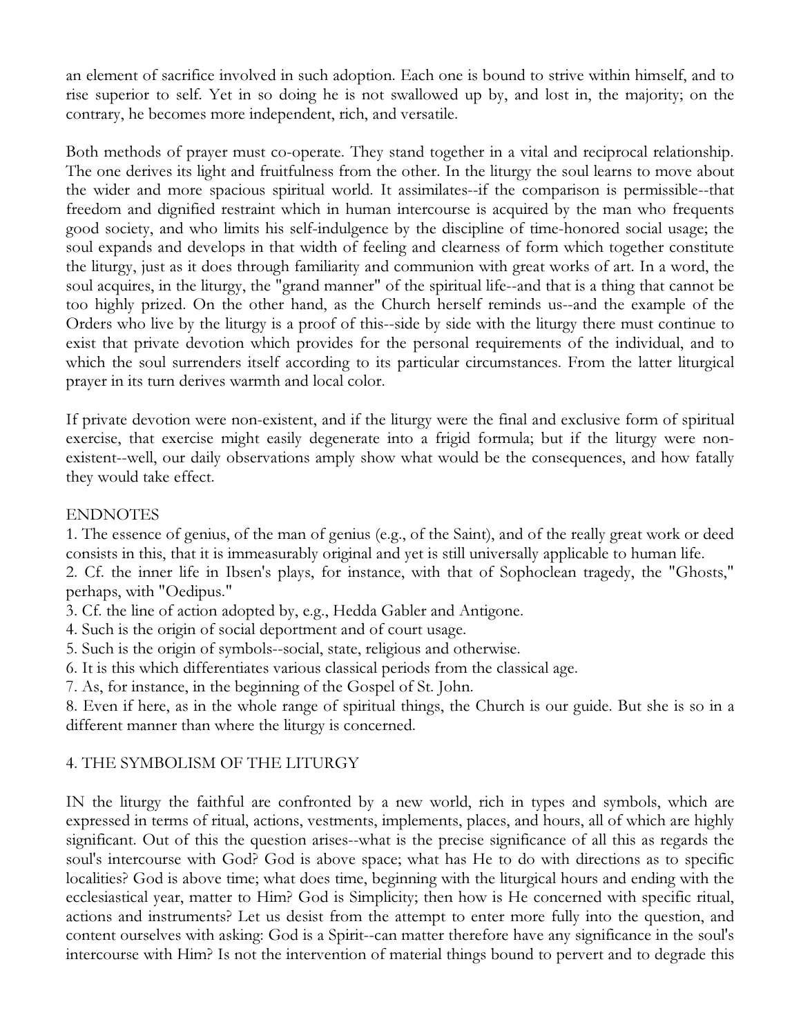an element of sacrifice involved in such adoption. Each one is bound to strive within himself, and to rise superior to self. Yet in so doing he is not swallowed up by, and lost in, the majority; on the contrary, he becomes more independent, rich, and versatile.

Both methods of prayer must co-operate. They stand together in a vital and reciprocal relationship. The one derives its light and fruitfulness from the other. In the liturgy the soul learns to move about the wider and more spacious spiritual world. It assimilates--if the comparison is permissible--that freedom and dignified restraint which in human intercourse is acquired by the man who frequents good society, and who limits his self-indulgence by the discipline of time-honored social usage; the soul expands and develops in that width of feeling and clearness of form which together constitute the liturgy, just as it does through familiarity and communion with great works of art. In a word, the soul acquires, in the liturgy, the "grand manner" of the spiritual life--and that is a thing that cannot be too highly prized. On the other hand, as the Church herself reminds us--and the example of the Orders who live by the liturgy is a proof of this--side by side with the liturgy there must continue to exist that private devotion which provides for the personal requirements of the individual, and to which the soul surrenders itself according to its particular circumstances. From the latter liturgical prayer in its turn derives warmth and local color.

If private devotion were non-existent, and if the liturgy were the final and exclusive form of spiritual exercise, that exercise might easily degenerate into a frigid formula; but if the liturgy were non-existent--well, our daily observations amply show what would be the consequences, and how fatally they would take effect.

ENDNOTES

1. The essence of genius, of the man of genius (e.g., of the Saint), and of the really great work or deed consists in this, that it is immeasurably original and yet is still universally applicable to human life.
2. Cf. the inner life in Ibsen's plays, for instance, with that of Sophoclean tragedy, the "Ghosts," perhaps, with "Oedipus."
3. Cf. the line of action adopted by, e.g., Hedda Gabler and Antigone.
4. Such is the origin of social deportment and of court usage.
5. Such is the origin of symbols--social, state, religious and otherwise.
6. It is this which differentiates various classical periods from the classical age.
7. As, for instance, in the beginning of the Gospel of St. John.
8. Even if here, as in the whole range of spiritual things, the Church is our guide. But she is so in a different manner than where the liturgy is concerned.

## 4. THE SYMBOLISM OF THE LITURGY

IN the liturgy the faithful are confronted by a new world, rich in types and symbols, which are expressed in terms of ritual, actions, vestments, implements, places, and hours, all of which are highly significant. Out of this the question arises--what is the precise significance of all this as regards the soul's intercourse with God? God is above space; what has He to do with directions as to specific localities? God is above time; what does time, beginning with the liturgical hours and ending with the ecclesiastical year, matter to Him? God is Simplicity; then how is He concerned with specific ritual, actions and instruments? Let us desist from the attempt to enter more fully into the question, and content ourselves with asking: God is a Spirit--can matter therefore have any significance in the soul's intercourse with Him? Is not the intervention of material things bound to pervert and to degrade this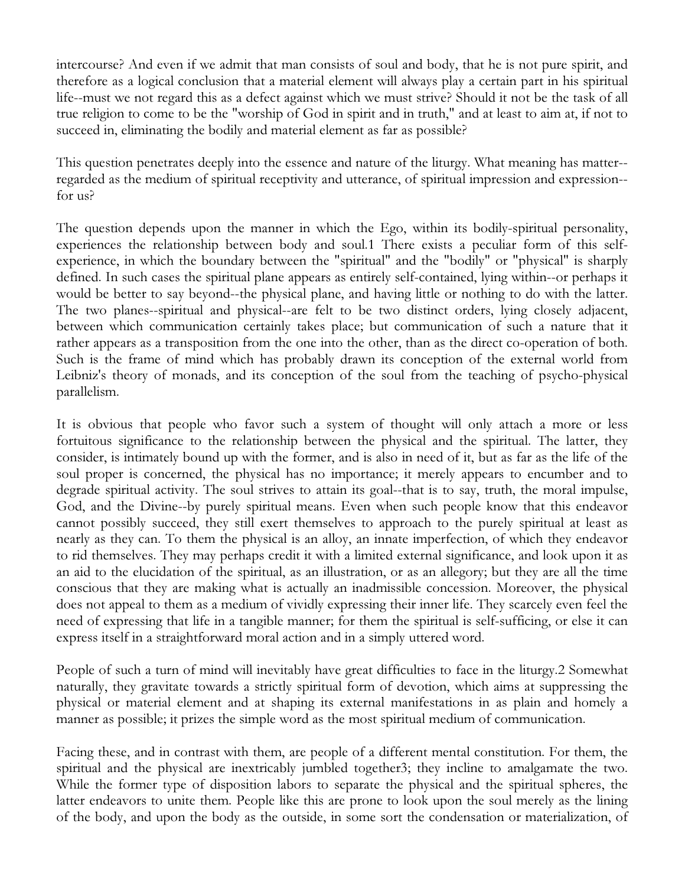intercourse? And even if we admit that man consists of soul and body, that he is not pure spirit, and therefore as a logical conclusion that a material element will always play a certain part in his spiritual life--must we not regard this as a defect against which we must strive? Should it not be the task of all true religion to come to be the "worship of God in spirit and in truth," and at least to aim at, if not to succeed in, eliminating the bodily and material element as far as possible?

This question penetrates deeply into the essence and nature of the liturgy. What meaning has matter--regarded as the medium of spiritual receptivity and utterance, of spiritual impression and expression--for us?

The question depends upon the manner in which the Ego, within its bodily-spiritual personality, experiences the relationship between body and soul.[1] There exists a peculiar form of this self-experience, in which the boundary between the "spiritual" and the "bodily" or "physical" is sharply defined. In such cases the spiritual plane appears as entirely self-contained, lying within--or perhaps it would be better to say beyond--the physical plane, and having little or nothing to do with the latter. The two planes--spiritual and physical--are felt to be two distinct orders, lying closely adjacent, between which communication certainly takes place; but communication of such a nature that it rather appears as a transposition from the one into the other, than as the direct co-operation of both. Such is the frame of mind which has probably drawn its conception of the external world from Leibniz's theory of monads, and its conception of the soul from the teaching of psycho-physical parallelism.

It is obvious that people who favor such a system of thought will only attach a more or less fortuitous significance to the relationship between the physical and the spiritual. The latter, they consider, is intimately bound up with the former, and is also in need of it, but as far as the life of the soul proper is concerned, the physical has no importance; it merely appears to encumber and to degrade spiritual activity. The soul strives to attain its goal--that is to say, truth, the moral impulse, God, and the Divine--by purely spiritual means. Even when such people know that this endeavor cannot possibly succeed, they still exert themselves to approach to the purely spiritual at least as nearly as they can. To them the physical is an alloy, an innate imperfection, of which they endeavor to rid themselves. They may perhaps credit it with a limited external significance, and look upon it as an aid to the elucidation of the spiritual, as an illustration, or as an allegory; but they are all the time conscious that they are making what is actually an inadmissible concession. Moreover, the physical does not appeal to them as a medium of vividly expressing their inner life. They scarcely even feel the need of expressing that life in a tangible manner; for them the spiritual is self-sufficing, or else it can express itself in a straightforward moral action and in a simply uttered word.

People of such a turn of mind will inevitably have great difficulties to face in the liturgy.[2] Somewhat naturally, they gravitate towards a strictly spiritual form of devotion, which aims at suppressing the physical or material element and at shaping its external manifestations in as plain and homely a manner as possible; it prizes the simple word as the most spiritual medium of communication.

Facing these, and in contrast with them, are people of a different mental constitution. For them, the spiritual and the physical are inextricably jumbled together[3]; they incline to amalgamate the two. While the former type of disposition labors to separate the physical and the spiritual spheres, the latter endeavors to unite them. People like this are prone to look upon the soul merely as the lining of the body, and upon the body as the outside, in some sort the condensation or materialization, of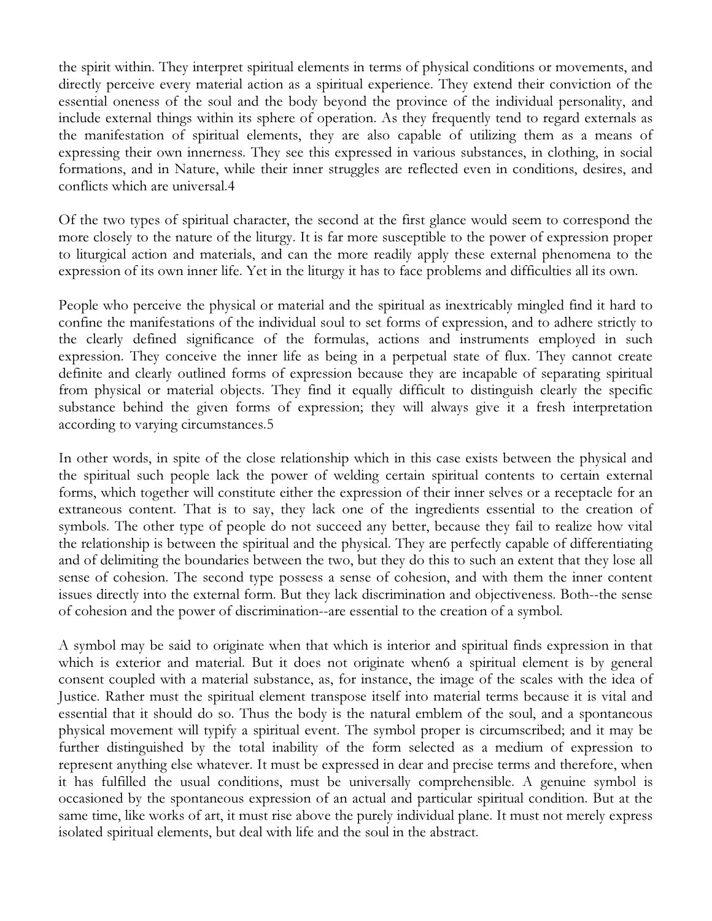the spirit within. They interpret spiritual elements in terms of physical conditions or movements, and directly perceive every material action as a spiritual experience. They extend their conviction of the essential oneness of the soul and the body beyond the province of the individual personality, and include external things within its sphere of operation. As they frequently tend to regard externals as the manifestation of spiritual elements, they are also capable of utilizing them as a means of expressing their own innerness. They see this expressed in various substances, in clothing, in social formations, and in Nature, while their inner struggles are reflected even in conditions, desires, and conflicts which are universal.[4]

Of the two types of spiritual character, the second at the first glance would seem to correspond the more closely to the nature of the liturgy. It is far more susceptible to the power of expression proper to liturgical action and materials, and can the more readily apply these external phenomena to the expression of its own inner life. Yet in the liturgy it has to face problems and difficulties all its own.

People who perceive the physical or material and the spiritual as inextricably mingled find it hard to confine the manifestations of the individual soul to set forms of expression, and to adhere strictly to the clearly defined significance of the formulas, actions and instruments employed in such expression. They conceive the inner life as being in a perpetual state of flux. They cannot create definite and clearly outlined forms of expression because they are incapable of separating spiritual from physical or material objects. They find it equally difficult to distinguish clearly the specific substance behind the given forms of expression; they will always give it a fresh interpretation according to varying circumstances.[5]

In other words, in spite of the close relationship which in this case exists between the physical and the spiritual such people lack the power of welding certain spiritual contents to certain external forms, which together will constitute either the expression of their inner selves or a receptacle for an extraneous content. That is to say, they lack one of the ingredients essential to the creation of symbols. The other type of people do not succeed any better, because they fail to realize how vital the relationship is between the spiritual and the physical. They are perfectly capable of differentiating and of delimiting the boundaries between the two, but they do this to such an extent that they lose all sense of cohesion. The second type possess a sense of cohesion, and with them the inner content issues directly into the external form. But they lack discrimination and objectiveness. Both--the sense of cohesion and the power of discrimination--are essential to the creation of a symbol.

A symbol may be said to originate when that which is interior and spiritual finds expression in that which is exterior and material. But it does not originate when[6] a spiritual element is by general consent coupled with a material substance, as, for instance, the image of the scales with the idea of Justice. Rather must the spiritual element transpose itself into material terms because it is vital and essential that it should do so. Thus the body is the natural emblem of the soul, and a spontaneous physical movement will typify a spiritual event. The symbol proper is circumscribed; and it may be further distinguished by the total inability of the form selected as a medium of expression to represent anything else whatever. It must be expressed in dear and precise terms and therefore, when it has fulfilled the usual conditions, must be universally comprehensible. A genuine symbol is occasioned by the spontaneous expression of an actual and particular spiritual condition. But at the same time, like works of art, it must rise above the purely individual plane. It must not merely express isolated spiritual elements, but deal with life and the soul in the abstract.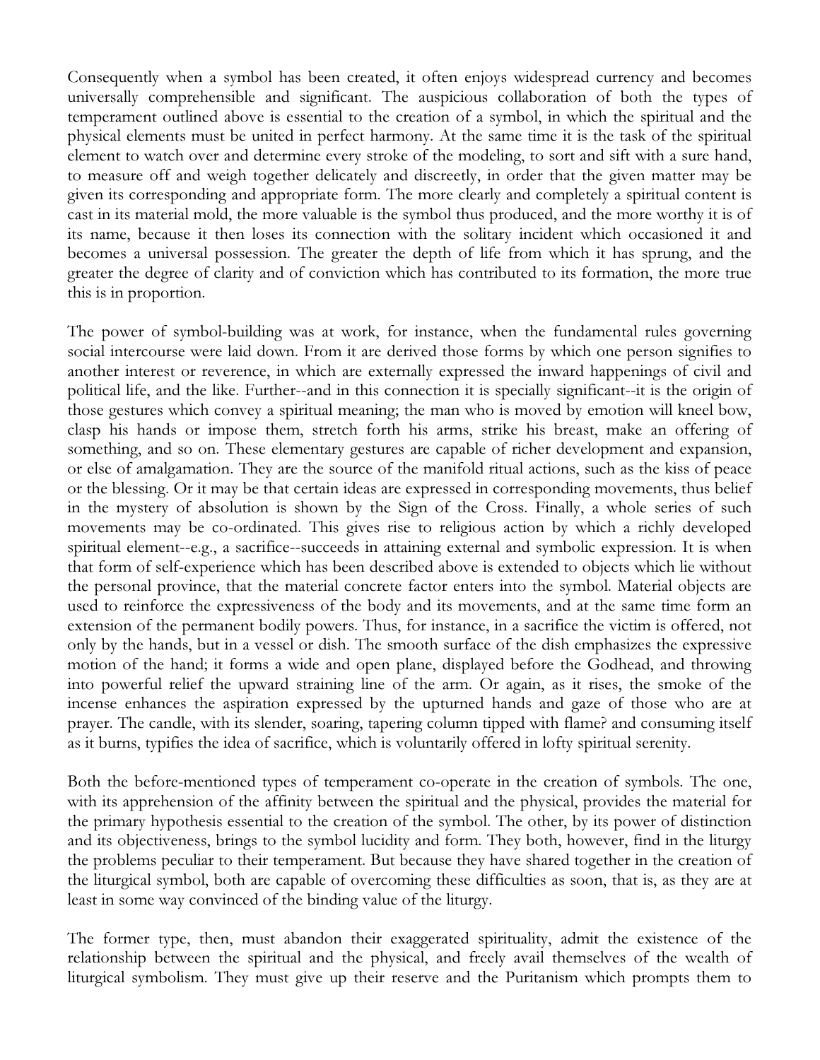Consequently when a symbol has been created, it often enjoys widespread currency and becomes universally comprehensible and significant. The auspicious collaboration of both the types of temperament outlined above is essential to the creation of a symbol, in which the spiritual and the physical elements must be united in perfect harmony. At the same time it is the task of the spiritual element to watch over and determine every stroke of the modeling, to sort and sift with a sure hand, to measure off and weigh together delicately and discreetly, in order that the given matter may be given its corresponding and appropriate form. The more clearly and completely a spiritual content is cast in its material mold, the more valuable is the symbol thus produced, and the more worthy it is of its name, because it then loses its connection with the solitary incident which occasioned it and becomes a universal possession. The greater the depth of life from which it has sprung, and the greater the degree of clarity and of conviction which has contributed to its formation, the more true this is in proportion.

The power of symbol-building was at work, for instance, when the fundamental rules governing social intercourse were laid down. From it are derived those forms by which one person signifies to another interest or reverence, in which are externally expressed the inward happenings of civil and political life, and the like. Further--and in this connection it is specially significant--it is the origin of those gestures which convey a spiritual meaning; the man who is moved by emotion will kneel bow, clasp his hands or impose them, stretch forth his arms, strike his breast, make an offering of something, and so on. These elementary gestures are capable of richer development and expansion, or else of amalgamation. They are the source of the manifold ritual actions, such as the kiss of peace or the blessing. Or it may be that certain ideas are expressed in corresponding movements, thus belief in the mystery of absolution is shown by the Sign of the Cross. Finally, a whole series of such movements may be co-ordinated. This gives rise to religious action by which a richly developed spiritual element--e.g., a sacrifice--succeeds in attaining external and symbolic expression. It is when that form of self-experience which has been described above is extended to objects which lie without the personal province, that the material concrete factor enters into the symbol. Material objects are used to reinforce the expressiveness of the body and its movements, and at the same time form an extension of the permanent bodily powers. Thus, for instance, in a sacrifice the victim is offered, not only by the hands, but in a vessel or dish. The smooth surface of the dish emphasizes the expressive motion of the hand; it forms a wide and open plane, displayed before the Godhead, and throwing into powerful relief the upward straining line of the arm. Or again, as it rises, the smoke of the incense enhances the aspiration expressed by the upturned hands and gaze of those who are at prayer. The candle, with its slender, soaring, tapering column tipped with flame? and consuming itself as it burns, typifies the idea of sacrifice, which is voluntarily offered in lofty spiritual serenity.

Both the before-mentioned types of temperament co-operate in the creation of symbols. The one, with its apprehension of the affinity between the spiritual and the physical, provides the material for the primary hypothesis essential to the creation of the symbol. The other, by its power of distinction and its objectiveness, brings to the symbol lucidity and form. They both, however, find in the liturgy the problems peculiar to their temperament. But because they have shared together in the creation of the liturgical symbol, both are capable of overcoming these difficulties as soon, that is, as they are at least in some way convinced of the binding value of the liturgy.

The former type, then, must abandon their exaggerated spirituality, admit the existence of the relationship between the spiritual and the physical, and freely avail themselves of the wealth of liturgical symbolism. They must give up their reserve and the Puritanism which prompts them to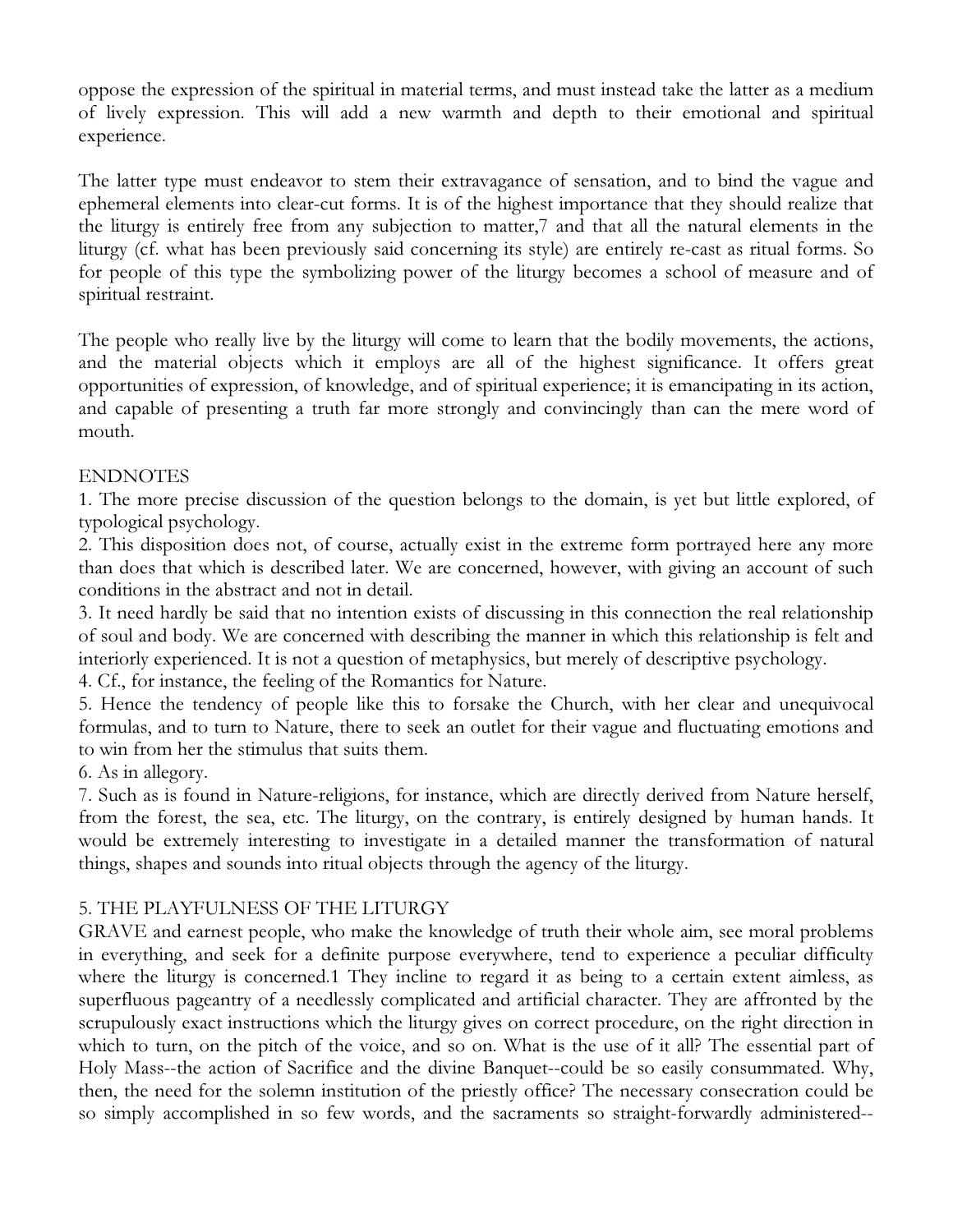oppose the expression of the spiritual in material terms, and must instead take the latter as a medium of lively expression. This will add a new warmth and depth to their emotional and spiritual experience.

The latter type must endeavor to stem their extravagance of sensation, and to bind the vague and ephemeral elements into clear-cut forms. It is of the highest importance that they should realize that the liturgy is entirely free from any subjection to matter,7 and that all the natural elements in the liturgy (cf. what has been previously said concerning its style) are entirely re-cast as ritual forms. So for people of this type the symbolizing power of the liturgy becomes a school of measure and of spiritual restraint.

The people who really live by the liturgy will come to learn that the bodily movements, the actions, and the material objects which it employs are all of the highest significance. It offers great opportunities of expression, of knowledge, and of spiritual experience; it is emancipating in its action, and capable of presenting a truth far more strongly and convincingly than can the mere word of mouth.

ENDNOTES

1. The more precise discussion of the question belongs to the domain, is yet but little explored, of typological psychology.
2. This disposition does not, of course, actually exist in the extreme form portrayed here any more than does that which is described later. We are concerned, however, with giving an account of such conditions in the abstract and not in detail.
3. It need hardly be said that no intention exists of discussing in this connection the real relationship of soul and body. We are concerned with describing the manner in which this relationship is felt and interiorly experienced. It is not a question of metaphysics, but merely of descriptive psychology.
4. Cf., for instance, the feeling of the Romantics for Nature.
5. Hence the tendency of people like this to forsake the Church, with her clear and unequivocal formulas, and to turn to Nature, there to seek an outlet for their vague and fluctuating emotions and to win from her the stimulus that suits them.
6. As in allegory.
7. Such as is found in Nature-religions, for instance, which are directly derived from Nature herself, from the forest, the sea, etc. The liturgy, on the contrary, is entirely designed by human hands. It would be extremely interesting to investigate in a detailed manner the transformation of natural things, shapes and sounds into ritual objects through the agency of the liturgy.

## 5. THE PLAYFULNESS OF THE LITURGY

GRAVE and earnest people, who make the knowledge of truth their whole aim, see moral problems in everything, and seek for a definite purpose everywhere, tend to experience a peculiar difficulty where the liturgy is concerned.1 They incline to regard it as being to a certain extent aimless, as superfluous pageantry of a needlessly complicated and artificial character. They are affronted by the scrupulously exact instructions which the liturgy gives on correct procedure, on the right direction in which to turn, on the pitch of the voice, and so on. What is the use of it all? The essential part of Holy Mass--the action of Sacrifice and the divine Banquet--could be so easily consummated. Why, then, the need for the solemn institution of the priestly office? The necessary consecration could be so simply accomplished in so few words, and the sacraments so straight-forwardly administered--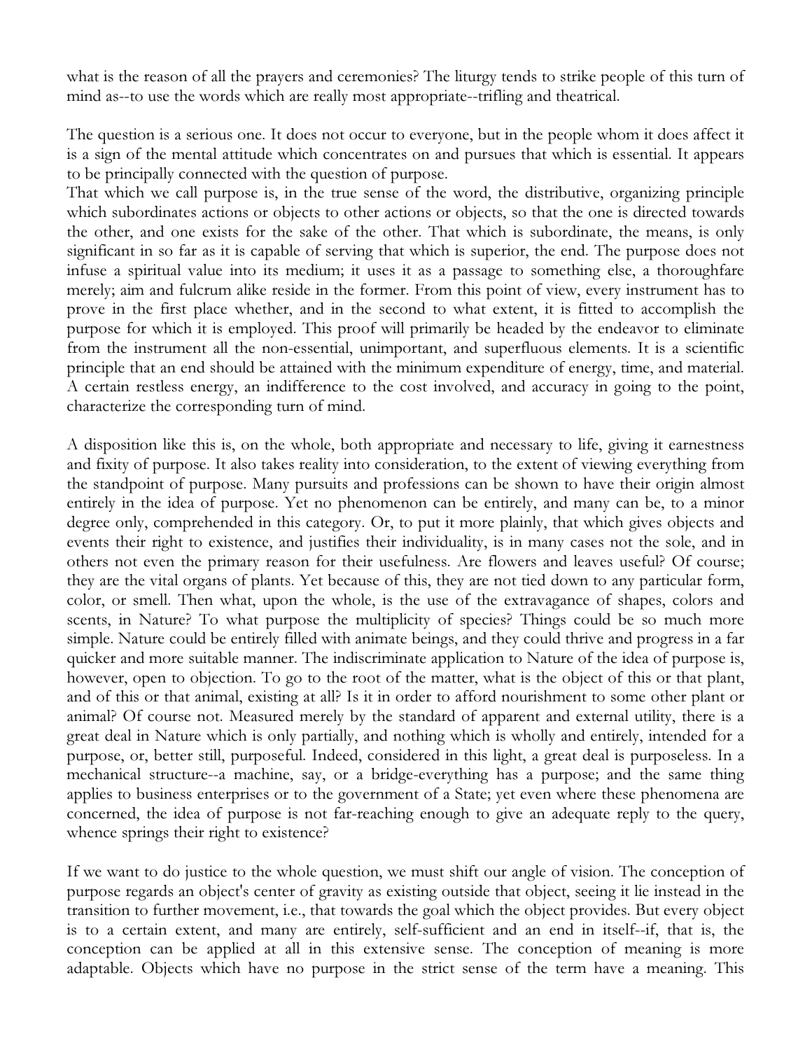what is the reason of all the prayers and ceremonies? The liturgy tends to strike people of this turn of mind as--to use the words which are really most appropriate--trifling and theatrical.

The question is a serious one. It does not occur to everyone, but in the people whom it does affect it is a sign of the mental attitude which concentrates on and pursues that which is essential. It appears to be principally connected with the question of purpose.

That which we call purpose is, in the true sense of the word, the distributive, organizing principle which subordinates actions or objects to other actions or objects, so that the one is directed towards the other, and one exists for the sake of the other. That which is subordinate, the means, is only significant in so far as it is capable of serving that which is superior, the end. The purpose does not infuse a spiritual value into its medium; it uses it as a passage to something else, a thoroughfare merely; aim and fulcrum alike reside in the former. From this point of view, every instrument has to prove in the first place whether, and in the second to what extent, it is fitted to accomplish the purpose for which it is employed. This proof will primarily be headed by the endeavor to eliminate from the instrument all the non-essential, unimportant, and superfluous elements. It is a scientific principle that an end should be attained with the minimum expenditure of energy, time, and material. A certain restless energy, an indifference to the cost involved, and accuracy in going to the point, characterize the corresponding turn of mind.

A disposition like this is, on the whole, both appropriate and necessary to life, giving it earnestness and fixity of purpose. It also takes reality into consideration, to the extent of viewing everything from the standpoint of purpose. Many pursuits and professions can be shown to have their origin almost entirely in the idea of purpose. Yet no phenomenon can be entirely, and many can be, to a minor degree only, comprehended in this category. Or, to put it more plainly, that which gives objects and events their right to existence, and justifies their individuality, is in many cases not the sole, and in others not even the primary reason for their usefulness. Are flowers and leaves useful? Of course; they are the vital organs of plants. Yet because of this, they are not tied down to any particular form, color, or smell. Then what, upon the whole, is the use of the extravagance of shapes, colors and scents, in Nature? To what purpose the multiplicity of species? Things could be so much more simple. Nature could be entirely filled with animate beings, and they could thrive and progress in a far quicker and more suitable manner. The indiscriminate application to Nature of the idea of purpose is, however, open to objection. To go to the root of the matter, what is the object of this or that plant, and of this or that animal, existing at all? Is it in order to afford nourishment to some other plant or animal? Of course not. Measured merely by the standard of apparent and external utility, there is a great deal in Nature which is only partially, and nothing which is wholly and entirely, intended for a purpose, or, better still, purposeful. Indeed, considered in this light, a great deal is purposeless. In a mechanical structure--a machine, say, or a bridge-everything has a purpose; and the same thing applies to business enterprises or to the government of a State; yet even where these phenomena are concerned, the idea of purpose is not far-reaching enough to give an adequate reply to the query, whence springs their right to existence?

If we want to do justice to the whole question, we must shift our angle of vision. The conception of purpose regards an object's center of gravity as existing outside that object, seeing it lie instead in the transition to further movement, i.e., that towards the goal which the object provides. But every object is to a certain extent, and many are entirely, self-sufficient and an end in itself--if, that is, the conception can be applied at all in this extensive sense. The conception of meaning is more adaptable. Objects which have no purpose in the strict sense of the term have a meaning. This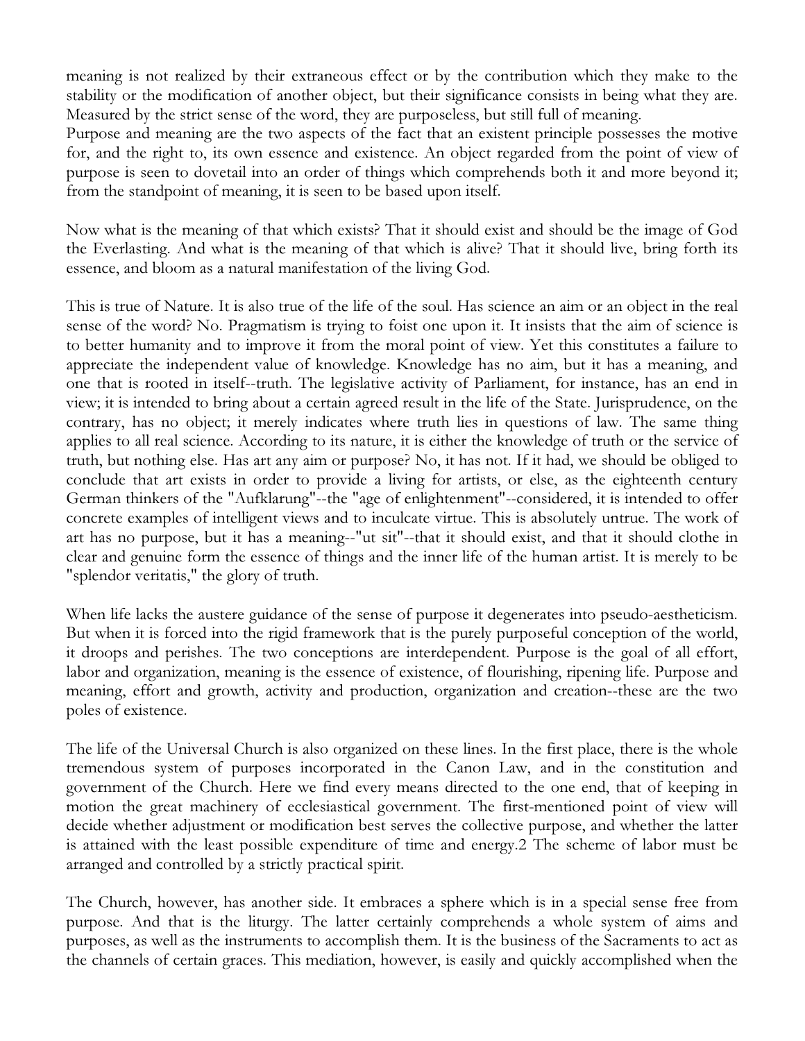meaning is not realized by their extraneous effect or by the contribution which they make to the stability or the modification of another object, but their significance consists in being what they are. Measured by the strict sense of the word, they are purposeless, but still full of meaning.
Purpose and meaning are the two aspects of the fact that an existent principle possesses the motive for, and the right to, its own essence and existence. An object regarded from the point of view of purpose is seen to dovetail into an order of things which comprehends both it and more beyond it; from the standpoint of meaning, it is seen to be based upon itself.

Now what is the meaning of that which exists? That it should exist and should be the image of God the Everlasting. And what is the meaning of that which is alive? That it should live, bring forth its essence, and bloom as a natural manifestation of the living God.

This is true of Nature. It is also true of the life of the soul. Has science an aim or an object in the real sense of the word? No. Pragmatism is trying to foist one upon it. It insists that the aim of science is to better humanity and to improve it from the moral point of view. Yet this constitutes a failure to appreciate the independent value of knowledge. Knowledge has no aim, but it has a meaning, and one that is rooted in itself--truth. The legislative activity of Parliament, for instance, has an end in view; it is intended to bring about a certain agreed result in the life of the State. Jurisprudence, on the contrary, has no object; it merely indicates where truth lies in questions of law. The same thing applies to all real science. According to its nature, it is either the knowledge of truth or the service of truth, but nothing else. Has art any aim or purpose? No, it has not. If it had, we should be obliged to conclude that art exists in order to provide a living for artists, or else, as the eighteenth century German thinkers of the "Aufklarung"--the "age of enlightenment"--considered, it is intended to offer concrete examples of intelligent views and to inculcate virtue. This is absolutely untrue. The work of art has no purpose, but it has a meaning--"ut sit"--that it should exist, and that it should clothe in clear and genuine form the essence of things and the inner life of the human artist. It is merely to be "splendor veritatis," the glory of truth.

When life lacks the austere guidance of the sense of purpose it degenerates into pseudo-aestheticism. But when it is forced into the rigid framework that is the purely purposeful conception of the world, it droops and perishes. The two conceptions are interdependent. Purpose is the goal of all effort, labor and organization, meaning is the essence of existence, of flourishing, ripening life. Purpose and meaning, effort and growth, activity and production, organization and creation--these are the two poles of existence.

The life of the Universal Church is also organized on these lines. In the first place, there is the whole tremendous system of purposes incorporated in the Canon Law, and in the constitution and government of the Church. Here we find every means directed to the one end, that of keeping in motion the great machinery of ecclesiastical government. The first-mentioned point of view will decide whether adjustment or modification best serves the collective purpose, and whether the latter is attained with the least possible expenditure of time and energy.[2] The scheme of labor must be arranged and controlled by a strictly practical spirit.

The Church, however, has another side. It embraces a sphere which is in a special sense free from purpose. And that is the liturgy. The latter certainly comprehends a whole system of aims and purposes, as well as the instruments to accomplish them. It is the business of the Sacraments to act as the channels of certain graces. This mediation, however, is easily and quickly accomplished when the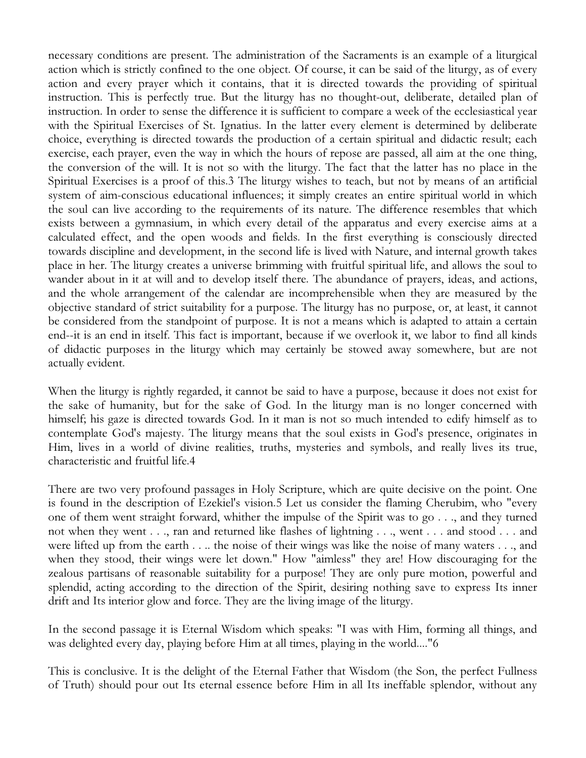necessary conditions are present. The administration of the Sacraments is an example of a liturgical action which is strictly confined to the one object. Of course, it can be said of the liturgy, as of every action and every prayer which it contains, that it is directed towards the providing of spiritual instruction. This is perfectly true. But the liturgy has no thought-out, deliberate, detailed plan of instruction. In order to sense the difference it is sufficient to compare a week of the ecclesiastical year with the Spiritual Exercises of St. Ignatius. In the latter every element is determined by deliberate choice, everything is directed towards the production of a certain spiritual and didactic result; each exercise, each prayer, even the way in which the hours of repose are passed, all aim at the one thing, the conversion of the will. It is not so with the liturgy. The fact that the latter has no place in the Spiritual Exercises is a proof of this.[3] The liturgy wishes to teach, but not by means of an artificial system of aim-conscious educational influences; it simply creates an entire spiritual world in which the soul can live according to the requirements of its nature. The difference resembles that which exists between a gymnasium, in which every detail of the apparatus and every exercise aims at a calculated effect, and the open woods and fields. In the first everything is consciously directed towards discipline and development, in the second life is lived with Nature, and internal growth takes place in her. The liturgy creates a universe brimming with fruitful spiritual life, and allows the soul to wander about in it at will and to develop itself there. The abundance of prayers, ideas, and actions, and the whole arrangement of the calendar are incomprehensible when they are measured by the objective standard of strict suitability for a purpose. The liturgy has no purpose, or, at least, it cannot be considered from the standpoint of purpose. It is not a means which is adapted to attain a certain end--it is an end in itself. This fact is important, because if we overlook it, we labor to find all kinds of didactic purposes in the liturgy which may certainly be stowed away somewhere, but are not actually evident.

When the liturgy is rightly regarded, it cannot be said to have a purpose, because it does not exist for the sake of humanity, but for the sake of God. In the liturgy man is no longer concerned with himself; his gaze is directed towards God. In it man is not so much intended to edify himself as to contemplate God's majesty. The liturgy means that the soul exists in God's presence, originates in Him, lives in a world of divine realities, truths, mysteries and symbols, and really lives its true, characteristic and fruitful life.[4]

There are two very profound passages in Holy Scripture, which are quite decisive on the point. One is found in the description of Ezekiel's vision.[5] Let us consider the flaming Cherubim, who "every one of them went straight forward, whither the impulse of the Spirit was to go . . ., and they turned not when they went . . ., ran and returned like flashes of lightning . . ., went . . . and stood . . . and were lifted up from the earth . . .. the noise of their wings was like the noise of many waters . . ., and when they stood, their wings were let down." How "aimless" they are! How discouraging for the zealous partisans of reasonable suitability for a purpose! They are only pure motion, powerful and splendid, acting according to the direction of the Spirit, desiring nothing save to express Its inner drift and Its interior glow and force. They are the living image of the liturgy.

In the second passage it is Eternal Wisdom which speaks: "I was with Him, forming all things, and was delighted every day, playing before Him at all times, playing in the world...."[6]

This is conclusive. It is the delight of the Eternal Father that Wisdom (the Son, the perfect Fullness of Truth) should pour out Its eternal essence before Him in all Its ineffable splendor, without any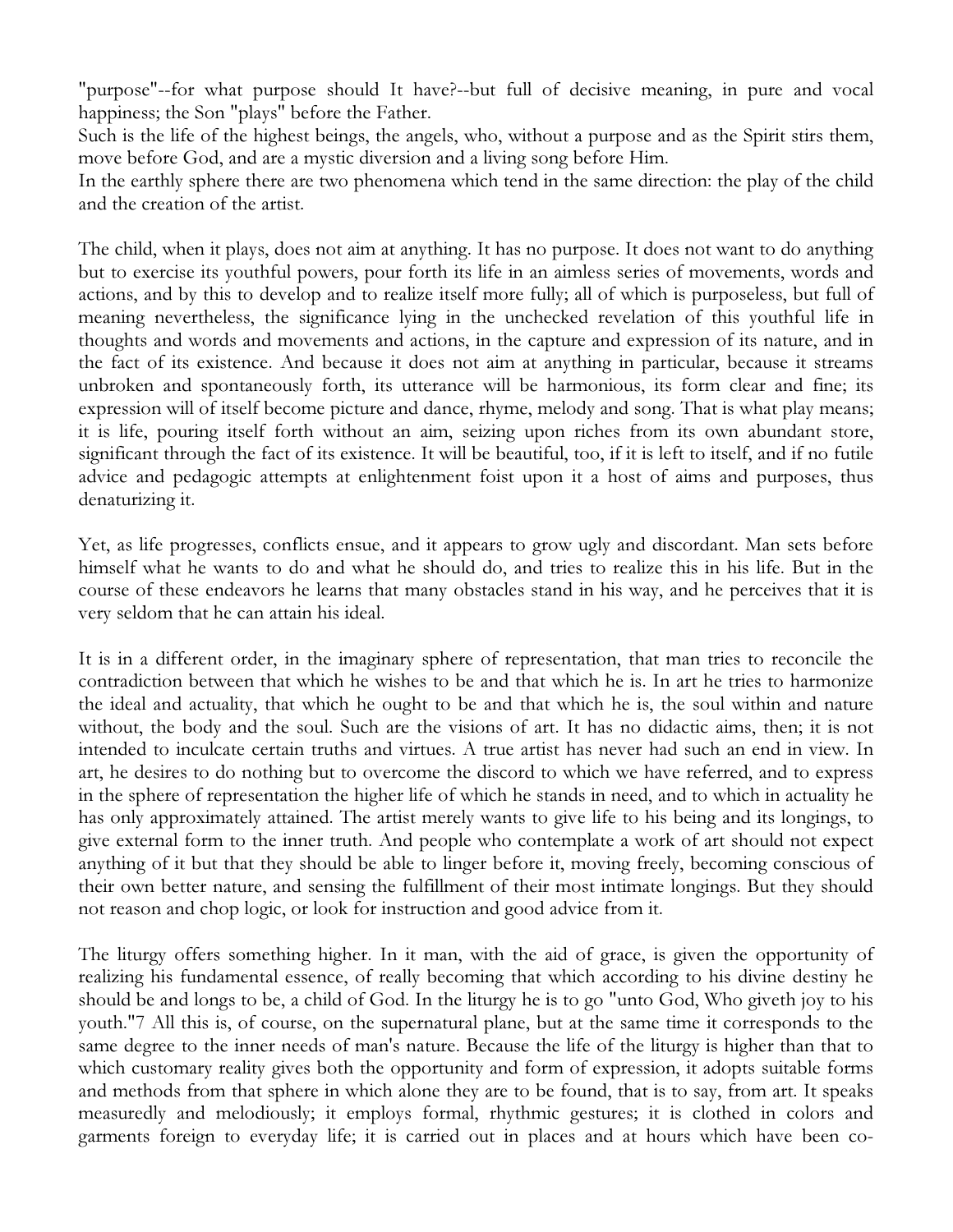"purpose"--for what purpose should It have?--but full of decisive meaning, in pure and vocal happiness; the Son "plays" before the Father.
Such is the life of the highest beings, the angels, who, without a purpose and as the Spirit stirs them, move before God, and are a mystic diversion and a living song before Him.
In the earthly sphere there are two phenomena which tend in the same direction: the play of the child and the creation of the artist.

The child, when it plays, does not aim at anything. It has no purpose. It does not want to do anything but to exercise its youthful powers, pour forth its life in an aimless series of movements, words and actions, and by this to develop and to realize itself more fully; all of which is purposeless, but full of meaning nevertheless, the significance lying in the unchecked revelation of this youthful life in thoughts and words and movements and actions, in the capture and expression of its nature, and in the fact of its existence. And because it does not aim at anything in particular, because it streams unbroken and spontaneously forth, its utterance will be harmonious, its form clear and fine; its expression will of itself become picture and dance, rhyme, melody and song. That is what play means; it is life, pouring itself forth without an aim, seizing upon riches from its own abundant store, significant through the fact of its existence. It will be beautiful, too, if it is left to itself, and if no futile advice and pedagogic attempts at enlightenment foist upon it a host of aims and purposes, thus denaturizing it.

Yet, as life progresses, conflicts ensue, and it appears to grow ugly and discordant. Man sets before himself what he wants to do and what he should do, and tries to realize this in his life. But in the course of these endeavors he learns that many obstacles stand in his way, and he perceives that it is very seldom that he can attain his ideal.

It is in a different order, in the imaginary sphere of representation, that man tries to reconcile the contradiction between that which he wishes to be and that which he is. In art he tries to harmonize the ideal and actuality, that which he ought to be and that which he is, the soul within and nature without, the body and the soul. Such are the visions of art. It has no didactic aims, then; it is not intended to inculcate certain truths and virtues. A true artist has never had such an end in view. In art, he desires to do nothing but to overcome the discord to which we have referred, and to express in the sphere of representation the higher life of which he stands in need, and to which in actuality he has only approximately attained. The artist merely wants to give life to his being and its longings, to give external form to the inner truth. And people who contemplate a work of art should not expect anything of it but that they should be able to linger before it, moving freely, becoming conscious of their own better nature, and sensing the fulfillment of their most intimate longings. But they should not reason and chop logic, or look for instruction and good advice from it.

The liturgy offers something higher. In it man, with the aid of grace, is given the opportunity of realizing his fundamental essence, of really becoming that which according to his divine destiny he should be and longs to be, a child of God. In the liturgy he is to go "unto God, Who giveth joy to his youth."[7] All this is, of course, on the supernatural plane, but at the same time it corresponds to the same degree to the inner needs of man's nature. Because the life of the liturgy is higher than that to which customary reality gives both the opportunity and form of expression, it adopts suitable forms and methods from that sphere in which alone they are to be found, that is to say, from art. It speaks measuredly and melodiously; it employs formal, rhythmic gestures; it is clothed in colors and garments foreign to everyday life; it is carried out in places and at hours which have been co-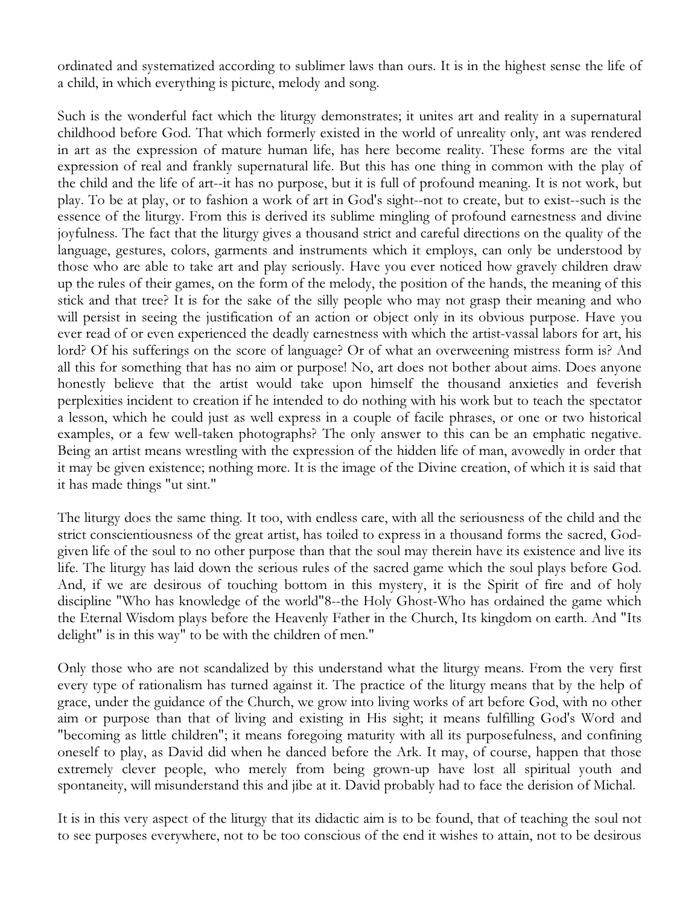ordinated and systematized according to sublimer laws than ours. It is in the highest sense the life of a child, in which everything is picture, melody and song.

Such is the wonderful fact which the liturgy demonstrates; it unites art and reality in a supernatural childhood before God. That which formerly existed in the world of unreality only, ant was rendered in art as the expression of mature human life, has here become reality. These forms are the vital expression of real and frankly supernatural life. But this has one thing in common with the play of the child and the life of art--it has no purpose, but it is full of profound meaning. It is not work, but play. To be at play, or to fashion a work of art in God's sight--not to create, but to exist--such is the essence of the liturgy. From this is derived its sublime mingling of profound earnestness and divine joyfulness. The fact that the liturgy gives a thousand strict and careful directions on the quality of the language, gestures, colors, garments and instruments which it employs, can only be understood by those who are able to take art and play seriously. Have you ever noticed how gravely children draw up the rules of their games, on the form of the melody, the position of the hands, the meaning of this stick and that tree? It is for the sake of the silly people who may not grasp their meaning and who will persist in seeing the justification of an action or object only in its obvious purpose. Have you ever read of or even experienced the deadly earnestness with which the artist-vassal labors for art, his lord? Of his sufferings on the score of language? Or of what an overweening mistress form is? And all this for something that has no aim or purpose! No, art does not bother about aims. Does anyone honestly believe that the artist would take upon himself the thousand anxieties and feverish perplexities incident to creation if he intended to do nothing with his work but to teach the spectator a lesson, which he could just as well express in a couple of facile phrases, or one or two historical examples, or a few well-taken photographs? The only answer to this can be an emphatic negative. Being an artist means wrestling with the expression of the hidden life of man, avowedly in order that it may be given existence; nothing more. It is the image of the Divine creation, of which it is said that it has made things "ut sint."

The liturgy does the same thing. It too, with endless care, with all the seriousness of the child and the strict conscientiousness of the great artist, has toiled to express in a thousand forms the sacred, God-given life of the soul to no other purpose than that the soul may therein have its existence and live its life. The liturgy has laid down the serious rules of the sacred game which the soul plays before God. And, if we are desirous of touching bottom in this mystery, it is the Spirit of fire and of holy discipline "Who has knowledge of the world"8--the Holy Ghost-Who has ordained the game which the Eternal Wisdom plays before the Heavenly Father in the Church, Its kingdom on earth. And "Its delight" is in this way" to be with the children of men."

Only those who are not scandalized by this understand what the liturgy means. From the very first every type of rationalism has turned against it. The practice of the liturgy means that by the help of grace, under the guidance of the Church, we grow into living works of art before God, with no other aim or purpose than that of living and existing in His sight; it means fulfilling God's Word and "becoming as little children"; it means foregoing maturity with all its purposefulness, and confining oneself to play, as David did when he danced before the Ark. It may, of course, happen that those extremely clever people, who merely from being grown-up have lost all spiritual youth and spontaneity, will misunderstand this and jibe at it. David probably had to face the derision of Michal.

It is in this very aspect of the liturgy that its didactic aim is to be found, that of teaching the soul not to see purposes everywhere, not to be too conscious of the end it wishes to attain, not to be desirous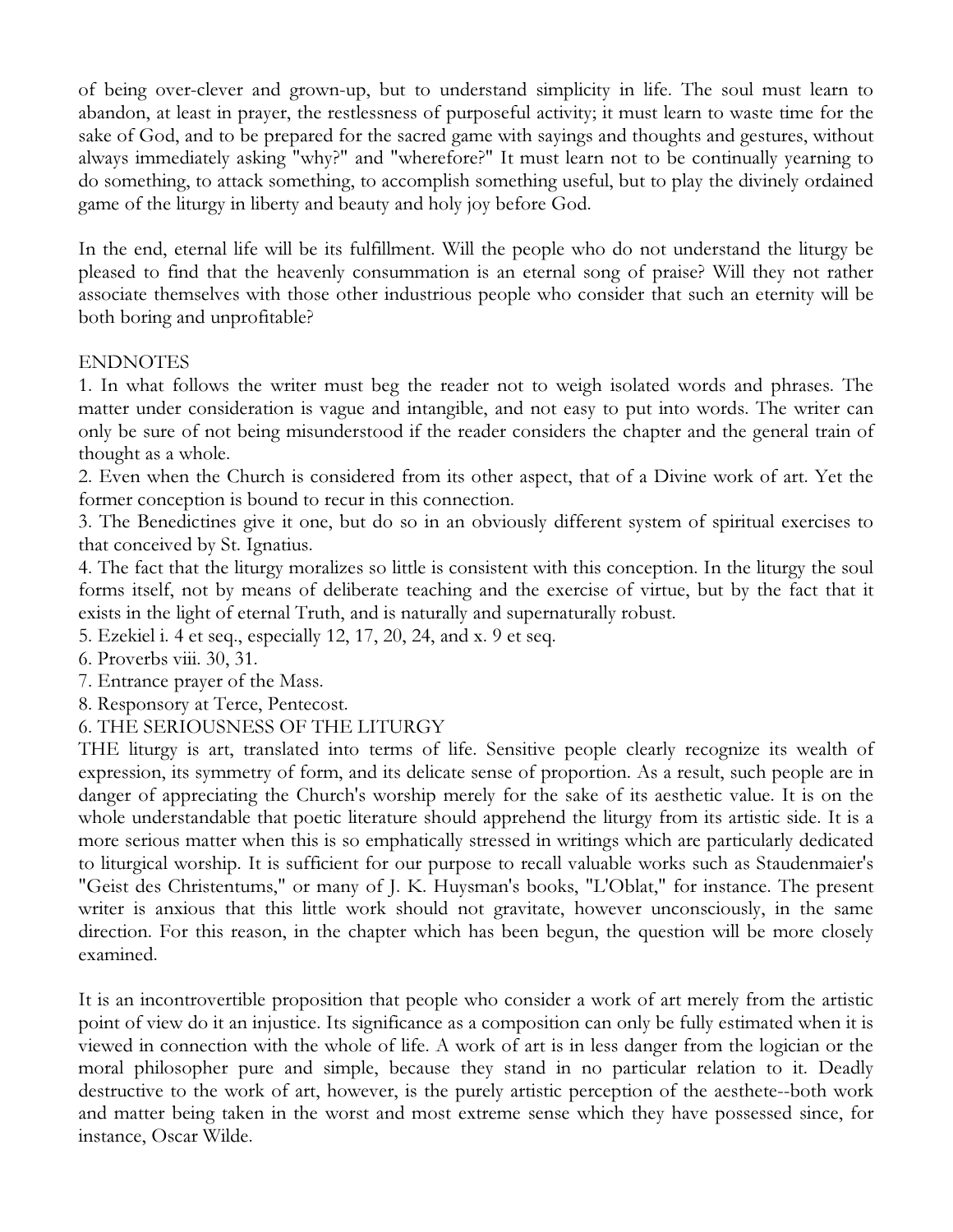of being over-clever and grown-up, but to understand simplicity in life. The soul must learn to abandon, at least in prayer, the restlessness of purposeful activity; it must learn to waste time for the sake of God, and to be prepared for the sacred game with sayings and thoughts and gestures, without always immediately asking "why?" and "wherefore?" It must learn not to be continually yearning to do something, to attack something, to accomplish something useful, but to play the divinely ordained game of the liturgy in liberty and beauty and holy joy before God.

In the end, eternal life will be its fulfillment. Will the people who do not understand the liturgy be pleased to find that the heavenly consummation is an eternal song of praise? Will they not rather associate themselves with those other industrious people who consider that such an eternity will be both boring and unprofitable?

ENDNOTES

1. In what follows the writer must beg the reader not to weigh isolated words and phrases. The matter under consideration is vague and intangible, and not easy to put into words. The writer can only be sure of not being misunderstood if the reader considers the chapter and the general train of thought as a whole.
2. Even when the Church is considered from its other aspect, that of a Divine work of art. Yet the former conception is bound to recur in this connection.
3. The Benedictines give it one, but do so in an obviously different system of spiritual exercises to that conceived by St. Ignatius.
4. The fact that the liturgy moralizes so little is consistent with this conception. In the liturgy the soul forms itself, not by means of deliberate teaching and the exercise of virtue, but by the fact that it exists in the light of eternal Truth, and is naturally and supernaturally robust.
5. Ezekiel i. 4 et seq., especially 12, 17, 20, 24, and x. 9 et seq.
6. Proverbs viii. 30, 31.
7. Entrance prayer of the Mass.
8. Responsory at Terce, Pentecost.

## 6. THE SERIOUSNESS OF THE LITURGY

THE liturgy is art, translated into terms of life. Sensitive people clearly recognize its wealth of expression, its symmetry of form, and its delicate sense of proportion. As a result, such people are in danger of appreciating the Church's worship merely for the sake of its aesthetic value. It is on the whole understandable that poetic literature should apprehend the liturgy from its artistic side. It is a more serious matter when this is so emphatically stressed in writings which are particularly dedicated to liturgical worship. It is sufficient for our purpose to recall valuable works such as Staudenmaier's "Geist des Christentums," or many of J. K. Huysman's books, "L'Oblat," for instance. The present writer is anxious that this little work should not gravitate, however unconsciously, in the same direction. For this reason, in the chapter which has been begun, the question will be more closely examined.

It is an incontrovertible proposition that people who consider a work of art merely from the artistic point of view do it an injustice. Its significance as a composition can only be fully estimated when it is viewed in connection with the whole of life. A work of art is in less danger from the logician or the moral philosopher pure and simple, because they stand in no particular relation to it. Deadly destructive to the work of art, however, is the purely artistic perception of the aesthete--both work and matter being taken in the worst and most extreme sense which they have possessed since, for instance, Oscar Wilde.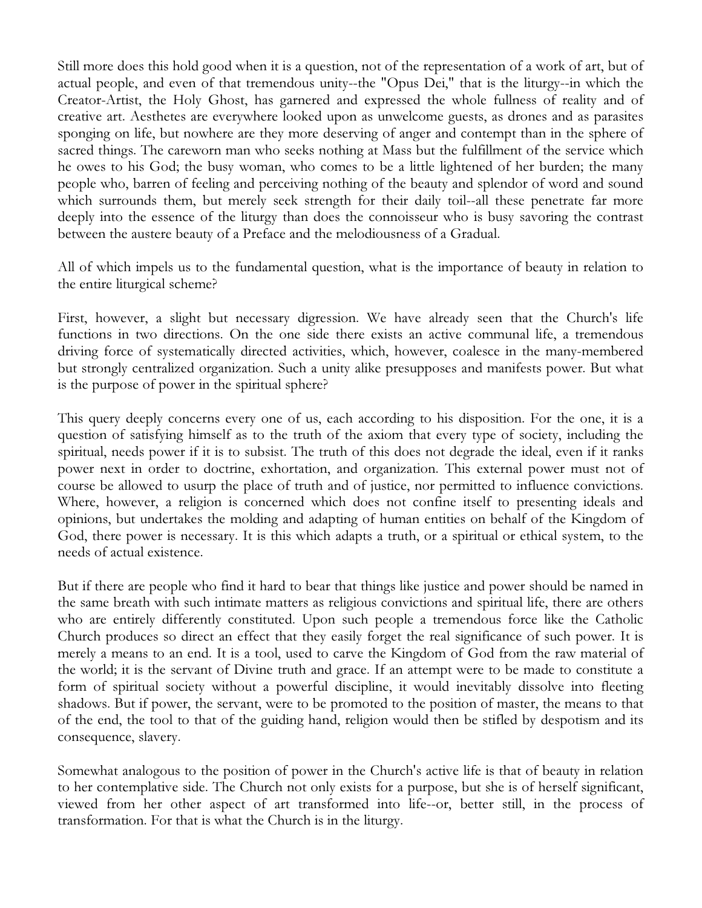Still more does this hold good when it is a question, not of the representation of a work of art, but of actual people, and even of that tremendous unity--the "Opus Dei," that is the liturgy--in which the Creator-Artist, the Holy Ghost, has garnered and expressed the whole fullness of reality and of creative art. Aesthetes are everywhere looked upon as unwelcome guests, as drones and as parasites sponging on life, but nowhere are they more deserving of anger and contempt than in the sphere of sacred things. The careworn man who seeks nothing at Mass but the fulfillment of the service which he owes to his God; the busy woman, who comes to be a little lightened of her burden; the many people who, barren of feeling and perceiving nothing of the beauty and splendor of word and sound which surrounds them, but merely seek strength for their daily toil--all these penetrate far more deeply into the essence of the liturgy than does the connoisseur who is busy savoring the contrast between the austere beauty of a Preface and the melodiousness of a Gradual.

All of which impels us to the fundamental question, what is the importance of beauty in relation to the entire liturgical scheme?

First, however, a slight but necessary digression. We have already seen that the Church's life functions in two directions. On the one side there exists an active communal life, a tremendous driving force of systematically directed activities, which, however, coalesce in the many-membered but strongly centralized organization. Such a unity alike presupposes and manifests power. But what is the purpose of power in the spiritual sphere?

This query deeply concerns every one of us, each according to his disposition. For the one, it is a question of satisfying himself as to the truth of the axiom that every type of society, including the spiritual, needs power if it is to subsist. The truth of this does not degrade the ideal, even if it ranks power next in order to doctrine, exhortation, and organization. This external power must not of course be allowed to usurp the place of truth and of justice, nor permitted to influence convictions. Where, however, a religion is concerned which does not confine itself to presenting ideals and opinions, but undertakes the molding and adapting of human entities on behalf of the Kingdom of God, there power is necessary. It is this which adapts a truth, or a spiritual or ethical system, to the needs of actual existence.

But if there are people who find it hard to bear that things like justice and power should be named in the same breath with such intimate matters as religious convictions and spiritual life, there are others who are entirely differently constituted. Upon such people a tremendous force like the Catholic Church produces so direct an effect that they easily forget the real significance of such power. It is merely a means to an end. It is a tool, used to carve the Kingdom of God from the raw material of the world; it is the servant of Divine truth and grace. If an attempt were to be made to constitute a form of spiritual society without a powerful discipline, it would inevitably dissolve into fleeting shadows. But if power, the servant, were to be promoted to the position of master, the means to that of the end, the tool to that of the guiding hand, religion would then be stifled by despotism and its consequence, slavery.

Somewhat analogous to the position of power in the Church's active life is that of beauty in relation to her contemplative side. The Church not only exists for a purpose, but she is of herself significant, viewed from her other aspect of art transformed into life--or, better still, in the process of transformation. For that is what the Church is in the liturgy.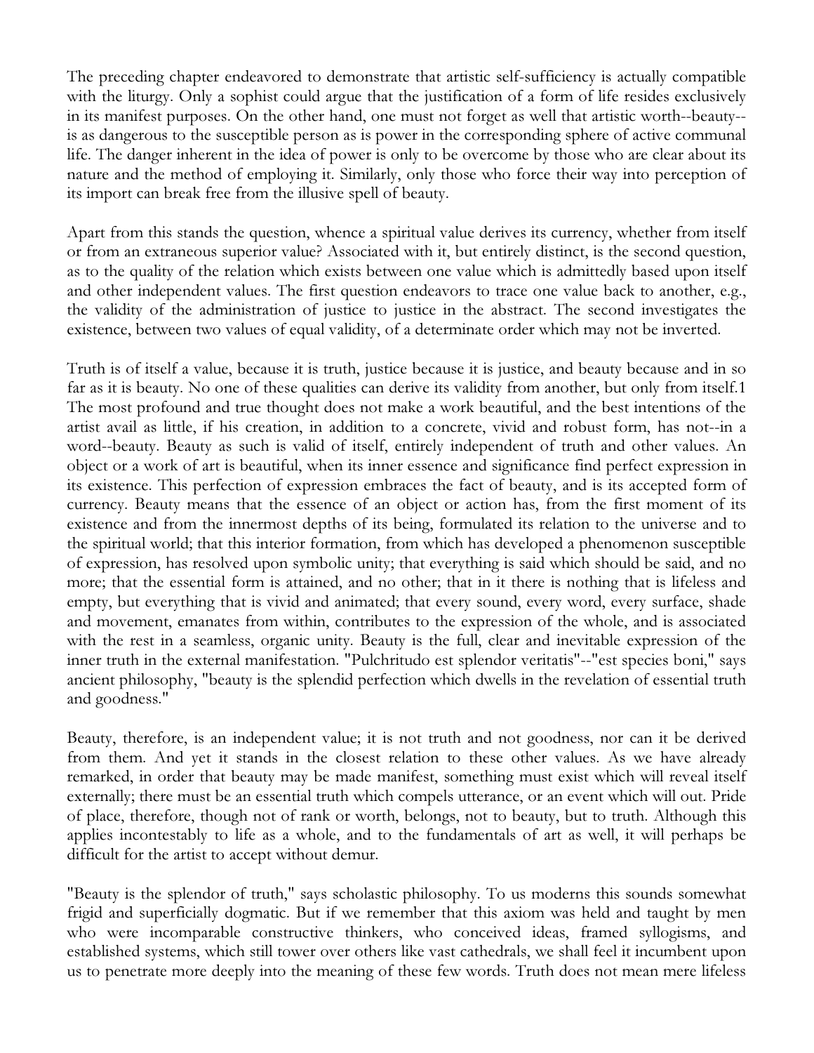The preceding chapter endeavored to demonstrate that artistic self-sufficiency is actually compatible with the liturgy. Only a sophist could argue that the justification of a form of life resides exclusively in its manifest purposes. On the other hand, one must not forget as well that artistic worth--beauty--is as dangerous to the susceptible person as is power in the corresponding sphere of active communal life. The danger inherent in the idea of power is only to be overcome by those who are clear about its nature and the method of employing it. Similarly, only those who force their way into perception of its import can break free from the illusive spell of beauty.

Apart from this stands the question, whence a spiritual value derives its currency, whether from itself or from an extraneous superior value? Associated with it, but entirely distinct, is the second question, as to the quality of the relation which exists between one value which is admittedly based upon itself and other independent values. The first question endeavors to trace one value back to another, e.g., the validity of the administration of justice to justice in the abstract. The second investigates the existence, between two values of equal validity, of a determinate order which may not be inverted.

Truth is of itself a value, because it is truth, justice because it is justice, and beauty because and in so far as it is beauty. No one of these qualities can derive its validity from another, but only from itself.[1] The most profound and true thought does not make a work beautiful, and the best intentions of the artist avail as little, if his creation, in addition to a concrete, vivid and robust form, has not--in a word--beauty. Beauty as such is valid of itself, entirely independent of truth and other values. An object or a work of art is beautiful, when its inner essence and significance find perfect expression in its existence. This perfection of expression embraces the fact of beauty, and is its accepted form of currency. Beauty means that the essence of an object or action has, from the first moment of its existence and from the innermost depths of its being, formulated its relation to the universe and to the spiritual world; that this interior formation, from which has developed a phenomenon susceptible of expression, has resolved upon symbolic unity; that everything is said which should be said, and no more; that the essential form is attained, and no other; that in it there is nothing that is lifeless and empty, but everything that is vivid and animated; that every sound, every word, every surface, shade and movement, emanates from within, contributes to the expression of the whole, and is associated with the rest in a seamless, organic unity. Beauty is the full, clear and inevitable expression of the inner truth in the external manifestation. "Pulchritudo est splendor veritatis"--"est species boni," says ancient philosophy, "beauty is the splendid perfection which dwells in the revelation of essential truth and goodness."

Beauty, therefore, is an independent value; it is not truth and not goodness, nor can it be derived from them. And yet it stands in the closest relation to these other values. As we have already remarked, in order that beauty may be made manifest, something must exist which will reveal itself externally; there must be an essential truth which compels utterance, or an event which will out. Pride of place, therefore, though not of rank or worth, belongs, not to beauty, but to truth. Although this applies incontestably to life as a whole, and to the fundamentals of art as well, it will perhaps be difficult for the artist to accept without demur.

"Beauty is the splendor of truth," says scholastic philosophy. To us moderns this sounds somewhat frigid and superficially dogmatic. But if we remember that this axiom was held and taught by men who were incomparable constructive thinkers, who conceived ideas, framed syllogisms, and established systems, which still tower over others like vast cathedrals, we shall feel it incumbent upon us to penetrate more deeply into the meaning of these few words. Truth does not mean mere lifeless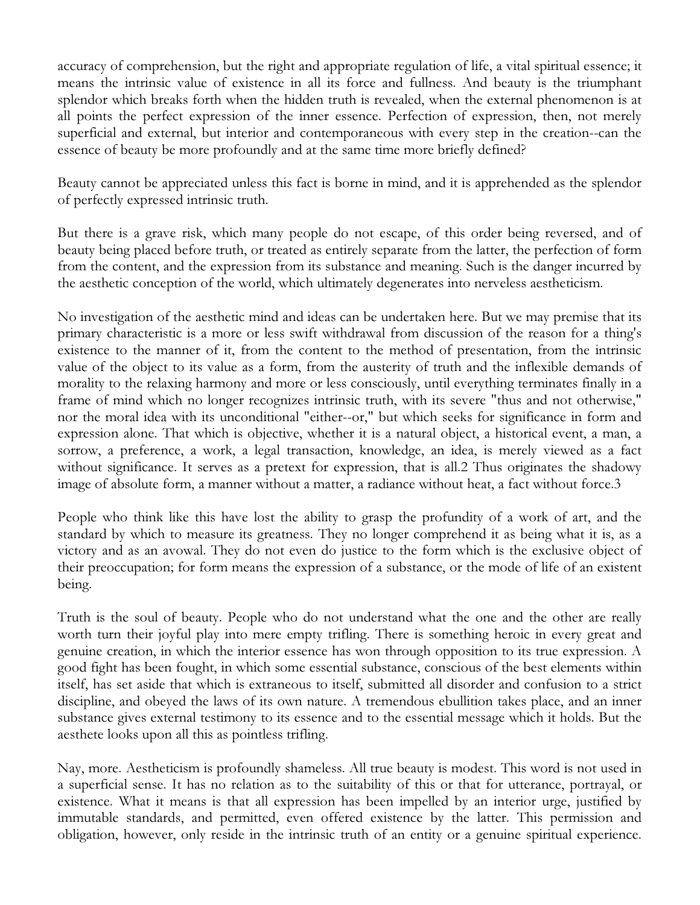accuracy of comprehension, but the right and appropriate regulation of life, a vital spiritual essence; it means the intrinsic value of existence in all its force and fullness. And beauty is the triumphant splendor which breaks forth when the hidden truth is revealed, when the external phenomenon is at all points the perfect expression of the inner essence. Perfection of expression, then, not merely superficial and external, but interior and contemporaneous with every step in the creation--can the essence of beauty be more profoundly and at the same time more briefly defined?

Beauty cannot be appreciated unless this fact is borne in mind, and it is apprehended as the splendor of perfectly expressed intrinsic truth.

But there is a grave risk, which many people do not escape, of this order being reversed, and of beauty being placed before truth, or treated as entirely separate from the latter, the perfection of form from the content, and the expression from its substance and meaning. Such is the danger incurred by the aesthetic conception of the world, which ultimately degenerates into nerveless aestheticism.

No investigation of the aesthetic mind and ideas can be undertaken here. But we may premise that its primary characteristic is a more or less swift withdrawal from discussion of the reason for a thing's existence to the manner of it, from the content to the method of presentation, from the intrinsic value of the object to its value as a form, from the austerity of truth and the inflexible demands of morality to the relaxing harmony and more or less consciously, until everything terminates finally in a frame of mind which no longer recognizes intrinsic truth, with its severe "thus and not otherwise," nor the moral idea with its unconditional "either--or," but which seeks for significance in form and expression alone. That which is objective, whether it is a natural object, a historical event, a man, a sorrow, a preference, a work, a legal transaction, knowledge, an idea, is merely viewed as a fact without significance. It serves as a pretext for expression, that is all.[2] Thus originates the shadowy image of absolute form, a manner without a matter, a radiance without heat, a fact without force.[3]

People who think like this have lost the ability to grasp the profundity of a work of art, and the standard by which to measure its greatness. They no longer comprehend it as being what it is, as a victory and as an avowal. They do not even do justice to the form which is the exclusive object of their preoccupation; for form means the expression of a substance, or the mode of life of an existent being.

Truth is the soul of beauty. People who do not understand what the one and the other are really worth turn their joyful play into mere empty trifling. There is something heroic in every great and genuine creation, in which the interior essence has won through opposition to its true expression. A good fight has been fought, in which some essential substance, conscious of the best elements within itself, has set aside that which is extraneous to itself, submitted all disorder and confusion to a strict discipline, and obeyed the laws of its own nature. A tremendous ebullition takes place, and an inner substance gives external testimony to its essence and to the essential message which it holds. But the aesthete looks upon all this as pointless trifling.

Nay, more. Aestheticism is profoundly shameless. All true beauty is modest. This word is not used in a superficial sense. It has no relation as to the suitability of this or that for utterance, portrayal, or existence. What it means is that all expression has been impelled by an interior urge, justified by immutable standards, and permitted, even offered existence by the latter. This permission and obligation, however, only reside in the intrinsic truth of an entity or a genuine spiritual experience.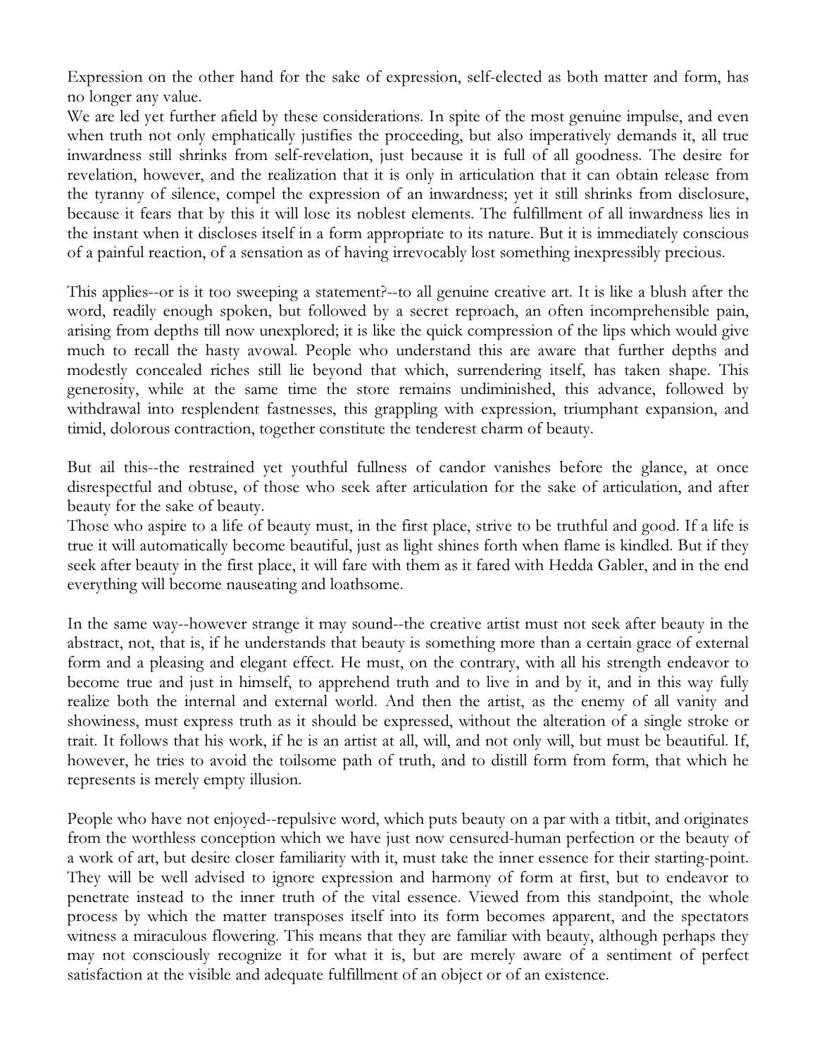Expression on the other hand for the sake of expression, self-elected as both matter and form, has no longer any value.

We are led yet further afield by these considerations. In spite of the most genuine impulse, and even when truth not only emphatically justifies the proceeding, but also imperatively demands it, all true inwardness still shrinks from self-revelation, just because it is full of all goodness. The desire for revelation, however, and the realization that it is only in articulation that it can obtain release from the tyranny of silence, compel the expression of an inwardness; yet it still shrinks from disclosure, because it fears that by this it will lose its noblest elements. The fulfillment of all inwardness lies in the instant when it discloses itself in a form appropriate to its nature. But it is immediately conscious of a painful reaction, of a sensation as of having irrevocably lost something inexpressibly precious.

This applies--or is it too sweeping a statement?--to all genuine creative art. It is like a blush after the word, readily enough spoken, but followed by a secret reproach, an often incomprehensible pain, arising from depths till now unexplored; it is like the quick compression of the lips which would give much to recall the hasty avowal. People who understand this are aware that further depths and modestly concealed riches still lie beyond that which, surrendering itself, has taken shape. This generosity, while at the same time the store remains undiminished, this advance, followed by withdrawal into resplendent fastnesses, this grappling with expression, triumphant expansion, and timid, dolorous contraction, together constitute the tenderest charm of beauty.

But ail this--the restrained yet youthful fullness of candor vanishes before the glance, at once disrespectful and obtuse, of those who seek after articulation for the sake of articulation, and after beauty for the sake of beauty.

Those who aspire to a life of beauty must, in the first place, strive to be truthful and good. If a life is true it will automatically become beautiful, just as light shines forth when flame is kindled. But if they seek after beauty in the first place, it will fare with them as it fared with Hedda Gabler, and in the end everything will become nauseating and loathsome.

In the same way--however strange it may sound--the creative artist must not seek after beauty in the abstract, not, that is, if he understands that beauty is something more than a certain grace of external form and a pleasing and elegant effect. He must, on the contrary, with all his strength endeavor to become true and just in himself, to apprehend truth and to live in and by it, and in this way fully realize both the internal and external world. And then the artist, as the enemy of all vanity and showiness, must express truth as it should be expressed, without the alteration of a single stroke or trait. It follows that his work, if he is an artist at all, will, and not only will, but must be beautiful. If, however, he tries to avoid the toilsome path of truth, and to distill form from form, that which he represents is merely empty illusion.

People who have not enjoyed--repulsive word, which puts beauty on a par with a titbit, and originates from the worthless conception which we have just now censured-human perfection or the beauty of a work of art, but desire closer familiarity with it, must take the inner essence for their starting-point. They will be well advised to ignore expression and harmony of form at first, but to endeavor to penetrate instead to the inner truth of the vital essence. Viewed from this standpoint, the whole process by which the matter transposes itself into its form becomes apparent, and the spectators witness a miraculous flowering. This means that they are familiar with beauty, although perhaps they may not consciously recognize it for what it is, but are merely aware of a sentiment of perfect satisfaction at the visible and adequate fulfillment of an object or of an existence.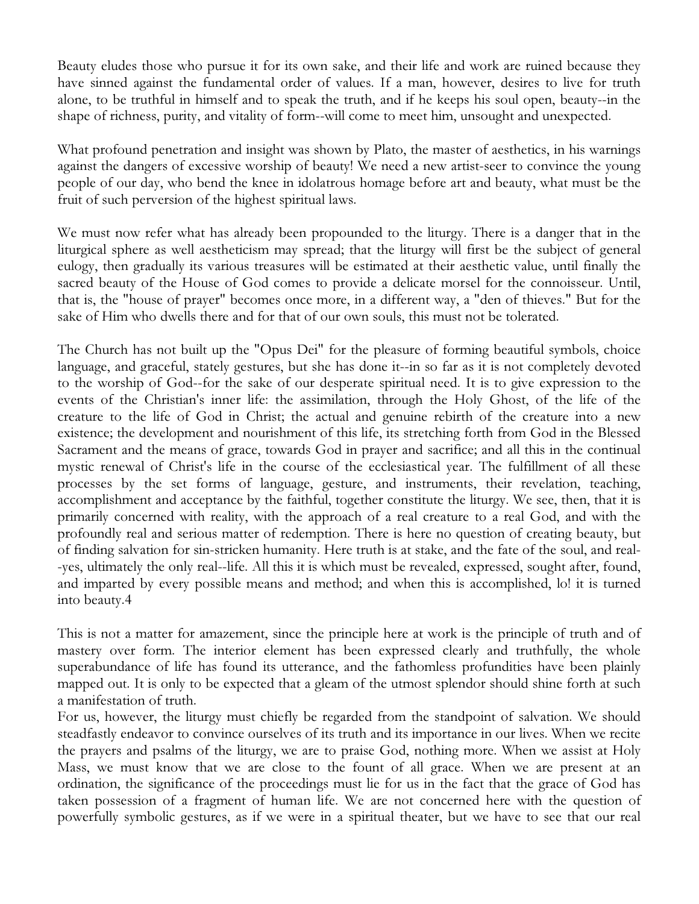Beauty eludes those who pursue it for its own sake, and their life and work are ruined because they have sinned against the fundamental order of values. If a man, however, desires to live for truth alone, to be truthful in himself and to speak the truth, and if he keeps his soul open, beauty--in the shape of richness, purity, and vitality of form--will come to meet him, unsought and unexpected.

What profound penetration and insight was shown by Plato, the master of aesthetics, in his warnings against the dangers of excessive worship of beauty! We need a new artist-seer to convince the young people of our day, who bend the knee in idolatrous homage before art and beauty, what must be the fruit of such perversion of the highest spiritual laws.

We must now refer what has already been propounded to the liturgy. There is a danger that in the liturgical sphere as well aestheticism may spread; that the liturgy will first be the subject of general eulogy, then gradually its various treasures will be estimated at their aesthetic value, until finally the sacred beauty of the House of God comes to provide a delicate morsel for the connoisseur. Until, that is, the "house of prayer" becomes once more, in a different way, a "den of thieves." But for the sake of Him who dwells there and for that of our own souls, this must not be tolerated.

The Church has not built up the "Opus Dei" for the pleasure of forming beautiful symbols, choice language, and graceful, stately gestures, but she has done it--in so far as it is not completely devoted to the worship of God--for the sake of our desperate spiritual need. It is to give expression to the events of the Christian's inner life: the assimilation, through the Holy Ghost, of the life of the creature to the life of God in Christ; the actual and genuine rebirth of the creature into a new existence; the development and nourishment of this life, its stretching forth from God in the Blessed Sacrament and the means of grace, towards God in prayer and sacrifice; and all this in the continual mystic renewal of Christ's life in the course of the ecclesiastical year. The fulfillment of all these processes by the set forms of language, gesture, and instruments, their revelation, teaching, accomplishment and acceptance by the faithful, together constitute the liturgy. We see, then, that it is primarily concerned with reality, with the approach of a real creature to a real God, and with the profoundly real and serious matter of redemption. There is here no question of creating beauty, but of finding salvation for sin-stricken humanity. Here truth is at stake, and the fate of the soul, and real--yes, ultimately the only real--life. All this it is which must be revealed, expressed, sought after, found, and imparted by every possible means and method; and when this is accomplished, lo! it is turned into beauty.4

This is not a matter for amazement, since the principle here at work is the principle of truth and of mastery over form. The interior element has been expressed clearly and truthfully, the whole superabundance of life has found its utterance, and the fathomless profundities have been plainly mapped out. It is only to be expected that a gleam of the utmost splendor should shine forth at such a manifestation of truth.

For us, however, the liturgy must chiefly be regarded from the standpoint of salvation. We should steadfastly endeavor to convince ourselves of its truth and its importance in our lives. When we recite the prayers and psalms of the liturgy, we are to praise God, nothing more. When we assist at Holy Mass, we must know that we are close to the fount of all grace. When we are present at an ordination, the significance of the proceedings must lie for us in the fact that the grace of God has taken possession of a fragment of human life. We are not concerned here with the question of powerfully symbolic gestures, as if we were in a spiritual theater, but we have to see that our real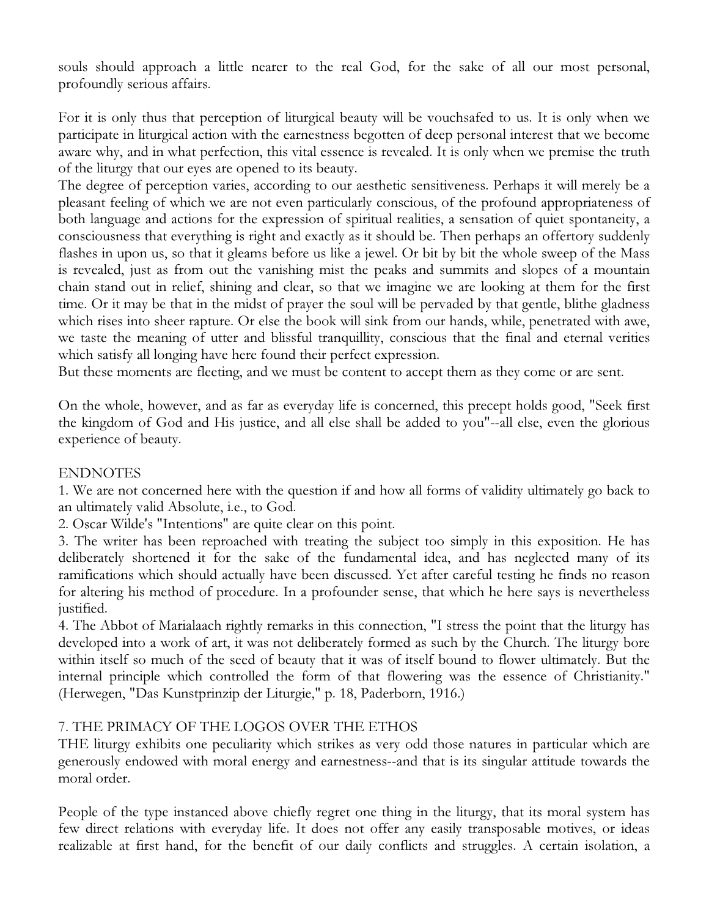souls should approach a little nearer to the real God, for the sake of all our most personal, profoundly serious affairs.

For it is only thus that perception of liturgical beauty will be vouchsafed to us. It is only when we participate in liturgical action with the earnestness begotten of deep personal interest that we become aware why, and in what perfection, this vital essence is revealed. It is only when we premise the truth of the liturgy that our eyes are opened to its beauty.

The degree of perception varies, according to our aesthetic sensitiveness. Perhaps it will merely be a pleasant feeling of which we are not even particularly conscious, of the profound appropriateness of both language and actions for the expression of spiritual realities, a sensation of quiet spontaneity, a consciousness that everything is right and exactly as it should be. Then perhaps an offertory suddenly flashes in upon us, so that it gleams before us like a jewel. Or bit by bit the whole sweep of the Mass is revealed, just as from out the vanishing mist the peaks and summits and slopes of a mountain chain stand out in relief, shining and clear, so that we imagine we are looking at them for the first time. Or it may be that in the midst of prayer the soul will be pervaded by that gentle, blithe gladness which rises into sheer rapture. Or else the book will sink from our hands, while, penetrated with awe, we taste the meaning of utter and blissful tranquillity, conscious that the final and eternal verities which satisfy all longing have here found their perfect expression.

But these moments are fleeting, and we must be content to accept them as they come or are sent.

On the whole, however, and as far as everyday life is concerned, this precept holds good, "Seek first the kingdom of God and His justice, and all else shall be added to you"--all else, even the glorious experience of beauty.

ENDNOTES

1. We are not concerned here with the question if and how all forms of validity ultimately go back to an ultimately valid Absolute, i.e., to God.
2. Oscar Wilde's "Intentions" are quite clear on this point.
3. The writer has been reproached with treating the subject too simply in this exposition. He has deliberately shortened it for the sake of the fundamental idea, and has neglected many of its ramifications which should actually have been discussed. Yet after careful testing he finds no reason for altering his method of procedure. In a profounder sense, that which he here says is nevertheless justified.
4. The Abbot of Marialaach rightly remarks in this connection, "I stress the point that the liturgy has developed into a work of art, it was not deliberately formed as such by the Church. The liturgy bore within itself so much of the seed of beauty that it was of itself bound to flower ultimately. But the internal principle which controlled the form of that flowering was the essence of Christianity." (Herwegen, "Das Kunstprinzip der Liturgie," p. 18, Paderborn, 1916.)

## 7. THE PRIMACY OF THE LOGOS OVER THE ETHOS

THE liturgy exhibits one peculiarity which strikes as very odd those natures in particular which are generously endowed with moral energy and earnestness--and that is its singular attitude towards the moral order.

People of the type instanced above chiefly regret one thing in the liturgy, that its moral system has few direct relations with everyday life. It does not offer any easily transposable motives, or ideas realizable at first hand, for the benefit of our daily conflicts and struggles. A certain isolation, a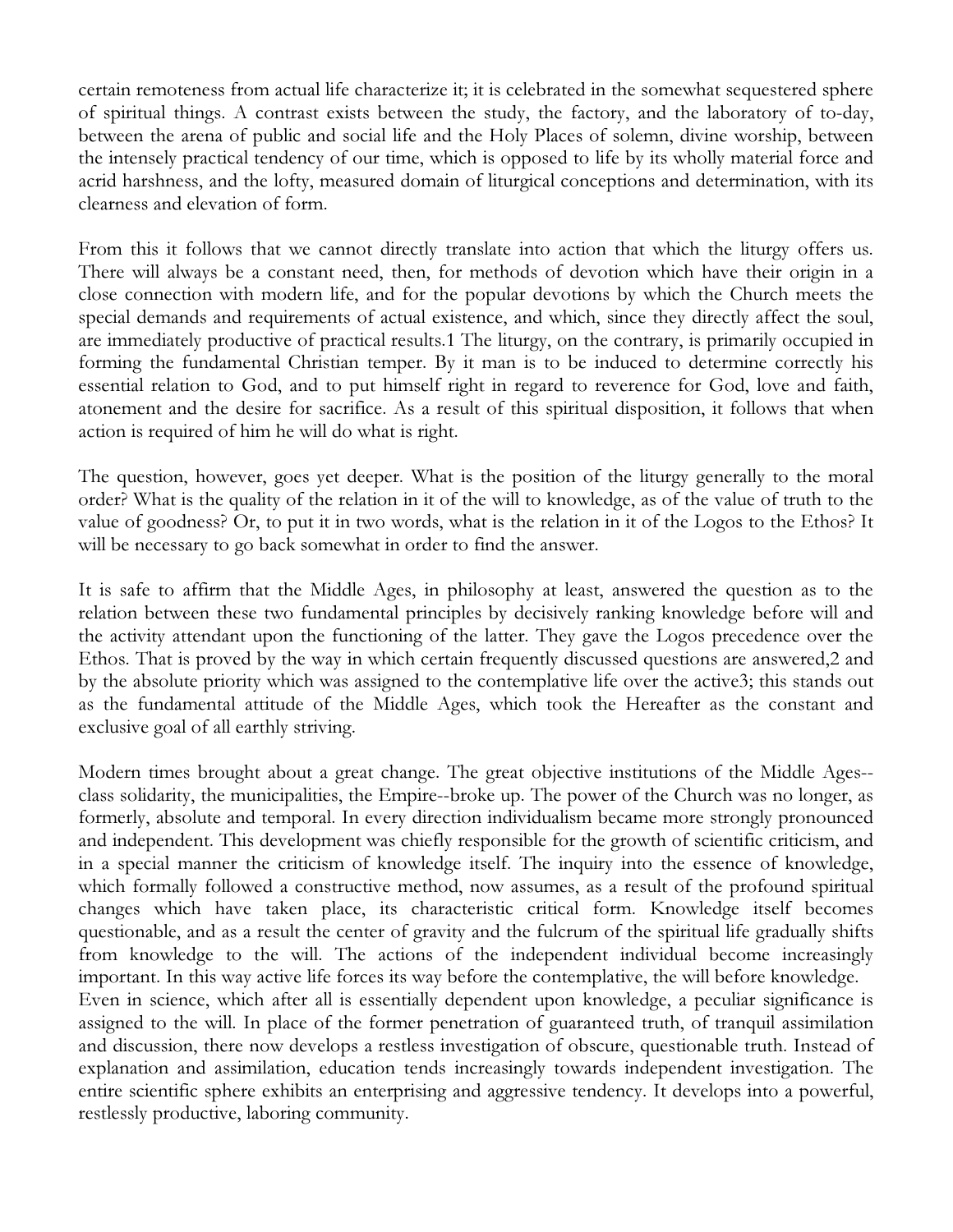certain remoteness from actual life characterize it; it is celebrated in the somewhat sequestered sphere of spiritual things. A contrast exists between the study, the factory, and the laboratory of to-day, between the arena of public and social life and the Holy Places of solemn, divine worship, between the intensely practical tendency of our time, which is opposed to life by its wholly material force and acrid harshness, and the lofty, measured domain of liturgical conceptions and determination, with its clearness and elevation of form.

From this it follows that we cannot directly translate into action that which the liturgy offers us. There will always be a constant need, then, for methods of devotion which have their origin in a close connection with modern life, and for the popular devotions by which the Church meets the special demands and requirements of actual existence, and which, since they directly affect the soul, are immediately productive of practical results.[1] The liturgy, on the contrary, is primarily occupied in forming the fundamental Christian temper. By it man is to be induced to determine correctly his essential relation to God, and to put himself right in regard to reverence for God, love and faith, atonement and the desire for sacrifice. As a result of this spiritual disposition, it follows that when action is required of him he will do what is right.

The question, however, goes yet deeper. What is the position of the liturgy generally to the moral order? What is the quality of the relation in it of the will to knowledge, as of the value of truth to the value of goodness? Or, to put it in two words, what is the relation in it of the Logos to the Ethos? It will be necessary to go back somewhat in order to find the answer.

It is safe to affirm that the Middle Ages, in philosophy at least, answered the question as to the relation between these two fundamental principles by decisively ranking knowledge before will and the activity attendant upon the functioning of the latter. They gave the Logos precedence over the Ethos. That is proved by the way in which certain frequently discussed questions are answered,[2] and by the absolute priority which was assigned to the contemplative life over the active[3]; this stands out as the fundamental attitude of the Middle Ages, which took the Hereafter as the constant and exclusive goal of all earthly striving.

Modern times brought about a great change. The great objective institutions of the Middle Ages--class solidarity, the municipalities, the Empire--broke up. The power of the Church was no longer, as formerly, absolute and temporal. In every direction individualism became more strongly pronounced and independent. This development was chiefly responsible for the growth of scientific criticism, and in a special manner the criticism of knowledge itself. The inquiry into the essence of knowledge, which formally followed a constructive method, now assumes, as a result of the profound spiritual changes which have taken place, its characteristic critical form. Knowledge itself becomes questionable, and as a result the center of gravity and the fulcrum of the spiritual life gradually shifts from knowledge to the will. The actions of the independent individual become increasingly important. In this way active life forces its way before the contemplative, the will before knowledge.

Even in science, which after all is essentially dependent upon knowledge, a peculiar significance is assigned to the will. In place of the former penetration of guaranteed truth, of tranquil assimilation and discussion, there now develops a restless investigation of obscure, questionable truth. Instead of explanation and assimilation, education tends increasingly towards independent investigation. The entire scientific sphere exhibits an enterprising and aggressive tendency. It develops into a powerful, restlessly productive, laboring community.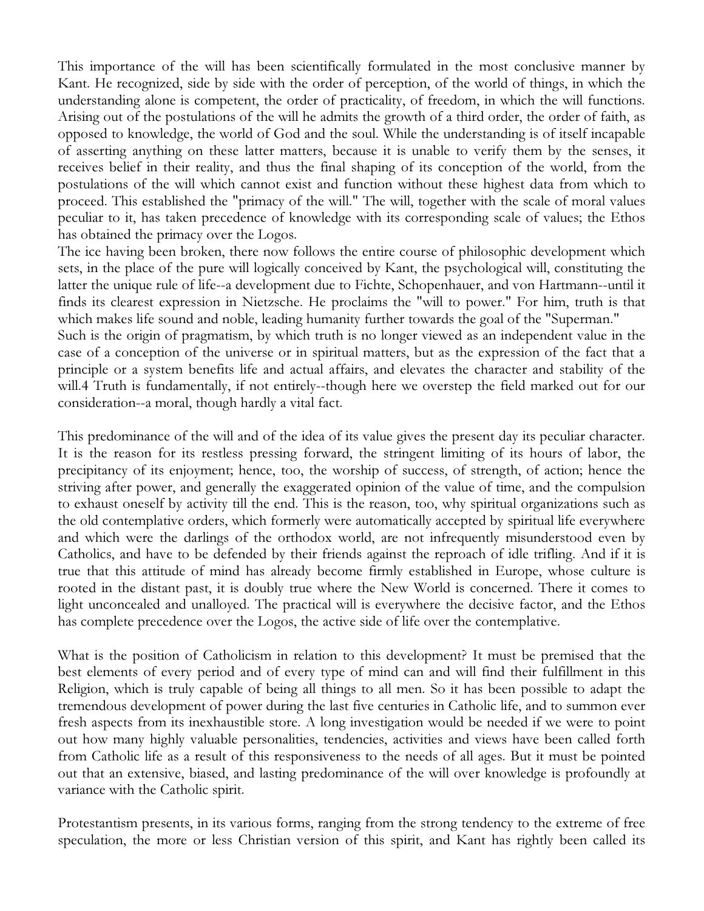This importance of the will has been scientifically formulated in the most conclusive manner by Kant. He recognized, side by side with the order of perception, of the world of things, in which the understanding alone is competent, the order of practicality, of freedom, in which the will functions. Arising out of the postulations of the will he admits the growth of a third order, the order of faith, as opposed to knowledge, the world of God and the soul. While the understanding is of itself incapable of asserting anything on these latter matters, because it is unable to verify them by the senses, it receives belief in their reality, and thus the final shaping of its conception of the world, from the postulations of the will which cannot exist and function without these highest data from which to proceed. This established the "primacy of the will." The will, together with the scale of moral values peculiar to it, has taken precedence of knowledge with its corresponding scale of values; the Ethos has obtained the primacy over the Logos.

The ice having been broken, there now follows the entire course of philosophic development which sets, in the place of the pure will logically conceived by Kant, the psychological will, constituting the latter the unique rule of life--a development due to Fichte, Schopenhauer, and von Hartmann--until it finds its clearest expression in Nietzsche. He proclaims the "will to power." For him, truth is that which makes life sound and noble, leading humanity further towards the goal of the "Superman."

Such is the origin of pragmatism, by which truth is no longer viewed as an independent value in the case of a conception of the universe or in spiritual matters, but as the expression of the fact that a principle or a system benefits life and actual affairs, and elevates the character and stability of the will.[4] Truth is fundamentally, if not entirely--though here we overstep the field marked out for our consideration--a moral, though hardly a vital fact.

This predominance of the will and of the idea of its value gives the present day its peculiar character. It is the reason for its restless pressing forward, the stringent limiting of its hours of labor, the precipitancy of its enjoyment; hence, too, the worship of success, of strength, of action; hence the striving after power, and generally the exaggerated opinion of the value of time, and the compulsion to exhaust oneself by activity till the end. This is the reason, too, why spiritual organizations such as the old contemplative orders, which formerly were automatically accepted by spiritual life everywhere and which were the darlings of the orthodox world, are not infrequently misunderstood even by Catholics, and have to be defended by their friends against the reproach of idle trifling. And if it is true that this attitude of mind has already become firmly established in Europe, whose culture is rooted in the distant past, it is doubly true where the New World is concerned. There it comes to light unconcealed and unalloyed. The practical will is everywhere the decisive factor, and the Ethos has complete precedence over the Logos, the active side of life over the contemplative.

What is the position of Catholicism in relation to this development? It must be premised that the best elements of every period and of every type of mind can and will find their fulfillment in this Religion, which is truly capable of being all things to all men. So it has been possible to adapt the tremendous development of power during the last five centuries in Catholic life, and to summon ever fresh aspects from its inexhaustible store. A long investigation would be needed if we were to point out how many highly valuable personalities, tendencies, activities and views have been called forth from Catholic life as a result of this responsiveness to the needs of all ages. But it must be pointed out that an extensive, biased, and lasting predominance of the will over knowledge is profoundly at variance with the Catholic spirit.

Protestantism presents, in its various forms, ranging from the strong tendency to the extreme of free speculation, the more or less Christian version of this spirit, and Kant has rightly been called its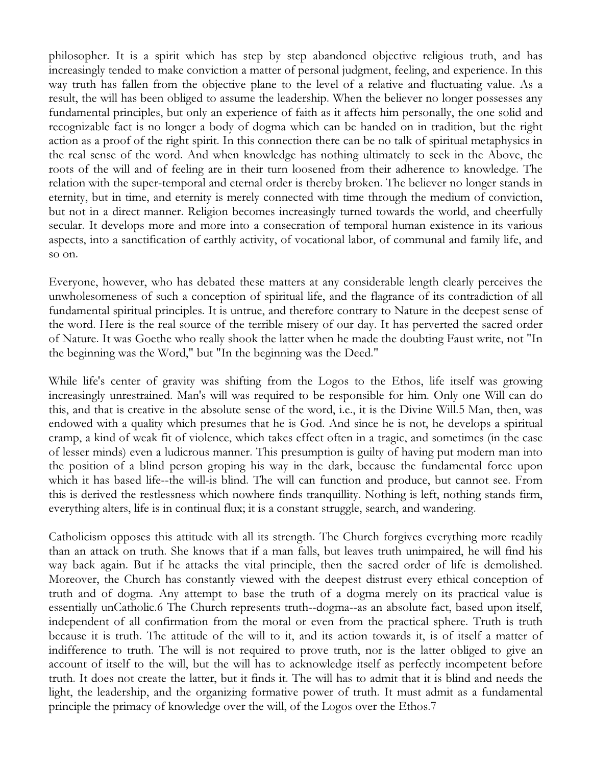philosopher. It is a spirit which has step by step abandoned objective religious truth, and has increasingly tended to make conviction a matter of personal judgment, feeling, and experience. In this way truth has fallen from the objective plane to the level of a relative and fluctuating value. As a result, the will has been obliged to assume the leadership. When the believer no longer possesses any fundamental principles, but only an experience of faith as it affects him personally, the one solid and recognizable fact is no longer a body of dogma which can be handed on in tradition, but the right action as a proof of the right spirit. In this connection there can be no talk of spiritual metaphysics in the real sense of the word. And when knowledge has nothing ultimately to seek in the Above, the roots of the will and of feeling are in their turn loosened from their adherence to knowledge. The relation with the super-temporal and eternal order is thereby broken. The believer no longer stands in eternity, but in time, and eternity is merely connected with time through the medium of conviction, but not in a direct manner. Religion becomes increasingly turned towards the world, and cheerfully secular. It develops more and more into a consecration of temporal human existence in its various aspects, into a sanctification of earthly activity, of vocational labor, of communal and family life, and so on.

Everyone, however, who has debated these matters at any considerable length clearly perceives the unwholesomeness of such a conception of spiritual life, and the flagrance of its contradiction of all fundamental spiritual principles. It is untrue, and therefore contrary to Nature in the deepest sense of the word. Here is the real source of the terrible misery of our day. It has perverted the sacred order of Nature. It was Goethe who really shook the latter when he made the doubting Faust write, not "In the beginning was the Word," but "In the beginning was the Deed."

While life's center of gravity was shifting from the Logos to the Ethos, life itself was growing increasingly unrestrained. Man's will was required to be responsible for him. Only one Will can do this, and that is creative in the absolute sense of the word, i.e., it is the Divine Will.5 Man, then, was endowed with a quality which presumes that he is God. And since he is not, he develops a spiritual cramp, a kind of weak fit of violence, which takes effect often in a tragic, and sometimes (in the case of lesser minds) even a ludicrous manner. This presumption is guilty of having put modern man into the position of a blind person groping his way in the dark, because the fundamental force upon which it has based life--the will-is blind. The will can function and produce, but cannot see. From this is derived the restlessness which nowhere finds tranquillity. Nothing is left, nothing stands firm, everything alters, life is in continual flux; it is a constant struggle, search, and wandering.

Catholicism opposes this attitude with all its strength. The Church forgives everything more readily than an attack on truth. She knows that if a man falls, but leaves truth unimpaired, he will find his way back again. But if he attacks the vital principle, then the sacred order of life is demolished. Moreover, the Church has constantly viewed with the deepest distrust every ethical conception of truth and of dogma. Any attempt to base the truth of a dogma merely on its practical value is essentially unCatholic.6 The Church represents truth--dogma--as an absolute fact, based upon itself, independent of all confirmation from the moral or even from the practical sphere. Truth is truth because it is truth. The attitude of the will to it, and its action towards it, is of itself a matter of indifference to truth. The will is not required to prove truth, nor is the latter obliged to give an account of itself to the will, but the will has to acknowledge itself as perfectly incompetent before truth. It does not create the latter, but it finds it. The will has to admit that it is blind and needs the light, the leadership, and the organizing formative power of truth. It must admit as a fundamental principle the primacy of knowledge over the will, of the Logos over the Ethos.7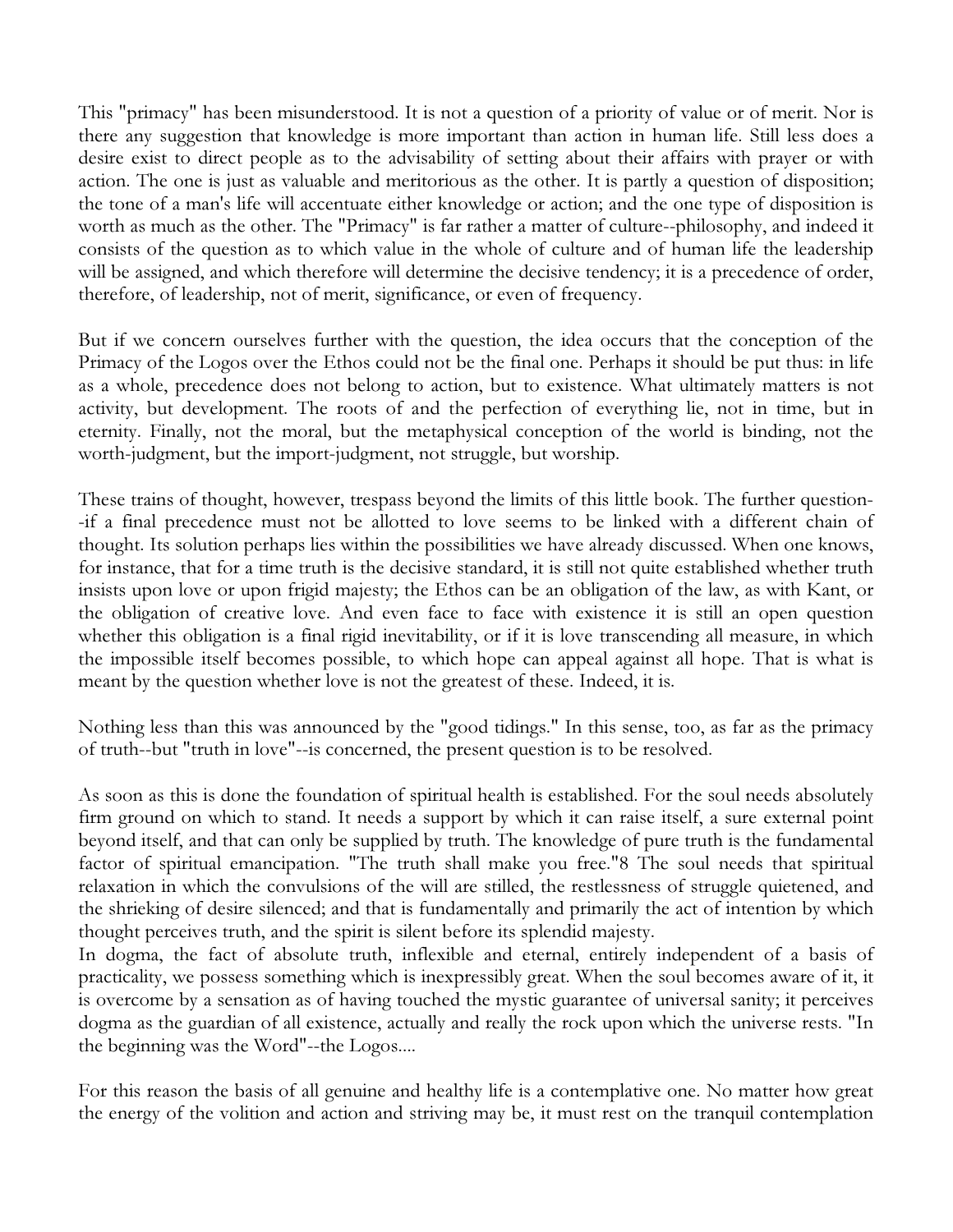This "primacy" has been misunderstood. It is not a question of a priority of value or of merit. Nor is there any suggestion that knowledge is more important than action in human life. Still less does a desire exist to direct people as to the advisability of setting about their affairs with prayer or with action. The one is just as valuable and meritorious as the other. It is partly a question of disposition; the tone of a man's life will accentuate either knowledge or action; and the one type of disposition is worth as much as the other. The "Primacy" is far rather a matter of culture--philosophy, and indeed it consists of the question as to which value in the whole of culture and of human life the leadership will be assigned, and which therefore will determine the decisive tendency; it is a precedence of order, therefore, of leadership, not of merit, significance, or even of frequency.

But if we concern ourselves further with the question, the idea occurs that the conception of the Primacy of the Logos over the Ethos could not be the final one. Perhaps it should be put thus: in life as a whole, precedence does not belong to action, but to existence. What ultimately matters is not activity, but development. The roots of and the perfection of everything lie, not in time, but in eternity. Finally, not the moral, but the metaphysical conception of the world is binding, not the worth-judgment, but the import-judgment, not struggle, but worship.

These trains of thought, however, trespass beyond the limits of this little book. The further question--if a final precedence must not be allotted to love seems to be linked with a different chain of thought. Its solution perhaps lies within the possibilities we have already discussed. When one knows, for instance, that for a time truth is the decisive standard, it is still not quite established whether truth insists upon love or upon frigid majesty; the Ethos can be an obligation of the law, as with Kant, or the obligation of creative love. And even face to face with existence it is still an open question whether this obligation is a final rigid inevitability, or if it is love transcending all measure, in which the impossible itself becomes possible, to which hope can appeal against all hope. That is what is meant by the question whether love is not the greatest of these. Indeed, it is.

Nothing less than this was announced by the "good tidings." In this sense, too, as far as the primacy of truth--but "truth in love"--is concerned, the present question is to be resolved.

As soon as this is done the foundation of spiritual health is established. For the soul needs absolutely firm ground on which to stand. It needs a support by which it can raise itself, a sure external point beyond itself, and that can only be supplied by truth. The knowledge of pure truth is the fundamental factor of spiritual emancipation. "The truth shall make you free."[8] The soul needs that spiritual relaxation in which the convulsions of the will are stilled, the restlessness of struggle quietened, and the shrieking of desire silenced; and that is fundamentally and primarily the act of intention by which thought perceives truth, and the spirit is silent before its splendid majesty.

In dogma, the fact of absolute truth, inflexible and eternal, entirely independent of a basis of practicality, we possess something which is inexpressibly great. When the soul becomes aware of it, it is overcome by a sensation as of having touched the mystic guarantee of universal sanity; it perceives dogma as the guardian of all existence, actually and really the rock upon which the universe rests. "In the beginning was the Word"--the Logos....

For this reason the basis of all genuine and healthy life is a contemplative one. No matter how great the energy of the volition and action and striving may be, it must rest on the tranquil contemplation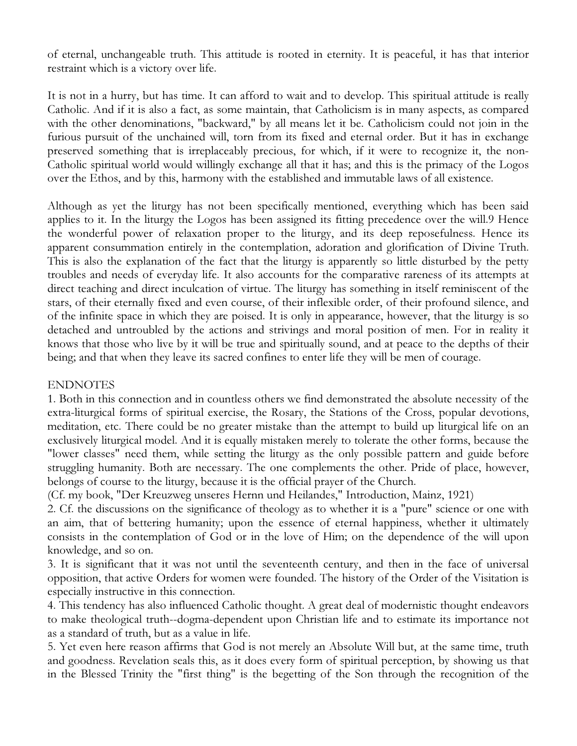of eternal, unchangeable truth. This attitude is rooted in eternity. It is peaceful, it has that interior restraint which is a victory over life.

It is not in a hurry, but has time. It can afford to wait and to develop. This spiritual attitude is really Catholic. And if it is also a fact, as some maintain, that Catholicism is in many aspects, as compared with the other denominations, "backward," by all means let it be. Catholicism could not join in the furious pursuit of the unchained will, torn from its fixed and eternal order. But it has in exchange preserved something that is irreplaceably precious, for which, if it were to recognize it, the non-Catholic spiritual world would willingly exchange all that it has; and this is the primacy of the Logos over the Ethos, and by this, harmony with the established and immutable laws of all existence.

Although as yet the liturgy has not been specifically mentioned, everything which has been said applies to it. In the liturgy the Logos has been assigned its fitting precedence over the will.9 Hence the wonderful power of relaxation proper to the liturgy, and its deep reposefulness. Hence its apparent consummation entirely in the contemplation, adoration and glorification of Divine Truth. This is also the explanation of the fact that the liturgy is apparently so little disturbed by the petty troubles and needs of everyday life. It also accounts for the comparative rareness of its attempts at direct teaching and direct inculcation of virtue. The liturgy has something in itself reminiscent of the stars, of their eternally fixed and even course, of their inflexible order, of their profound silence, and of the infinite space in which they are poised. It is only in appearance, however, that the liturgy is so detached and untroubled by the actions and strivings and moral position of men. For in reality it knows that those who live by it will be true and spiritually sound, and at peace to the depths of their being; and that when they leave its sacred confines to enter life they will be men of courage.

ENDNOTES

1. Both in this connection and in countless others we find demonstrated the absolute necessity of the extra-liturgical forms of spiritual exercise, the Rosary, the Stations of the Cross, popular devotions, meditation, etc. There could be no greater mistake than the attempt to build up liturgical life on an exclusively liturgical model. And it is equally mistaken merely to tolerate the other forms, because the "lower classes" need them, while setting the liturgy as the only possible pattern and guide before struggling humanity. Both are necessary. The one complements the other. Pride of place, however, belongs of course to the liturgy, because it is the official prayer of the Church.
(Cf. my book, "Der Kreuzweg unseres Hernn und Heilandes," Introduction, Mainz, 1921)

2. Cf. the discussions on the significance of theology as to whether it is a "pure" science or one with an aim, that of bettering humanity; upon the essence of eternal happiness, whether it ultimately consists in the contemplation of God or in the love of Him; on the dependence of the will upon knowledge, and so on.

3. It is significant that it was not until the seventeenth century, and then in the face of universal opposition, that active Orders for women were founded. The history of the Order of the Visitation is especially instructive in this connection.

4. This tendency has also influenced Catholic thought. A great deal of modernistic thought endeavors to make theological truth--dogma-dependent upon Christian life and to estimate its importance not as a standard of truth, but as a value in life.

5. Yet even here reason affirms that God is not merely an Absolute Will but, at the same time, truth and goodness. Revelation seals this, as it does every form of spiritual perception, by showing us that in the Blessed Trinity the "first thing" is the begetting of the Son through the recognition of the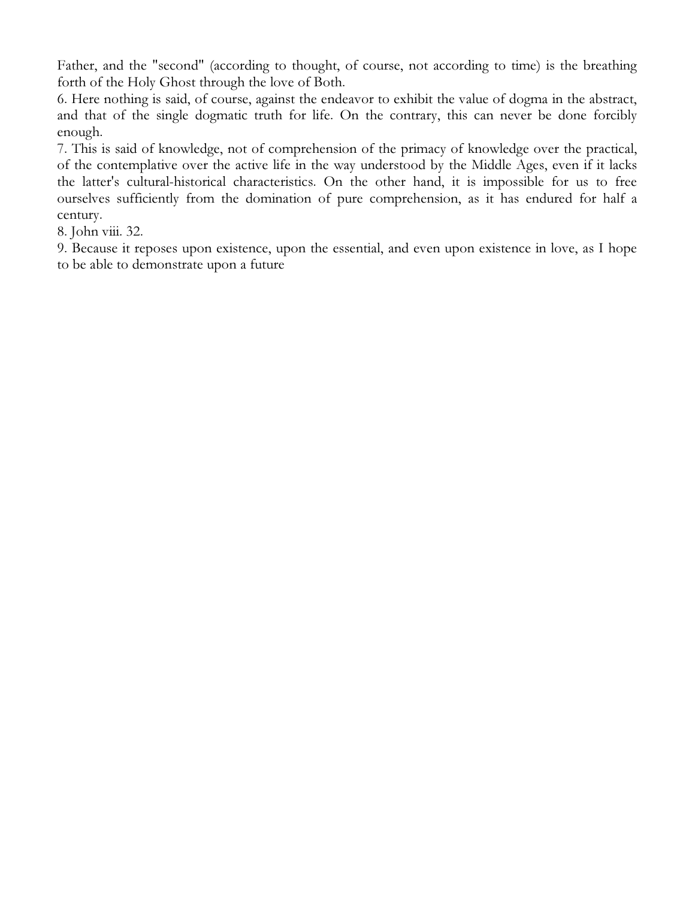Father, and the "second" (according to thought, of course, not according to time) is the breathing forth of the Holy Ghost through the love of Both.

6. Here nothing is said, of course, against the endeavor to exhibit the value of dogma in the abstract, and that of the single dogmatic truth for life. On the contrary, this can never be done forcibly enough.

7. This is said of knowledge, not of comprehension of the primacy of knowledge over the practical, of the contemplative over the active life in the way understood by the Middle Ages, even if it lacks the latter's cultural-historical characteristics. On the other hand, it is impossible for us to free ourselves sufficiently from the domination of pure comprehension, as it has endured for half a century.

8. John viii. 32.

9. Because it reposes upon existence, upon the essential, and even upon existence in love, as I hope to be able to demonstrate upon a future